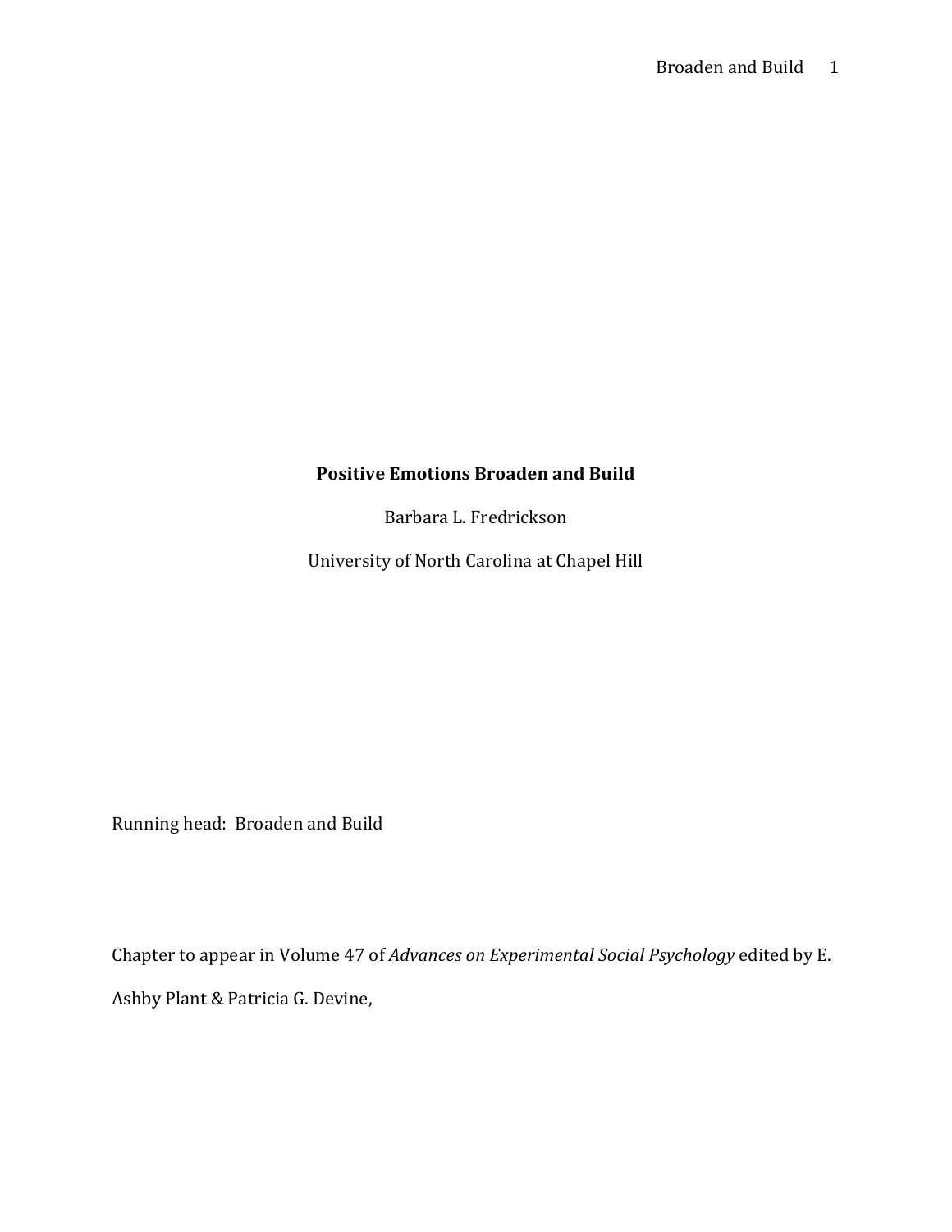**Positive Emotions Broaden and Build**

Barbara L. Fredrickson

University of North Carolina at Chapel Hill

Running head: Broaden and Build

Chapter to appear in Volume 47 of *Advances on Experimental Social Psychology* edited by E. Ashby Plant & Patricia G. Devine,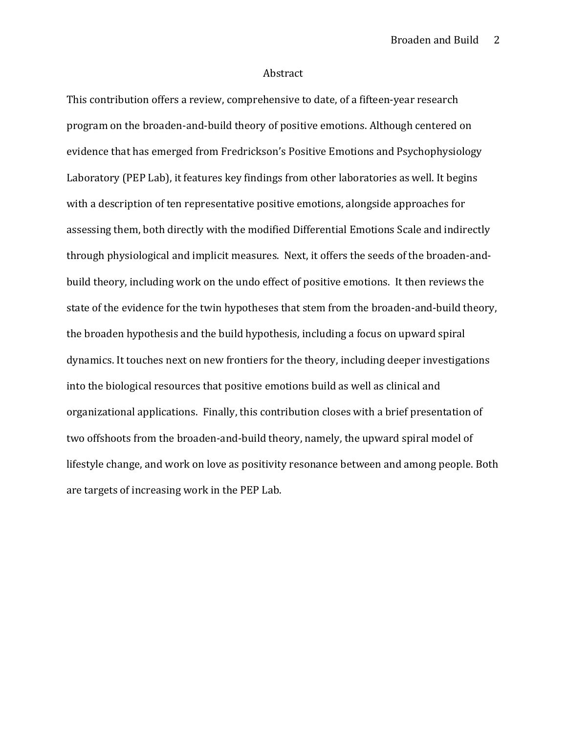# Abstract

This contribution offers a review, comprehensive to date, of a fifteen-year research program on the broaden-and-build theory of positive emotions. Although centered on evidence that has emerged from Fredrickson's Positive Emotions and Psychophysiology Laboratory (PEP Lab), it features key findings from other laboratories as well. It begins with a description of ten representative positive emotions, alongside approaches for assessing them, both directly with the modified Differential Emotions Scale and indirectly through physiological and implicit measures. Next, it offers the seeds of the broaden-and-build theory, including work on the undo effect of positive emotions. It then reviews the state of the evidence for the twin hypotheses that stem from the broaden-and-build theory, the broaden hypothesis and the build hypothesis, including a focus on upward spiral dynamics. It touches next on new frontiers for the theory, including deeper investigations into the biological resources that positive emotions build as well as clinical and organizational applications. Finally, this contribution closes with a brief presentation of two offshoots from the broaden-and-build theory, namely, the upward spiral model of lifestyle change, and work on love as positivity resonance between and among people. Both are targets of increasing work in the PEP Lab.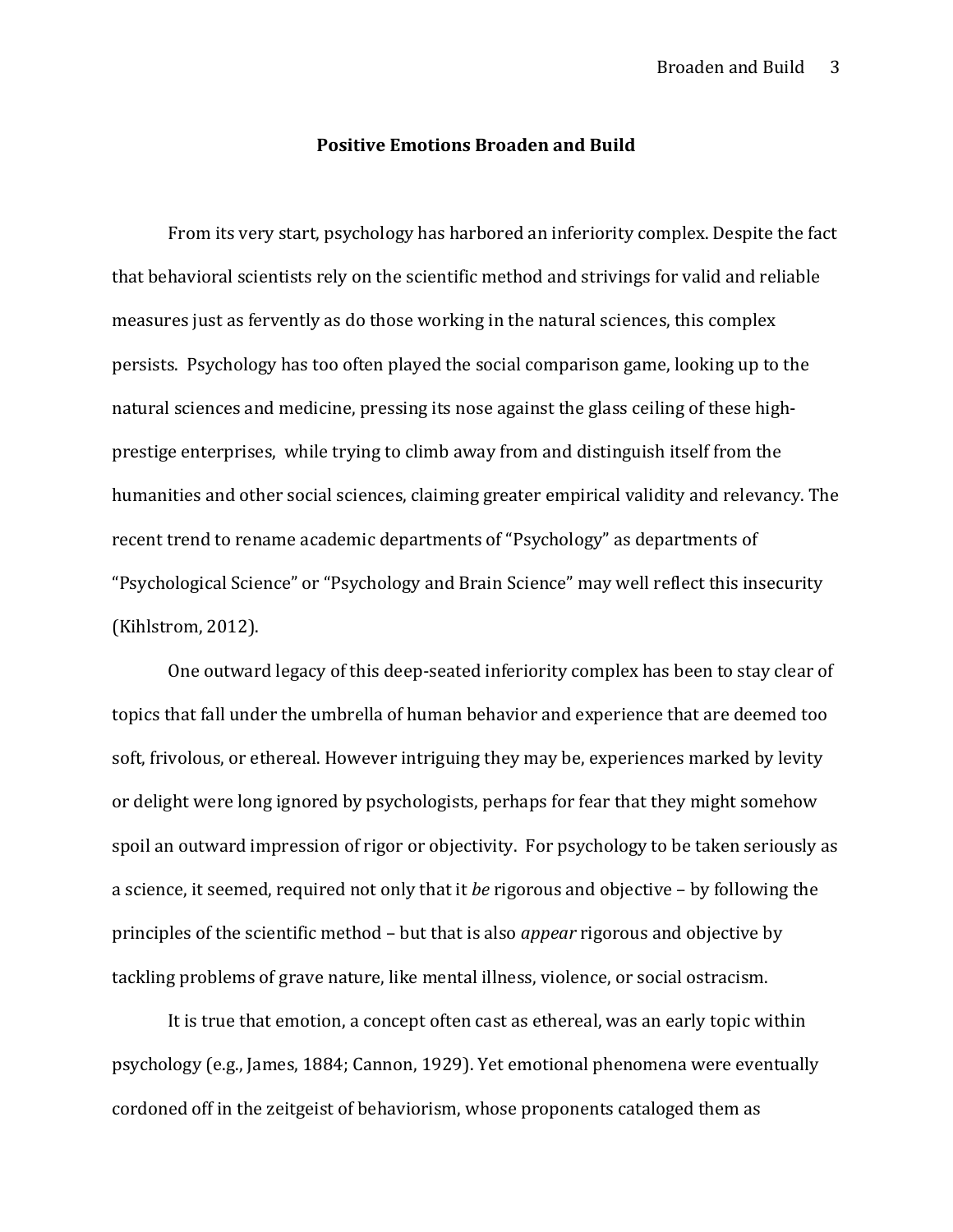# Positive Emotions Broaden and Build

From its very start, psychology has harbored an inferiority complex. Despite the fact that behavioral scientists rely on the scientific method and strivings for valid and reliable measures just as fervently as do those working in the natural sciences, this complex persists. Psychology has too often played the social comparison game, looking up to the natural sciences and medicine, pressing its nose against the glass ceiling of these high-prestige enterprises, while trying to climb away from and distinguish itself from the humanities and other social sciences, claiming greater empirical validity and relevancy. The recent trend to rename academic departments of "Psychology" as departments of "Psychological Science" or "Psychology and Brain Science" may well reflect this insecurity (Kihlstrom, 2012).

One outward legacy of this deep-seated inferiority complex has been to stay clear of topics that fall under the umbrella of human behavior and experience that are deemed too soft, frivolous, or ethereal. However intriguing they may be, experiences marked by levity or delight were long ignored by psychologists, perhaps for fear that they might somehow spoil an outward impression of rigor or objectivity. For psychology to be taken seriously as a science, it seemed, required not only that it *be* rigorous and objective – by following the principles of the scientific method – but that is also *appear* rigorous and objective by tackling problems of grave nature, like mental illness, violence, or social ostracism.

It is true that emotion, a concept often cast as ethereal, was an early topic within psychology (e.g., James, 1884; Cannon, 1929). Yet emotional phenomena were eventually cordoned off in the zeitgeist of behaviorism, whose proponents cataloged them as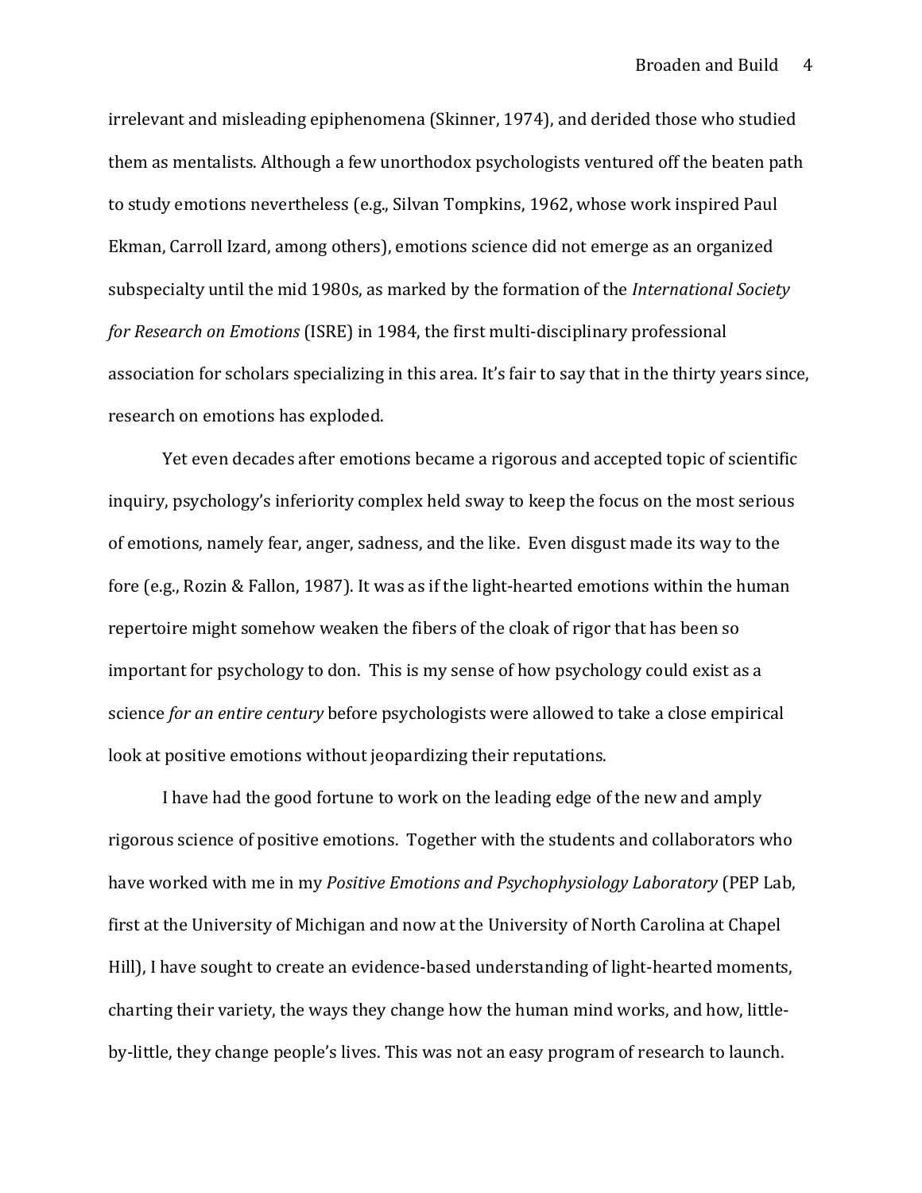irrelevant and misleading epiphenomena (Skinner, 1974), and derided those who studied them as mentalists. Although a few unorthodox psychologists ventured off the beaten path to study emotions nevertheless (e.g., Silvan Tompkins, 1962, whose work inspired Paul Ekman, Carroll Izard, among others), emotions science did not emerge as an organized subspecialty until the mid 1980s, as marked by the formation of the *International Society for Research on Emotions* (ISRE) in 1984, the first multi-disciplinary professional association for scholars specializing in this area. It's fair to say that in the thirty years since, research on emotions has exploded.

Yet even decades after emotions became a rigorous and accepted topic of scientific inquiry, psychology's inferiority complex held sway to keep the focus on the most serious of emotions, namely fear, anger, sadness, and the like. Even disgust made its way to the fore (e.g., Rozin & Fallon, 1987). It was as if the light-hearted emotions within the human repertoire might somehow weaken the fibers of the cloak of rigor that has been so important for psychology to don. This is my sense of how psychology could exist as a science *for an entire century* before psychologists were allowed to take a close empirical look at positive emotions without jeopardizing their reputations.

I have had the good fortune to work on the leading edge of the new and amply rigorous science of positive emotions. Together with the students and collaborators who have worked with me in my *Positive Emotions and Psychophysiology Laboratory* (PEP Lab, first at the University of Michigan and now at the University of North Carolina at Chapel Hill), I have sought to create an evidence-based understanding of light-hearted moments, charting their variety, the ways they change how the human mind works, and how, little-by-little, they change people's lives. This was not an easy program of research to launch.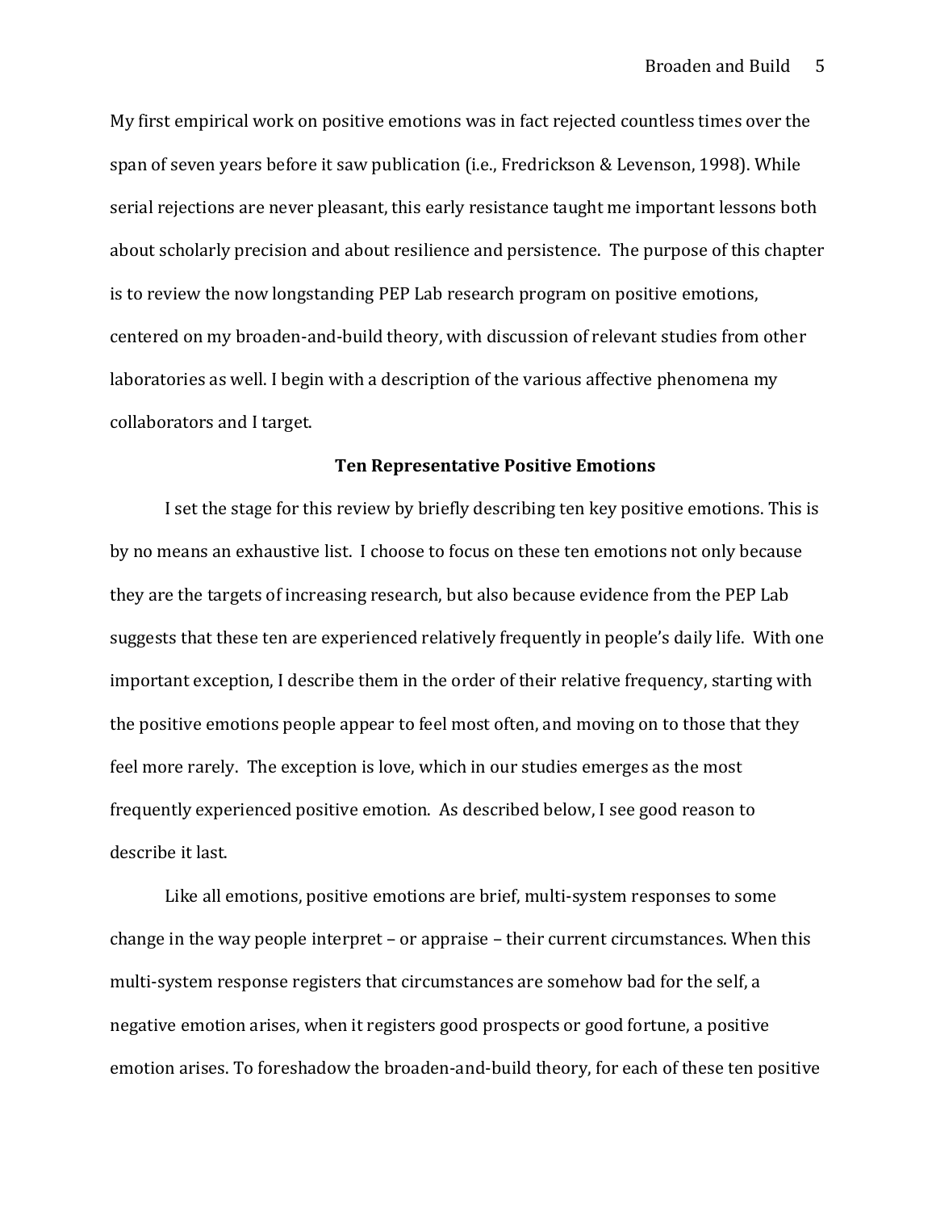My first empirical work on positive emotions was in fact rejected countless times over the span of seven years before it saw publication (i.e., Fredrickson & Levenson, 1998). While serial rejections are never pleasant, this early resistance taught me important lessons both about scholarly precision and about resilience and persistence. The purpose of this chapter is to review the now longstanding PEP Lab research program on positive emotions, centered on my broaden-and-build theory, with discussion of relevant studies from other laboratories as well. I begin with a description of the various affective phenomena my collaborators and I target.

## Ten Representative Positive Emotions

I set the stage for this review by briefly describing ten key positive emotions. This is by no means an exhaustive list. I choose to focus on these ten emotions not only because they are the targets of increasing research, but also because evidence from the PEP Lab suggests that these ten are experienced relatively frequently in people's daily life. With one important exception, I describe them in the order of their relative frequency, starting with the positive emotions people appear to feel most often, and moving on to those that they feel more rarely. The exception is love, which in our studies emerges as the most frequently experienced positive emotion. As described below, I see good reason to describe it last.

Like all emotions, positive emotions are brief, multi-system responses to some change in the way people interpret – or appraise – their current circumstances. When this multi-system response registers that circumstances are somehow bad for the self, a negative emotion arises, when it registers good prospects or good fortune, a positive emotion arises. To foreshadow the broaden-and-build theory, for each of these ten positive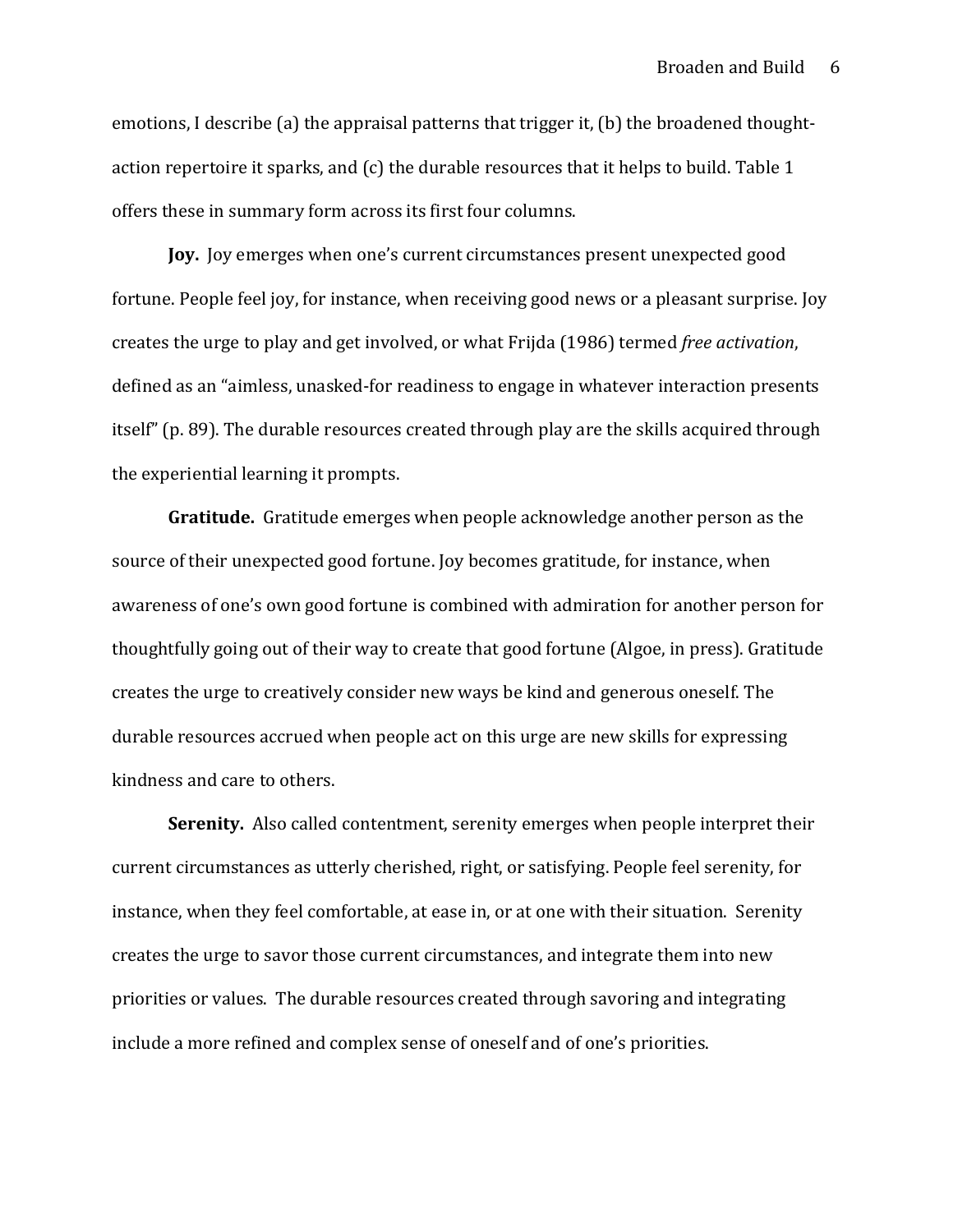emotions, I describe (a) the appraisal patterns that trigger it, (b) the broadened thought-action repertoire it sparks, and (c) the durable resources that it helps to build. Table 1 offers these in summary form across its first four columns.

**Joy.** Joy emerges when one's current circumstances present unexpected good fortune. People feel joy, for instance, when receiving good news or a pleasant surprise. Joy creates the urge to play and get involved, or what Frijda (1986) termed *free activation*, defined as an "aimless, unasked-for readiness to engage in whatever interaction presents itself" (p. 89). The durable resources created through play are the skills acquired through the experiential learning it prompts.

**Gratitude.** Gratitude emerges when people acknowledge another person as the source of their unexpected good fortune. Joy becomes gratitude, for instance, when awareness of one's own good fortune is combined with admiration for another person for thoughtfully going out of their way to create that good fortune (Algoe, in press). Gratitude creates the urge to creatively consider new ways be kind and generous oneself. The durable resources accrued when people act on this urge are new skills for expressing kindness and care to others.

**Serenity.** Also called contentment, serenity emerges when people interpret their current circumstances as utterly cherished, right, or satisfying. People feel serenity, for instance, when they feel comfortable, at ease in, or at one with their situation. Serenity creates the urge to savor those current circumstances, and integrate them into new priorities or values. The durable resources created through savoring and integrating include a more refined and complex sense of oneself and of one's priorities.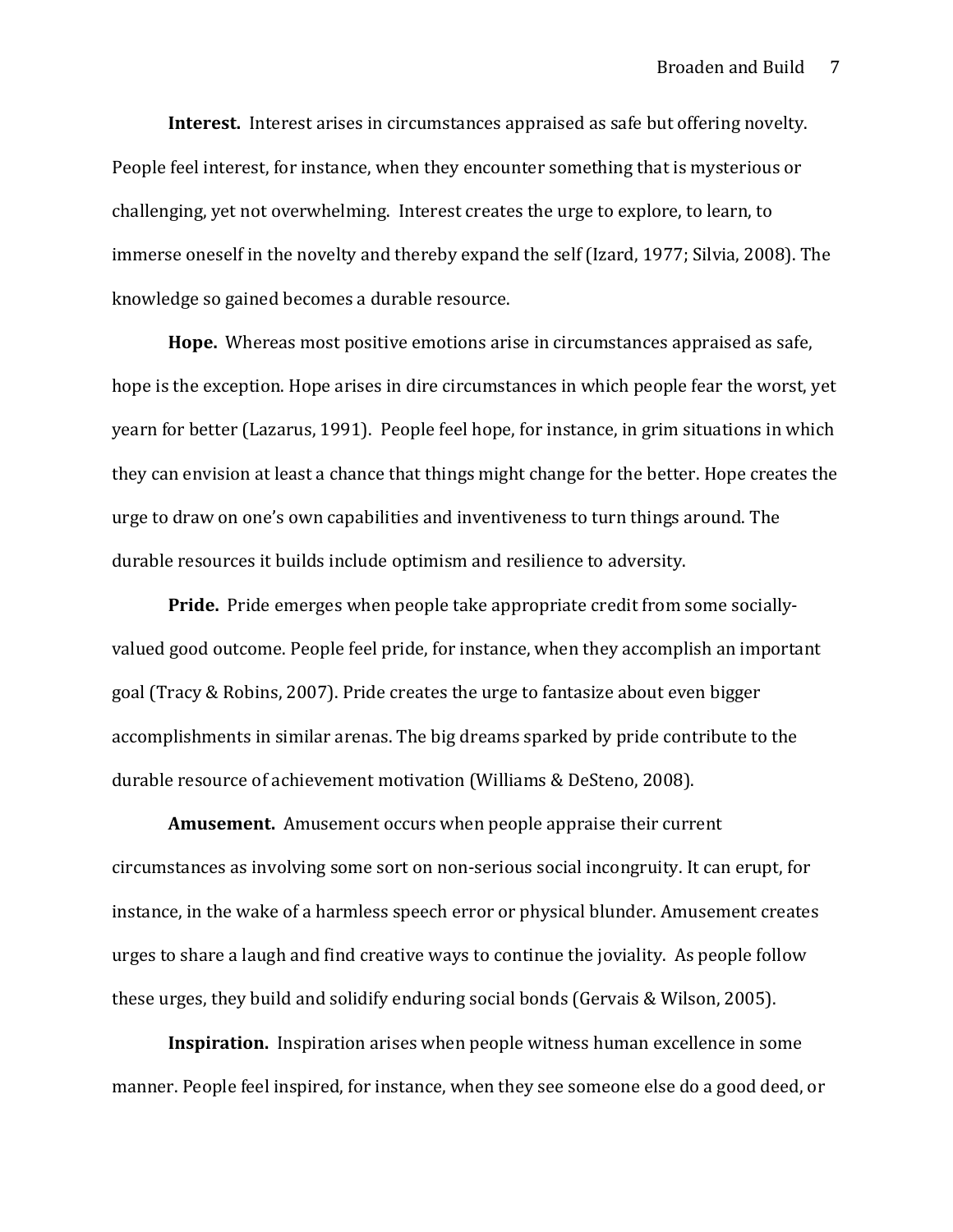**Interest.** Interest arises in circumstances appraised as safe but offering novelty. People feel interest, for instance, when they encounter something that is mysterious or challenging, yet not overwhelming. Interest creates the urge to explore, to learn, to immerse oneself in the novelty and thereby expand the self (Izard, 1977; Silvia, 2008). The knowledge so gained becomes a durable resource.

**Hope.** Whereas most positive emotions arise in circumstances appraised as safe, hope is the exception. Hope arises in dire circumstances in which people fear the worst, yet yearn for better (Lazarus, 1991). People feel hope, for instance, in grim situations in which they can envision at least a chance that things might change for the better. Hope creates the urge to draw on one's own capabilities and inventiveness to turn things around. The durable resources it builds include optimism and resilience to adversity.

**Pride.** Pride emerges when people take appropriate credit from some socially-valued good outcome. People feel pride, for instance, when they accomplish an important goal (Tracy & Robins, 2007). Pride creates the urge to fantasize about even bigger accomplishments in similar arenas. The big dreams sparked by pride contribute to the durable resource of achievement motivation (Williams & DeSteno, 2008).

**Amusement.** Amusement occurs when people appraise their current circumstances as involving some sort on non-serious social incongruity. It can erupt, for instance, in the wake of a harmless speech error or physical blunder. Amusement creates urges to share a laugh and find creative ways to continue the joviality. As people follow these urges, they build and solidify enduring social bonds (Gervais & Wilson, 2005).

**Inspiration.** Inspiration arises when people witness human excellence in some manner. People feel inspired, for instance, when they see someone else do a good deed, or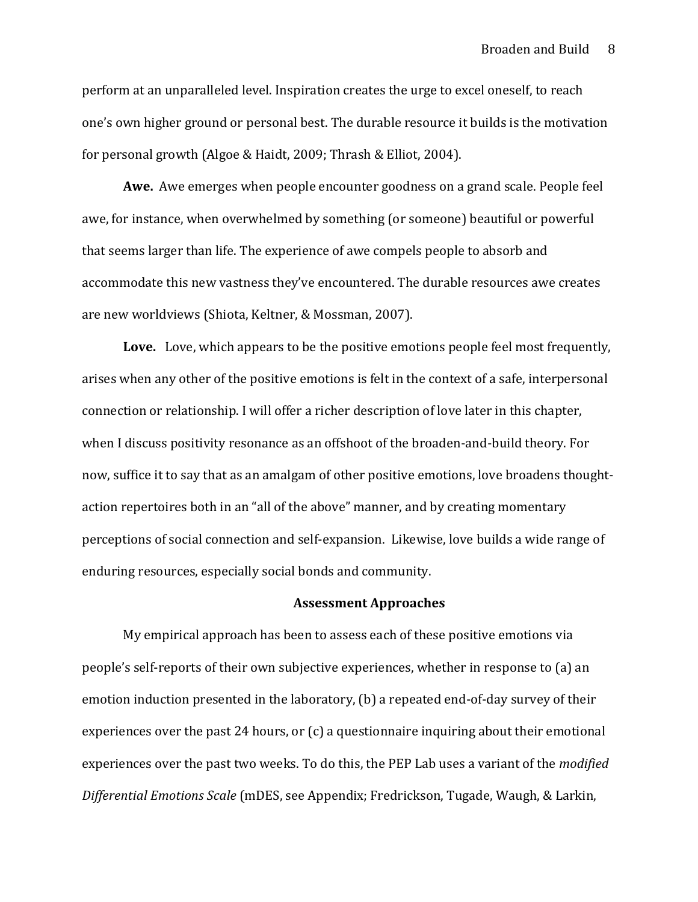perform at an unparalleled level. Inspiration creates the urge to excel oneself, to reach one's own higher ground or personal best. The durable resource it builds is the motivation for personal growth (Algoe & Haidt, 2009; Thrash & Elliot, 2004).

**Awe.** Awe emerges when people encounter goodness on a grand scale. People feel awe, for instance, when overwhelmed by something (or someone) beautiful or powerful that seems larger than life. The experience of awe compels people to absorb and accommodate this new vastness they've encountered. The durable resources awe creates are new worldviews (Shiota, Keltner, & Mossman, 2007).

**Love.** Love, which appears to be the positive emotions people feel most frequently, arises when any other of the positive emotions is felt in the context of a safe, interpersonal connection or relationship. I will offer a richer description of love later in this chapter, when I discuss positivity resonance as an offshoot of the broaden-and-build theory. For now, suffice it to say that as an amalgam of other positive emotions, love broadens thought-action repertoires both in an "all of the above" manner, and by creating momentary perceptions of social connection and self-expansion. Likewise, love builds a wide range of enduring resources, especially social bonds and community.

## Assessment Approaches

My empirical approach has been to assess each of these positive emotions via people's self-reports of their own subjective experiences, whether in response to (a) an emotion induction presented in the laboratory, (b) a repeated end-of-day survey of their experiences over the past 24 hours, or (c) a questionnaire inquiring about their emotional experiences over the past two weeks. To do this, the PEP Lab uses a variant of the *modified Differential Emotions Scale* (mDES, see Appendix; Fredrickson, Tugade, Waugh, & Larkin,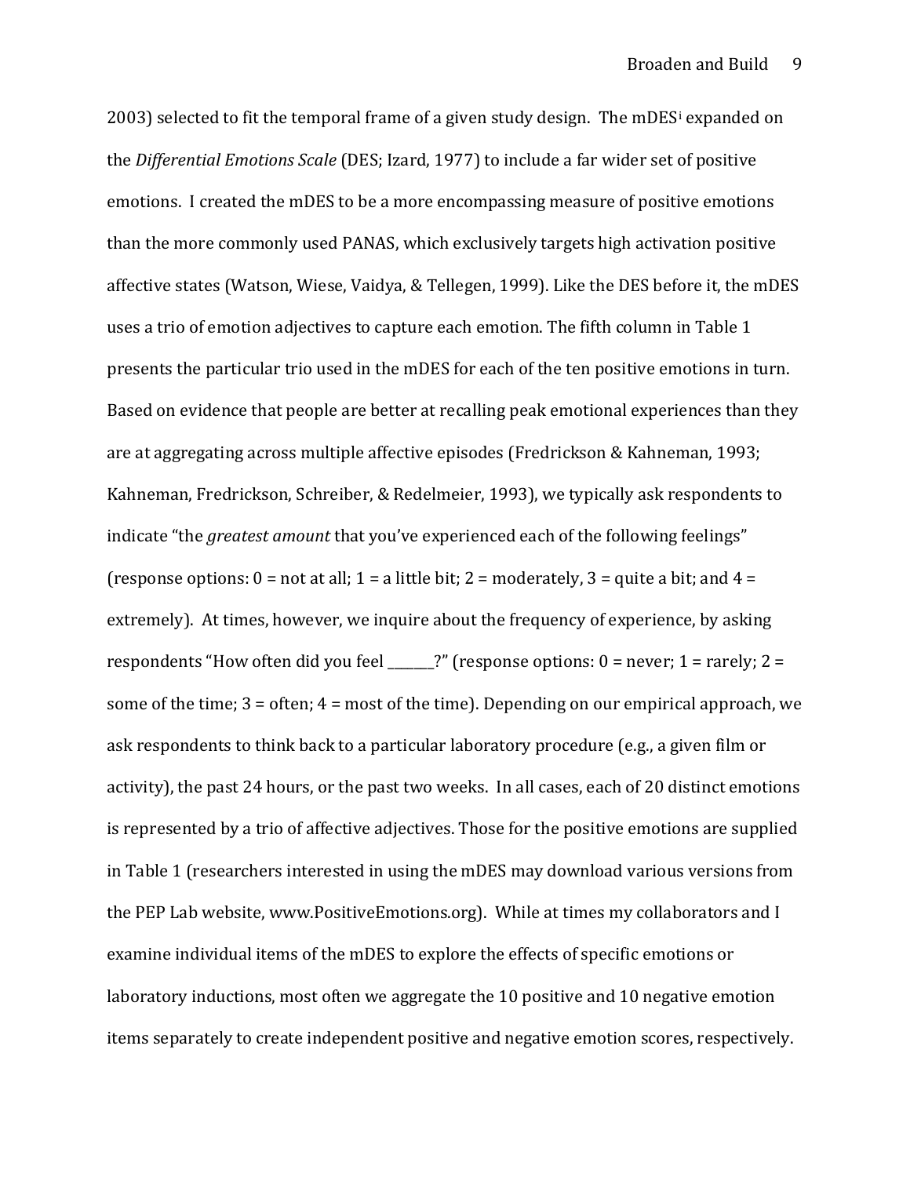2003) selected to fit the temporal frame of a given study design. The mDES[i] expanded on the *Differential Emotions Scale* (DES; Izard, 1977) to include a far wider set of positive emotions. I created the mDES to be a more encompassing measure of positive emotions than the more commonly used PANAS, which exclusively targets high activation positive affective states (Watson, Wiese, Vaidya, & Tellegen, 1999). Like the DES before it, the mDES uses a trio of emotion adjectives to capture each emotion. The fifth column in Table 1 presents the particular trio used in the mDES for each of the ten positive emotions in turn. Based on evidence that people are better at recalling peak emotional experiences than they are at aggregating across multiple affective episodes (Fredrickson & Kahneman, 1993; Kahneman, Fredrickson, Schreiber, & Redelmeier, 1993), we typically ask respondents to indicate "the *greatest amount* that you've experienced each of the following feelings" (response options: 0 = not at all; 1 = a little bit; 2 = moderately, 3 = quite a bit; and 4 = extremely). At times, however, we inquire about the frequency of experience, by asking respondents "How often did you feel _______?" (response options: 0 = never; 1 = rarely; 2 = some of the time; 3 = often; 4 = most of the time). Depending on our empirical approach, we ask respondents to think back to a particular laboratory procedure (e.g., a given film or activity), the past 24 hours, or the past two weeks. In all cases, each of 20 distinct emotions is represented by a trio of affective adjectives. Those for the positive emotions are supplied in Table 1 (researchers interested in using the mDES may download various versions from the PEP Lab website, www.PositiveEmotions.org). While at times my collaborators and I examine individual items of the mDES to explore the effects of specific emotions or laboratory inductions, most often we aggregate the 10 positive and 10 negative emotion items separately to create independent positive and negative emotion scores, respectively.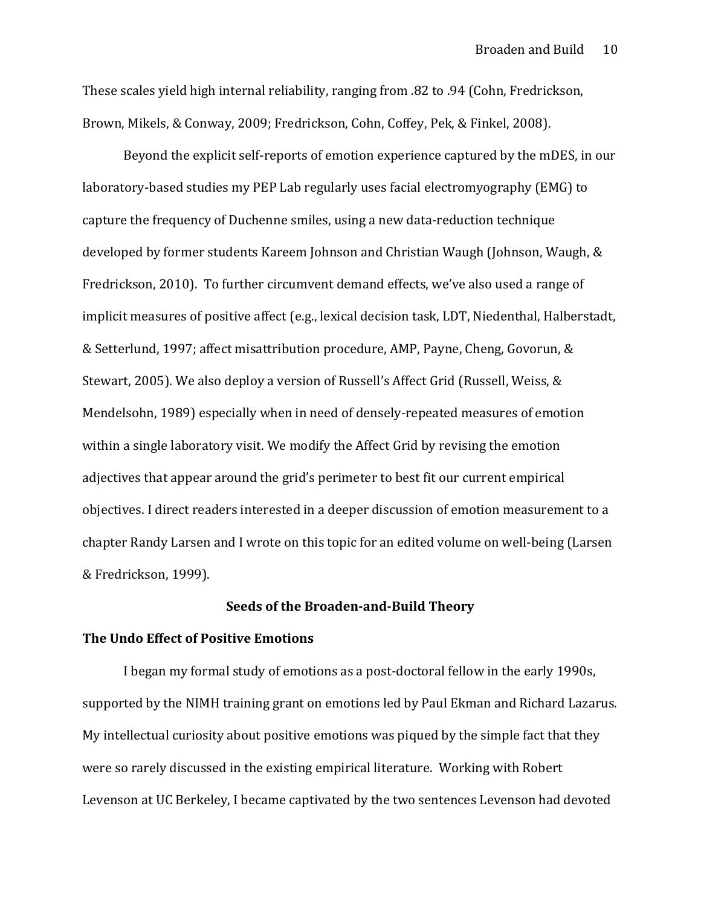These scales yield high internal reliability, ranging from .82 to .94 (Cohn, Fredrickson, Brown, Mikels, & Conway, 2009; Fredrickson, Cohn, Coffey, Pek, & Finkel, 2008).

Beyond the explicit self-reports of emotion experience captured by the mDES, in our laboratory-based studies my PEP Lab regularly uses facial electromyography (EMG) to capture the frequency of Duchenne smiles, using a new data-reduction technique developed by former students Kareem Johnson and Christian Waugh (Johnson, Waugh, & Fredrickson, 2010). To further circumvent demand effects, we've also used a range of implicit measures of positive affect (e.g., lexical decision task, LDT, Niedenthal, Halberstadt, & Setterlund, 1997; affect misattribution procedure, AMP, Payne, Cheng, Govorun, & Stewart, 2005). We also deploy a version of Russell's Affect Grid (Russell, Weiss, & Mendelsohn, 1989) especially when in need of densely-repeated measures of emotion within a single laboratory visit. We modify the Affect Grid by revising the emotion adjectives that appear around the grid's perimeter to best fit our current empirical objectives. I direct readers interested in a deeper discussion of emotion measurement to a chapter Randy Larsen and I wrote on this topic for an edited volume on well-being (Larsen & Fredrickson, 1999).

## Seeds of the Broaden-and-Build Theory

### The Undo Effect of Positive Emotions

I began my formal study of emotions as a post-doctoral fellow in the early 1990s, supported by the NIMH training grant on emotions led by Paul Ekman and Richard Lazarus. My intellectual curiosity about positive emotions was piqued by the simple fact that they were so rarely discussed in the existing empirical literature. Working with Robert Levenson at UC Berkeley, I became captivated by the two sentences Levenson had devoted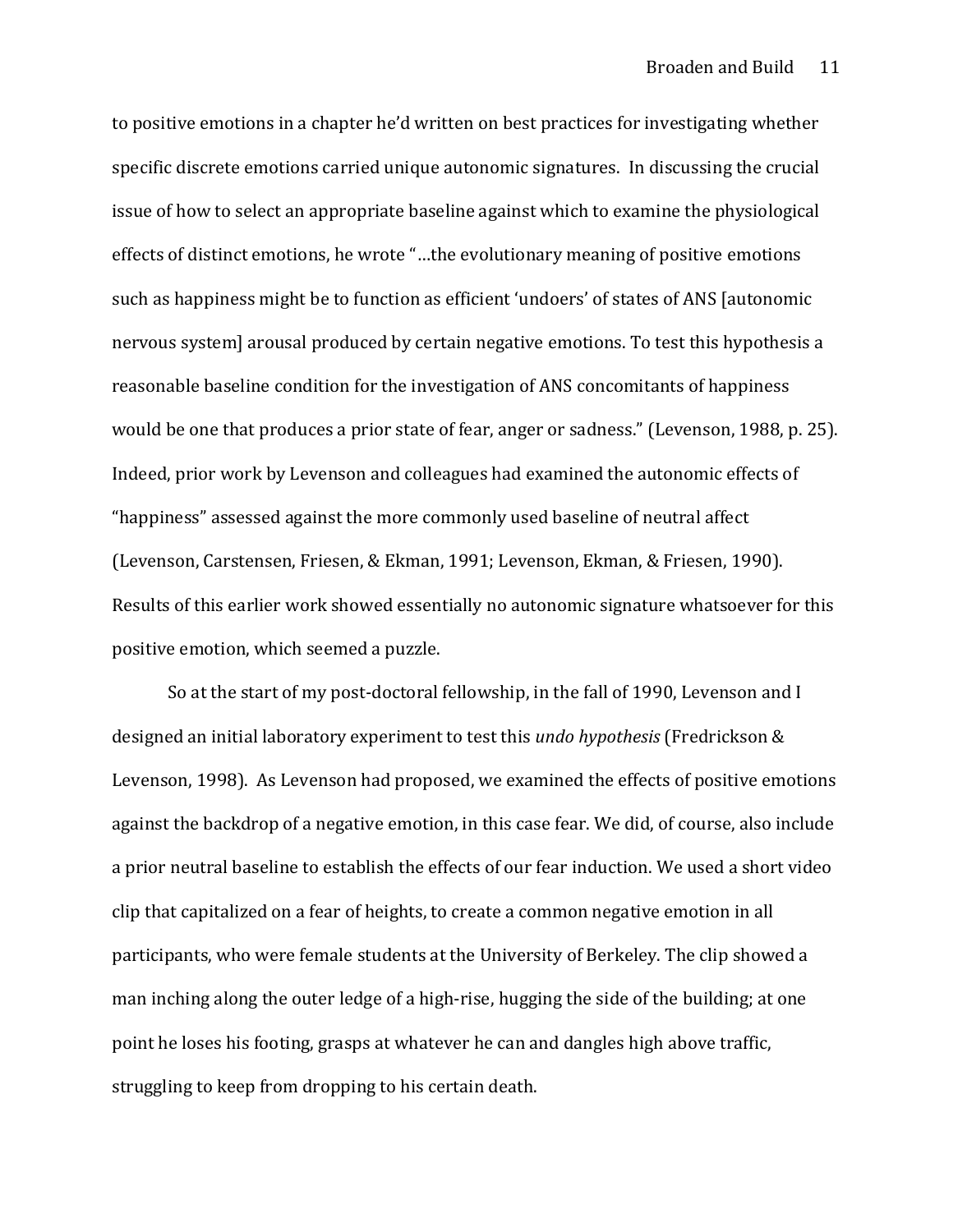to positive emotions in a chapter he'd written on best practices for investigating whether specific discrete emotions carried unique autonomic signatures. In discussing the crucial issue of how to select an appropriate baseline against which to examine the physiological effects of distinct emotions, he wrote "…the evolutionary meaning of positive emotions such as happiness might be to function as efficient 'undoers' of states of ANS [autonomic nervous system] arousal produced by certain negative emotions. To test this hypothesis a reasonable baseline condition for the investigation of ANS concomitants of happiness would be one that produces a prior state of fear, anger or sadness." (Levenson, 1988, p. 25). Indeed, prior work by Levenson and colleagues had examined the autonomic effects of "happiness" assessed against the more commonly used baseline of neutral affect (Levenson, Carstensen, Friesen, & Ekman, 1991; Levenson, Ekman, & Friesen, 1990). Results of this earlier work showed essentially no autonomic signature whatsoever for this positive emotion, which seemed a puzzle.

So at the start of my post-doctoral fellowship, in the fall of 1990, Levenson and I designed an initial laboratory experiment to test this *undo hypothesis* (Fredrickson & Levenson, 1998). As Levenson had proposed, we examined the effects of positive emotions against the backdrop of a negative emotion, in this case fear. We did, of course, also include a prior neutral baseline to establish the effects of our fear induction. We used a short video clip that capitalized on a fear of heights, to create a common negative emotion in all participants, who were female students at the University of Berkeley. The clip showed a man inching along the outer ledge of a high-rise, hugging the side of the building; at one point he loses his footing, grasps at whatever he can and dangles high above traffic, struggling to keep from dropping to his certain death.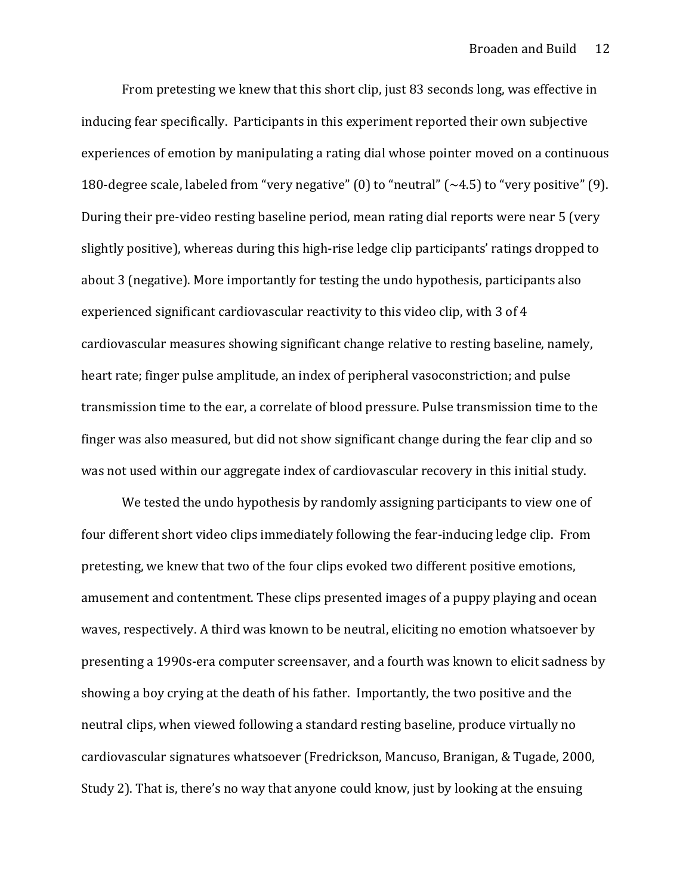From pretesting we knew that this short clip, just 83 seconds long, was effective in inducing fear specifically. Participants in this experiment reported their own subjective experiences of emotion by manipulating a rating dial whose pointer moved on a continuous 180-degree scale, labeled from "very negative" (0) to "neutral" (~4.5) to "very positive" (9). During their pre-video resting baseline period, mean rating dial reports were near 5 (very slightly positive), whereas during this high-rise ledge clip participants' ratings dropped to about 3 (negative). More importantly for testing the undo hypothesis, participants also experienced significant cardiovascular reactivity to this video clip, with 3 of 4 cardiovascular measures showing significant change relative to resting baseline, namely, heart rate; finger pulse amplitude, an index of peripheral vasoconstriction; and pulse transmission time to the ear, a correlate of blood pressure. Pulse transmission time to the finger was also measured, but did not show significant change during the fear clip and so was not used within our aggregate index of cardiovascular recovery in this initial study.

We tested the undo hypothesis by randomly assigning participants to view one of four different short video clips immediately following the fear-inducing ledge clip. From pretesting, we knew that two of the four clips evoked two different positive emotions, amusement and contentment. These clips presented images of a puppy playing and ocean waves, respectively. A third was known to be neutral, eliciting no emotion whatsoever by presenting a 1990s-era computer screensaver, and a fourth was known to elicit sadness by showing a boy crying at the death of his father. Importantly, the two positive and the neutral clips, when viewed following a standard resting baseline, produce virtually no cardiovascular signatures whatsoever (Fredrickson, Mancuso, Branigan, & Tugade, 2000, Study 2). That is, there's no way that anyone could know, just by looking at the ensuing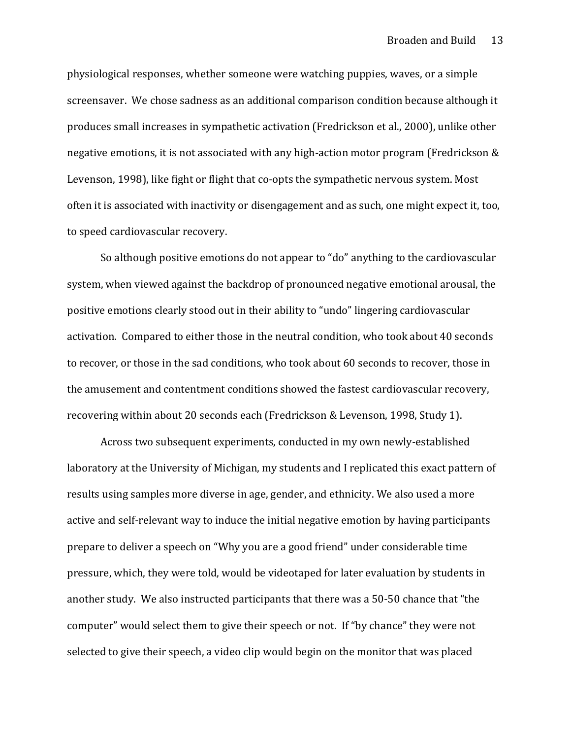physiological responses, whether someone were watching puppies, waves, or a simple screensaver. We chose sadness as an additional comparison condition because although it produces small increases in sympathetic activation (Fredrickson et al., 2000), unlike other negative emotions, it is not associated with any high-action motor program (Fredrickson & Levenson, 1998), like fight or flight that co-opts the sympathetic nervous system. Most often it is associated with inactivity or disengagement and as such, one might expect it, too, to speed cardiovascular recovery.

So although positive emotions do not appear to "do" anything to the cardiovascular system, when viewed against the backdrop of pronounced negative emotional arousal, the positive emotions clearly stood out in their ability to "undo" lingering cardiovascular activation. Compared to either those in the neutral condition, who took about 40 seconds to recover, or those in the sad conditions, who took about 60 seconds to recover, those in the amusement and contentment conditions showed the fastest cardiovascular recovery, recovering within about 20 seconds each (Fredrickson & Levenson, 1998, Study 1).

Across two subsequent experiments, conducted in my own newly-established laboratory at the University of Michigan, my students and I replicated this exact pattern of results using samples more diverse in age, gender, and ethnicity. We also used a more active and self-relevant way to induce the initial negative emotion by having participants prepare to deliver a speech on "Why you are a good friend" under considerable time pressure, which, they were told, would be videotaped for later evaluation by students in another study. We also instructed participants that there was a 50-50 chance that "the computer" would select them to give their speech or not. If "by chance" they were not selected to give their speech, a video clip would begin on the monitor that was placed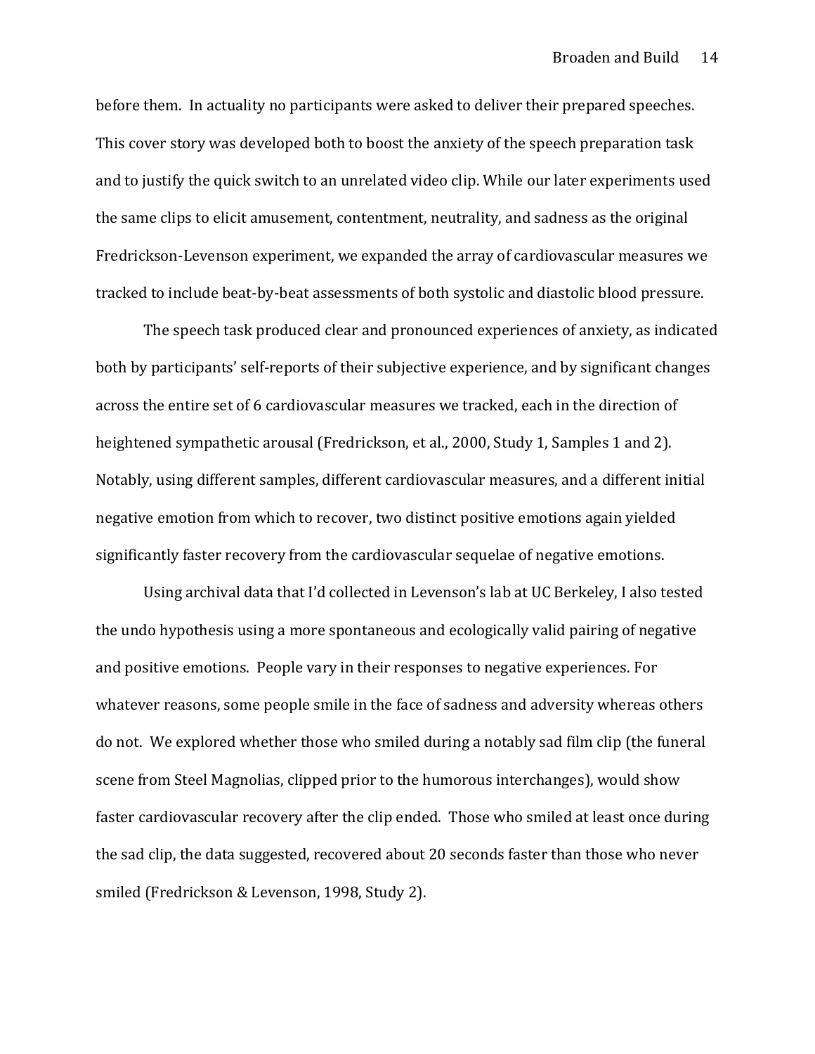before them. In actuality no participants were asked to deliver their prepared speeches. This cover story was developed both to boost the anxiety of the speech preparation task and to justify the quick switch to an unrelated video clip. While our later experiments used the same clips to elicit amusement, contentment, neutrality, and sadness as the original Fredrickson-Levenson experiment, we expanded the array of cardiovascular measures we tracked to include beat-by-beat assessments of both systolic and diastolic blood pressure.

The speech task produced clear and pronounced experiences of anxiety, as indicated both by participants' self-reports of their subjective experience, and by significant changes across the entire set of 6 cardiovascular measures we tracked, each in the direction of heightened sympathetic arousal (Fredrickson, et al., 2000, Study 1, Samples 1 and 2). Notably, using different samples, different cardiovascular measures, and a different initial negative emotion from which to recover, two distinct positive emotions again yielded significantly faster recovery from the cardiovascular sequelae of negative emotions.

Using archival data that I'd collected in Levenson's lab at UC Berkeley, I also tested the undo hypothesis using a more spontaneous and ecologically valid pairing of negative and positive emotions. People vary in their responses to negative experiences. For whatever reasons, some people smile in the face of sadness and adversity whereas others do not. We explored whether those who smiled during a notably sad film clip (the funeral scene from Steel Magnolias, clipped prior to the humorous interchanges), would show faster cardiovascular recovery after the clip ended. Those who smiled at least once during the sad clip, the data suggested, recovered about 20 seconds faster than those who never smiled (Fredrickson & Levenson, 1998, Study 2).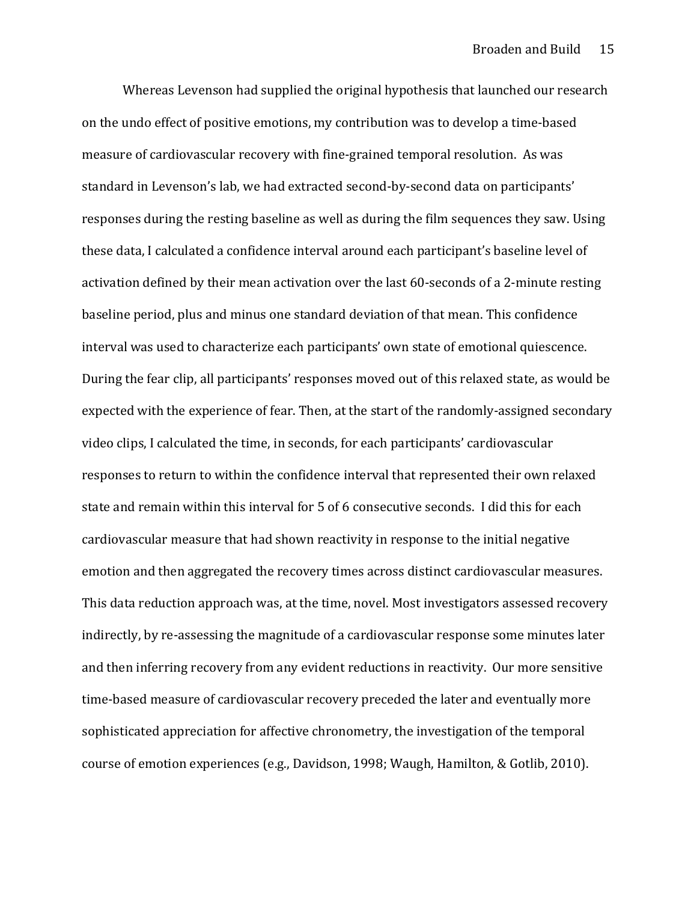Whereas Levenson had supplied the original hypothesis that launched our research on the undo effect of positive emotions, my contribution was to develop a time-based measure of cardiovascular recovery with fine-grained temporal resolution. As was standard in Levenson's lab, we had extracted second-by-second data on participants' responses during the resting baseline as well as during the film sequences they saw. Using these data, I calculated a confidence interval around each participant's baseline level of activation defined by their mean activation over the last 60-seconds of a 2-minute resting baseline period, plus and minus one standard deviation of that mean. This confidence interval was used to characterize each participants' own state of emotional quiescence. During the fear clip, all participants' responses moved out of this relaxed state, as would be expected with the experience of fear. Then, at the start of the randomly-assigned secondary video clips, I calculated the time, in seconds, for each participants' cardiovascular responses to return to within the confidence interval that represented their own relaxed state and remain within this interval for 5 of 6 consecutive seconds. I did this for each cardiovascular measure that had shown reactivity in response to the initial negative emotion and then aggregated the recovery times across distinct cardiovascular measures. This data reduction approach was, at the time, novel. Most investigators assessed recovery indirectly, by re-assessing the magnitude of a cardiovascular response some minutes later and then inferring recovery from any evident reductions in reactivity. Our more sensitive time-based measure of cardiovascular recovery preceded the later and eventually more sophisticated appreciation for affective chronometry, the investigation of the temporal course of emotion experiences (e.g., Davidson, 1998; Waugh, Hamilton, & Gotlib, 2010).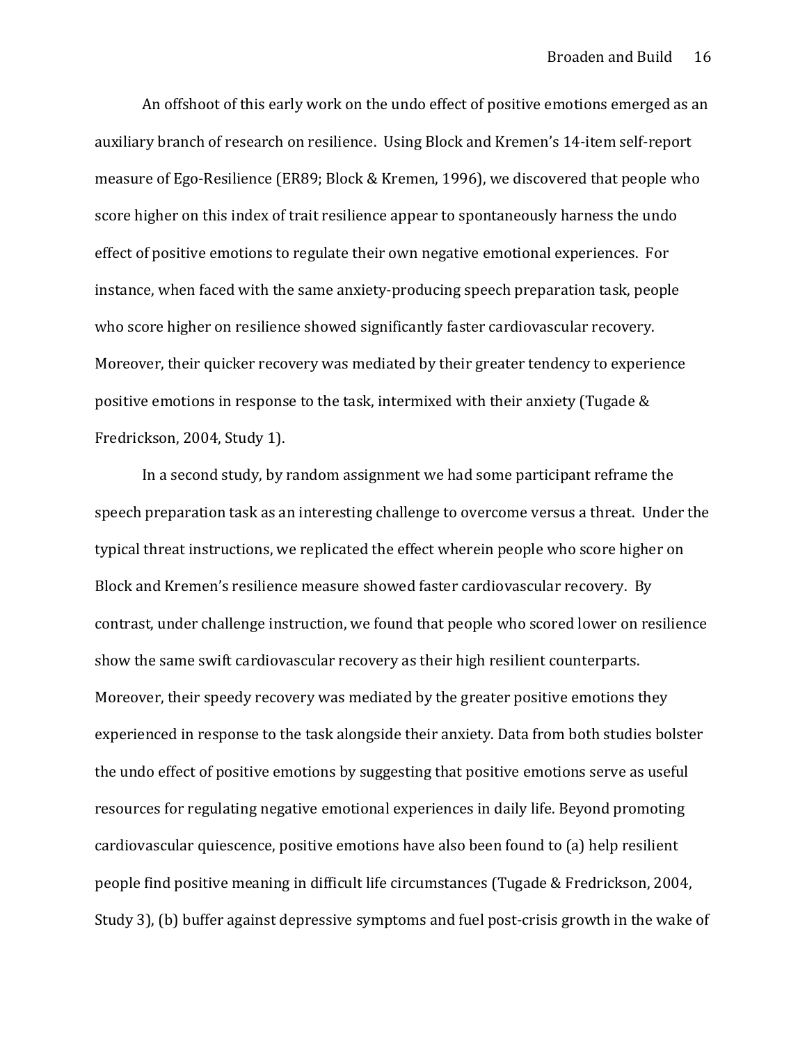An offshoot of this early work on the undo effect of positive emotions emerged as an auxiliary branch of research on resilience. Using Block and Kremen's 14-item self-report measure of Ego-Resilience (ER89; Block & Kremen, 1996), we discovered that people who score higher on this index of trait resilience appear to spontaneously harness the undo effect of positive emotions to regulate their own negative emotional experiences. For instance, when faced with the same anxiety-producing speech preparation task, people who score higher on resilience showed significantly faster cardiovascular recovery. Moreover, their quicker recovery was mediated by their greater tendency to experience positive emotions in response to the task, intermixed with their anxiety (Tugade & Fredrickson, 2004, Study 1).

In a second study, by random assignment we had some participant reframe the speech preparation task as an interesting challenge to overcome versus a threat. Under the typical threat instructions, we replicated the effect wherein people who score higher on Block and Kremen's resilience measure showed faster cardiovascular recovery. By contrast, under challenge instruction, we found that people who scored lower on resilience show the same swift cardiovascular recovery as their high resilient counterparts. Moreover, their speedy recovery was mediated by the greater positive emotions they experienced in response to the task alongside their anxiety. Data from both studies bolster the undo effect of positive emotions by suggesting that positive emotions serve as useful resources for regulating negative emotional experiences in daily life. Beyond promoting cardiovascular quiescence, positive emotions have also been found to (a) help resilient people find positive meaning in difficult life circumstances (Tugade & Fredrickson, 2004, Study 3), (b) buffer against depressive symptoms and fuel post-crisis growth in the wake of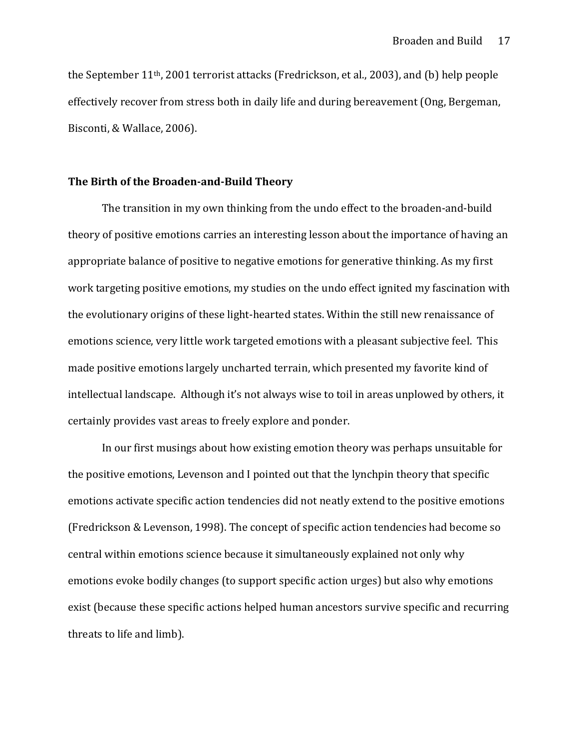the September 11th, 2001 terrorist attacks (Fredrickson, et al., 2003), and (b) help people effectively recover from stress both in daily life and during bereavement (Ong, Bergeman, Bisconti, & Wallace, 2006).

**The Birth of the Broaden-and-Build Theory**

The transition in my own thinking from the undo effect to the broaden-and-build theory of positive emotions carries an interesting lesson about the importance of having an appropriate balance of positive to negative emotions for generative thinking. As my first work targeting positive emotions, my studies on the undo effect ignited my fascination with the evolutionary origins of these light-hearted states. Within the still new renaissance of emotions science, very little work targeted emotions with a pleasant subjective feel. This made positive emotions largely uncharted terrain, which presented my favorite kind of intellectual landscape. Although it's not always wise to toil in areas unplowed by others, it certainly provides vast areas to freely explore and ponder.

In our first musings about how existing emotion theory was perhaps unsuitable for the positive emotions, Levenson and I pointed out that the lynchpin theory that specific emotions activate specific action tendencies did not neatly extend to the positive emotions (Fredrickson & Levenson, 1998). The concept of specific action tendencies had become so central within emotions science because it simultaneously explained not only why emotions evoke bodily changes (to support specific action urges) but also why emotions exist (because these specific actions helped human ancestors survive specific and recurring threats to life and limb).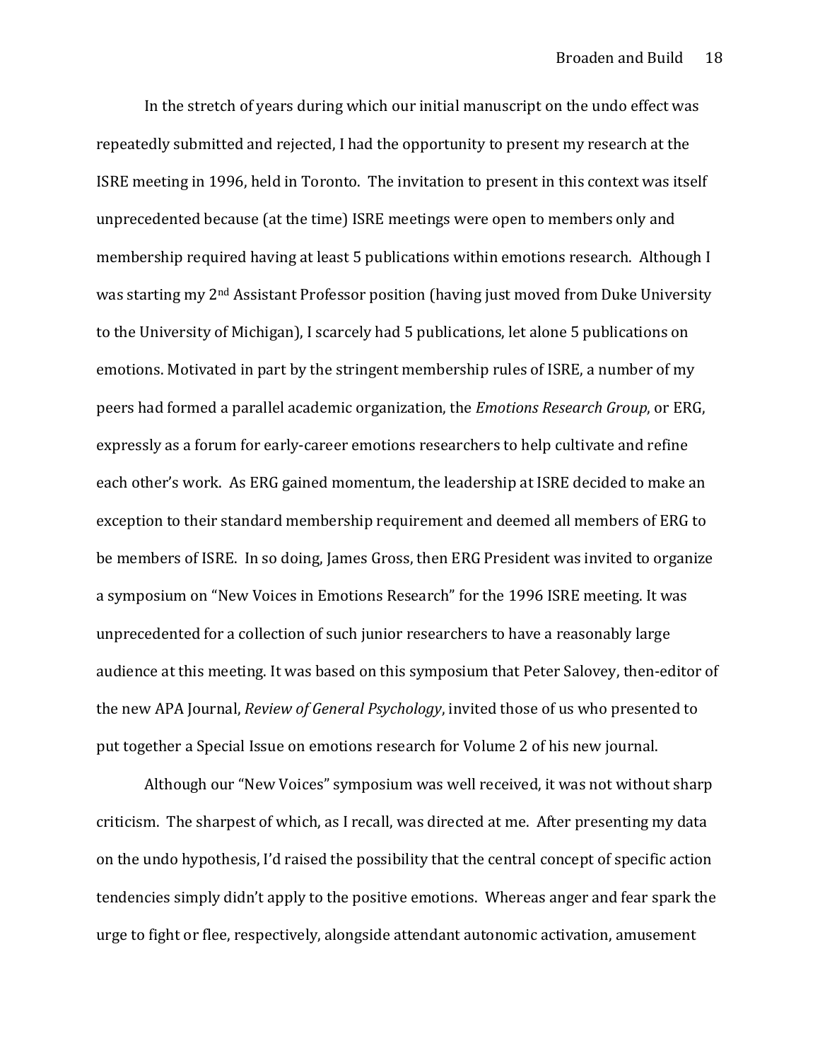In the stretch of years during which our initial manuscript on the undo effect was repeatedly submitted and rejected, I had the opportunity to present my research at the ISRE meeting in 1996, held in Toronto. The invitation to present in this context was itself unprecedented because (at the time) ISRE meetings were open to members only and membership required having at least 5 publications within emotions research. Although I was starting my 2nd Assistant Professor position (having just moved from Duke University to the University of Michigan), I scarcely had 5 publications, let alone 5 publications on emotions. Motivated in part by the stringent membership rules of ISRE, a number of my peers had formed a parallel academic organization, the *Emotions Research Group*, or ERG, expressly as a forum for early-career emotions researchers to help cultivate and refine each other's work. As ERG gained momentum, the leadership at ISRE decided to make an exception to their standard membership requirement and deemed all members of ERG to be members of ISRE. In so doing, James Gross, then ERG President was invited to organize a symposium on "New Voices in Emotions Research" for the 1996 ISRE meeting. It was unprecedented for a collection of such junior researchers to have a reasonably large audience at this meeting. It was based on this symposium that Peter Salovey, then-editor of the new APA Journal, *Review of General Psychology*, invited those of us who presented to put together a Special Issue on emotions research for Volume 2 of his new journal.

Although our "New Voices" symposium was well received, it was not without sharp criticism. The sharpest of which, as I recall, was directed at me. After presenting my data on the undo hypothesis, I'd raised the possibility that the central concept of specific action tendencies simply didn't apply to the positive emotions. Whereas anger and fear spark the urge to fight or flee, respectively, alongside attendant autonomic activation, amusement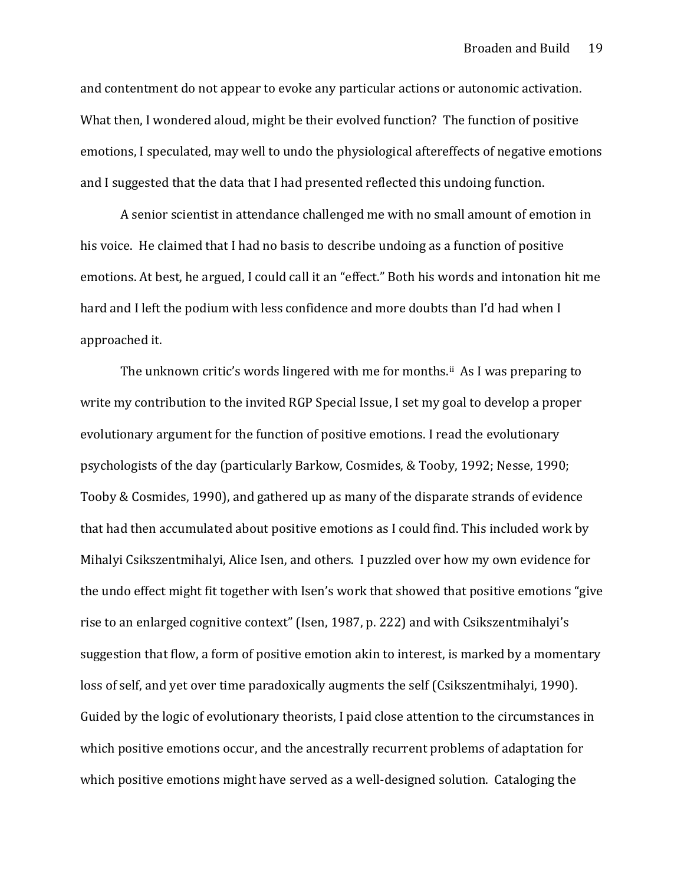and contentment do not appear to evoke any particular actions or autonomic activation. What then, I wondered aloud, might be their evolved function? The function of positive emotions, I speculated, may well to undo the physiological aftereffects of negative emotions and I suggested that the data that I had presented reflected this undoing function.

A senior scientist in attendance challenged me with no small amount of emotion in his voice. He claimed that I had no basis to describe undoing as a function of positive emotions. At best, he argued, I could call it an "effect." Both his words and intonation hit me hard and I left the podium with less confidence and more doubts than I'd had when I approached it.

The unknown critic's words lingered with me for months.[ii] As I was preparing to write my contribution to the invited RGP Special Issue, I set my goal to develop a proper evolutionary argument for the function of positive emotions. I read the evolutionary psychologists of the day (particularly Barkow, Cosmides, & Tooby, 1992; Nesse, 1990; Tooby & Cosmides, 1990), and gathered up as many of the disparate strands of evidence that had then accumulated about positive emotions as I could find. This included work by Mihalyi Csikszentmihalyi, Alice Isen, and others. I puzzled over how my own evidence for the undo effect might fit together with Isen's work that showed that positive emotions "give rise to an enlarged cognitive context" (Isen, 1987, p. 222) and with Csikszentmihalyi's suggestion that flow, a form of positive emotion akin to interest, is marked by a momentary loss of self, and yet over time paradoxically augments the self (Csikszentmihalyi, 1990). Guided by the logic of evolutionary theorists, I paid close attention to the circumstances in which positive emotions occur, and the ancestrally recurrent problems of adaptation for which positive emotions might have served as a well-designed solution. Cataloging the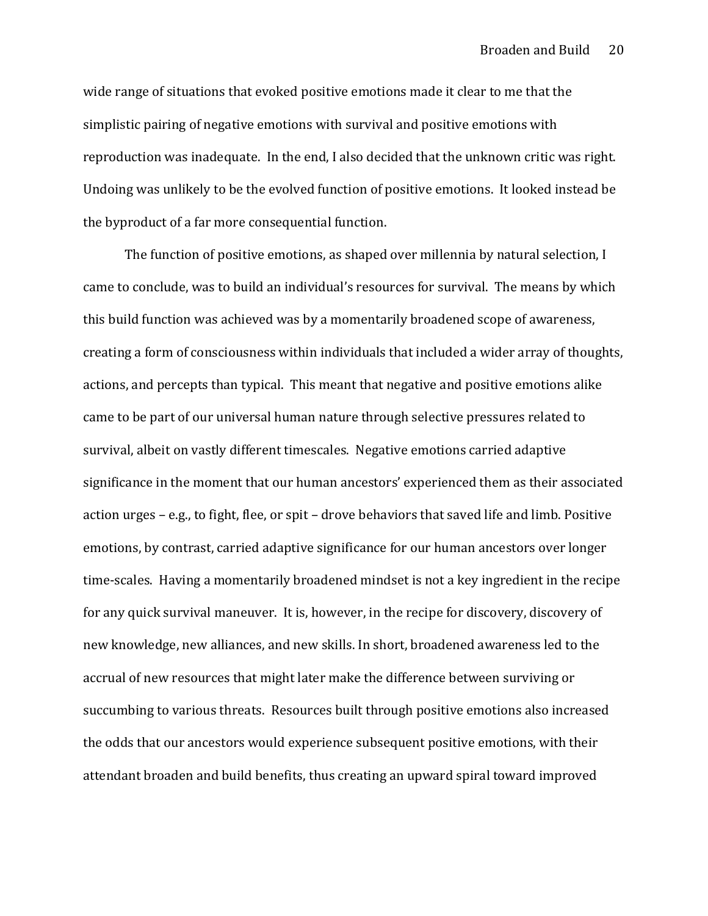wide range of situations that evoked positive emotions made it clear to me that the simplistic pairing of negative emotions with survival and positive emotions with reproduction was inadequate. In the end, I also decided that the unknown critic was right. Undoing was unlikely to be the evolved function of positive emotions. It looked instead be the byproduct of a far more consequential function.

The function of positive emotions, as shaped over millennia by natural selection, I came to conclude, was to build an individual's resources for survival. The means by which this build function was achieved was by a momentarily broadened scope of awareness, creating a form of consciousness within individuals that included a wider array of thoughts, actions, and percepts than typical. This meant that negative and positive emotions alike came to be part of our universal human nature through selective pressures related to survival, albeit on vastly different timescales. Negative emotions carried adaptive significance in the moment that our human ancestors' experienced them as their associated action urges – e.g., to fight, flee, or spit – drove behaviors that saved life and limb. Positive emotions, by contrast, carried adaptive significance for our human ancestors over longer time-scales. Having a momentarily broadened mindset is not a key ingredient in the recipe for any quick survival maneuver. It is, however, in the recipe for discovery, discovery of new knowledge, new alliances, and new skills. In short, broadened awareness led to the accrual of new resources that might later make the difference between surviving or succumbing to various threats. Resources built through positive emotions also increased the odds that our ancestors would experience subsequent positive emotions, with their attendant broaden and build benefits, thus creating an upward spiral toward improved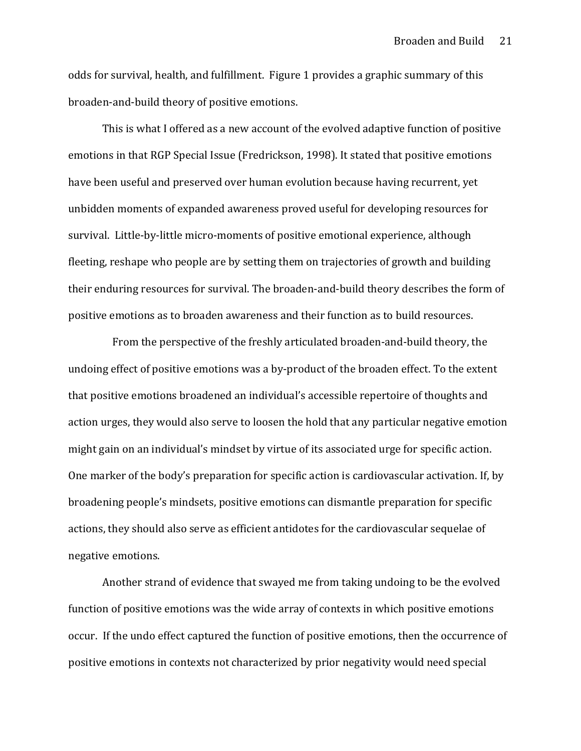odds for survival, health, and fulfillment. Figure 1 provides a graphic summary of this broaden-and-build theory of positive emotions.

This is what I offered as a new account of the evolved adaptive function of positive emotions in that RGP Special Issue (Fredrickson, 1998). It stated that positive emotions have been useful and preserved over human evolution because having recurrent, yet unbidden moments of expanded awareness proved useful for developing resources for survival. Little-by-little micro-moments of positive emotional experience, although fleeting, reshape who people are by setting them on trajectories of growth and building their enduring resources for survival. The broaden-and-build theory describes the form of positive emotions as to broaden awareness and their function as to build resources.

From the perspective of the freshly articulated broaden-and-build theory, the undoing effect of positive emotions was a by-product of the broaden effect. To the extent that positive emotions broadened an individual's accessible repertoire of thoughts and action urges, they would also serve to loosen the hold that any particular negative emotion might gain on an individual's mindset by virtue of its associated urge for specific action. One marker of the body's preparation for specific action is cardiovascular activation. If, by broadening people's mindsets, positive emotions can dismantle preparation for specific actions, they should also serve as efficient antidotes for the cardiovascular sequelae of negative emotions.

Another strand of evidence that swayed me from taking undoing to be the evolved function of positive emotions was the wide array of contexts in which positive emotions occur. If the undo effect captured the function of positive emotions, then the occurrence of positive emotions in contexts not characterized by prior negativity would need special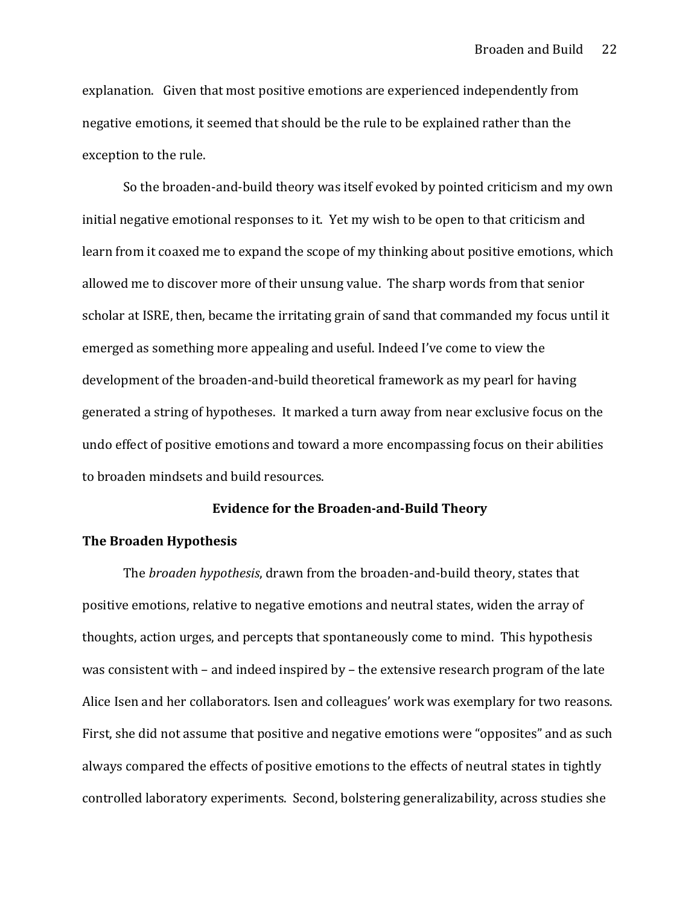explanation.  Given that most positive emotions are experienced independently from negative emotions, it seemed that should be the rule to be explained rather than the exception to the rule.

So the broaden-and-build theory was itself evoked by pointed criticism and my own initial negative emotional responses to it.  Yet my wish to be open to that criticism and learn from it coaxed me to expand the scope of my thinking about positive emotions, which allowed me to discover more of their unsung value.  The sharp words from that senior scholar at ISRE, then, became the irritating grain of sand that commanded my focus until it emerged as something more appealing and useful. Indeed I've come to view the development of the broaden-and-build theoretical framework as my pearl for having generated a string of hypotheses.  It marked a turn away from near exclusive focus on the undo effect of positive emotions and toward a more encompassing focus on their abilities to broaden mindsets and build resources.

## Evidence for the Broaden-and-Build Theory

### The Broaden Hypothesis

The *broaden hypothesis*, drawn from the broaden-and-build theory, states that positive emotions, relative to negative emotions and neutral states, widen the array of thoughts, action urges, and percepts that spontaneously come to mind.  This hypothesis was consistent with – and indeed inspired by – the extensive research program of the late Alice Isen and her collaborators. Isen and colleagues' work was exemplary for two reasons. First, she did not assume that positive and negative emotions were "opposites" and as such always compared the effects of positive emotions to the effects of neutral states in tightly controlled laboratory experiments.  Second, bolstering generalizability, across studies she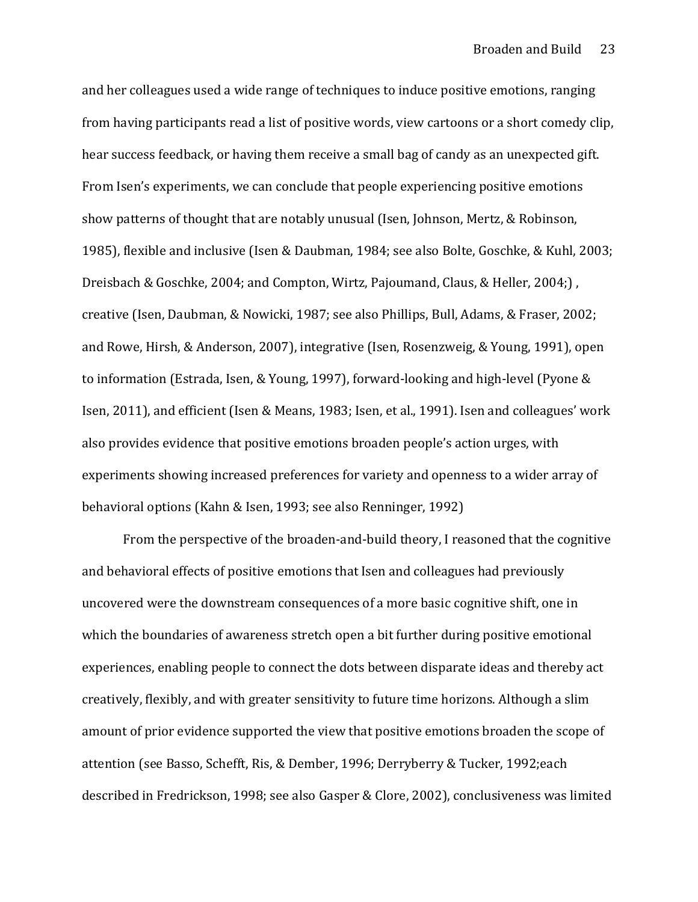and her colleagues used a wide range of techniques to induce positive emotions, ranging from having participants read a list of positive words, view cartoons or a short comedy clip, hear success feedback, or having them receive a small bag of candy as an unexpected gift. From Isen's experiments, we can conclude that people experiencing positive emotions show patterns of thought that are notably unusual (Isen, Johnson, Mertz, & Robinson, 1985), flexible and inclusive (Isen & Daubman, 1984; see also Bolte, Goschke, & Kuhl, 2003; Dreisbach & Goschke, 2004; and Compton, Wirtz, Pajoumand, Claus, & Heller, 2004;) , creative (Isen, Daubman, & Nowicki, 1987; see also Phillips, Bull, Adams, & Fraser, 2002; and Rowe, Hirsh, & Anderson, 2007), integrative (Isen, Rosenzweig, & Young, 1991), open to information (Estrada, Isen, & Young, 1997), forward-looking and high-level (Pyone & Isen, 2011), and efficient (Isen & Means, 1983; Isen, et al., 1991). Isen and colleagues' work also provides evidence that positive emotions broaden people's action urges, with experiments showing increased preferences for variety and openness to a wider array of behavioral options (Kahn & Isen, 1993; see also Renninger, 1992)

From the perspective of the broaden-and-build theory, I reasoned that the cognitive and behavioral effects of positive emotions that Isen and colleagues had previously uncovered were the downstream consequences of a more basic cognitive shift, one in which the boundaries of awareness stretch open a bit further during positive emotional experiences, enabling people to connect the dots between disparate ideas and thereby act creatively, flexibly, and with greater sensitivity to future time horizons. Although a slim amount of prior evidence supported the view that positive emotions broaden the scope of attention (see Basso, Schefft, Ris, & Dember, 1996; Derryberry & Tucker, 1992;each described in Fredrickson, 1998; see also Gasper & Clore, 2002), conclusiveness was limited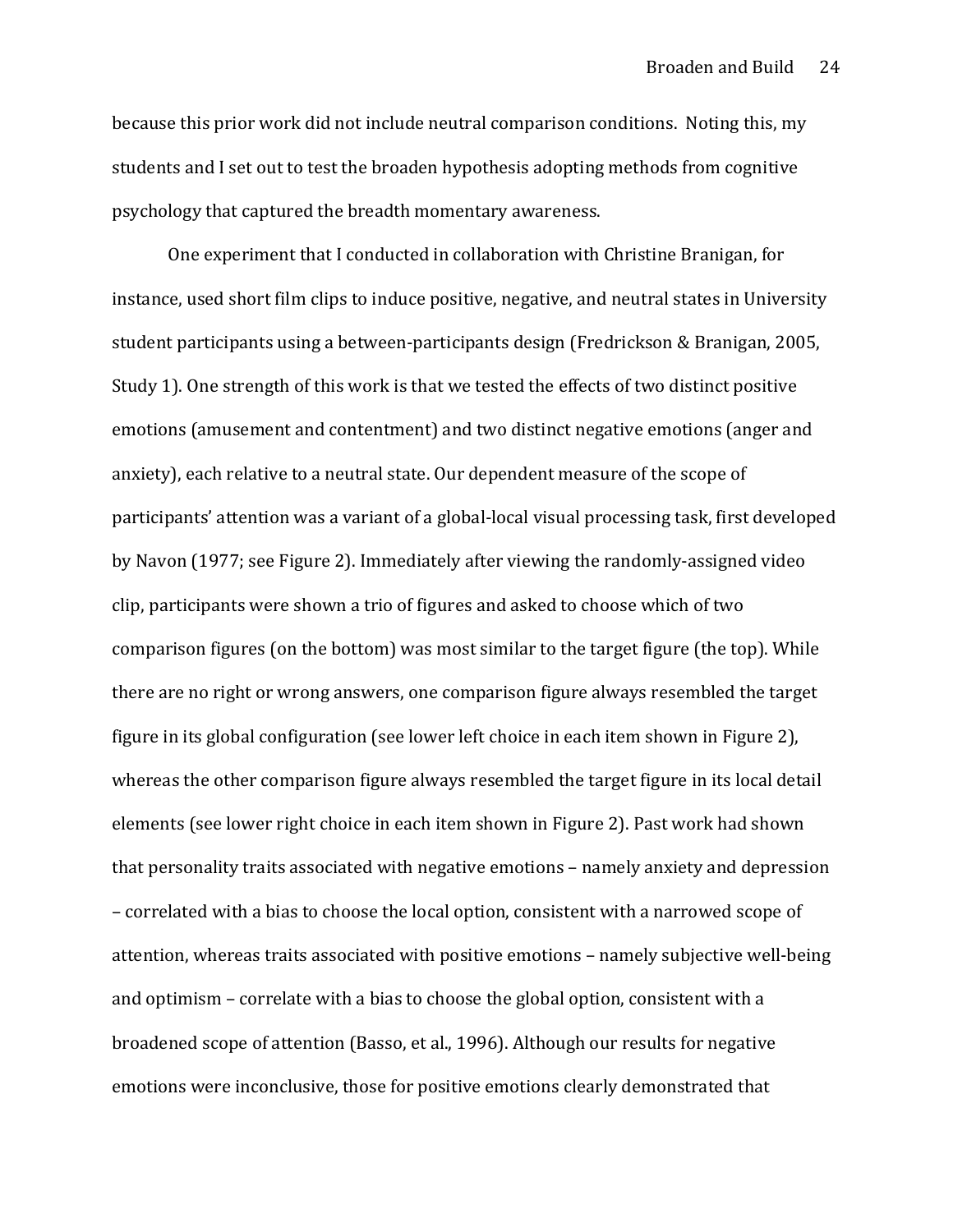because this prior work did not include neutral comparison conditions. Noting this, my students and I set out to test the broaden hypothesis adopting methods from cognitive psychology that captured the breadth momentary awareness.

One experiment that I conducted in collaboration with Christine Branigan, for instance, used short film clips to induce positive, negative, and neutral states in University student participants using a between-participants design (Fredrickson & Branigan, 2005, Study 1). One strength of this work is that we tested the effects of two distinct positive emotions (amusement and contentment) and two distinct negative emotions (anger and anxiety), each relative to a neutral state. Our dependent measure of the scope of participants' attention was a variant of a global-local visual processing task, first developed by Navon (1977; see Figure 2). Immediately after viewing the randomly-assigned video clip, participants were shown a trio of figures and asked to choose which of two comparison figures (on the bottom) was most similar to the target figure (the top). While there are no right or wrong answers, one comparison figure always resembled the target figure in its global configuration (see lower left choice in each item shown in Figure 2), whereas the other comparison figure always resembled the target figure in its local detail elements (see lower right choice in each item shown in Figure 2). Past work had shown that personality traits associated with negative emotions – namely anxiety and depression – correlated with a bias to choose the local option, consistent with a narrowed scope of attention, whereas traits associated with positive emotions – namely subjective well-being and optimism – correlate with a bias to choose the global option, consistent with a broadened scope of attention (Basso, et al., 1996). Although our results for negative emotions were inconclusive, those for positive emotions clearly demonstrated that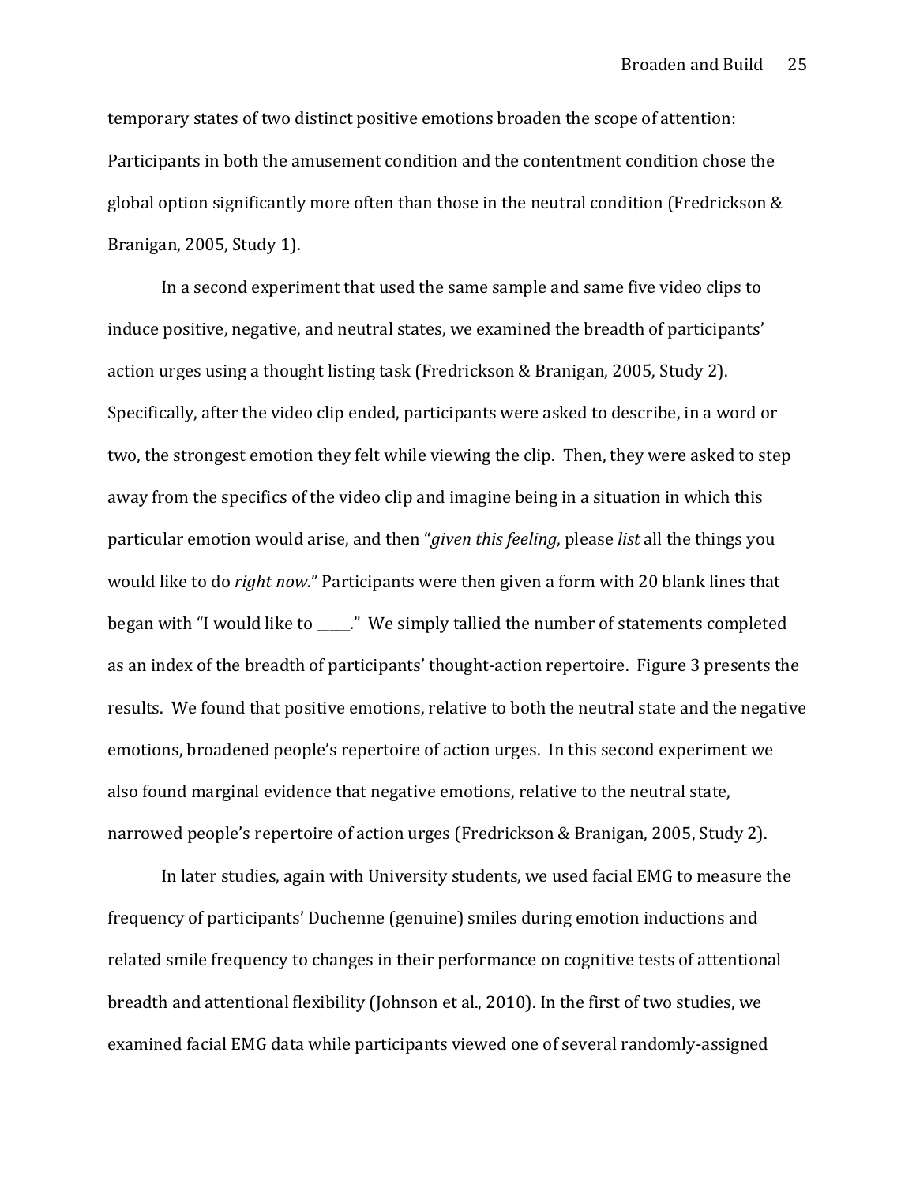temporary states of two distinct positive emotions broaden the scope of attention: Participants in both the amusement condition and the contentment condition chose the global option significantly more often than those in the neutral condition (Fredrickson & Branigan, 2005, Study 1).

In a second experiment that used the same sample and same five video clips to induce positive, negative, and neutral states, we examined the breadth of participants' action urges using a thought listing task (Fredrickson & Branigan, 2005, Study 2). Specifically, after the video clip ended, participants were asked to describe, in a word or two, the strongest emotion they felt while viewing the clip. Then, they were asked to step away from the specifics of the video clip and imagine being in a situation in which this particular emotion would arise, and then "*given this feeling*, please *list* all the things you would like to do *right now*." Participants were then given a form with 20 blank lines that began with "I would like to _____." We simply tallied the number of statements completed as an index of the breadth of participants' thought-action repertoire. Figure 3 presents the results. We found that positive emotions, relative to both the neutral state and the negative emotions, broadened people's repertoire of action urges. In this second experiment we also found marginal evidence that negative emotions, relative to the neutral state, narrowed people's repertoire of action urges (Fredrickson & Branigan, 2005, Study 2).

In later studies, again with University students, we used facial EMG to measure the frequency of participants' Duchenne (genuine) smiles during emotion inductions and related smile frequency to changes in their performance on cognitive tests of attentional breadth and attentional flexibility (Johnson et al., 2010). In the first of two studies, we examined facial EMG data while participants viewed one of several randomly-assigned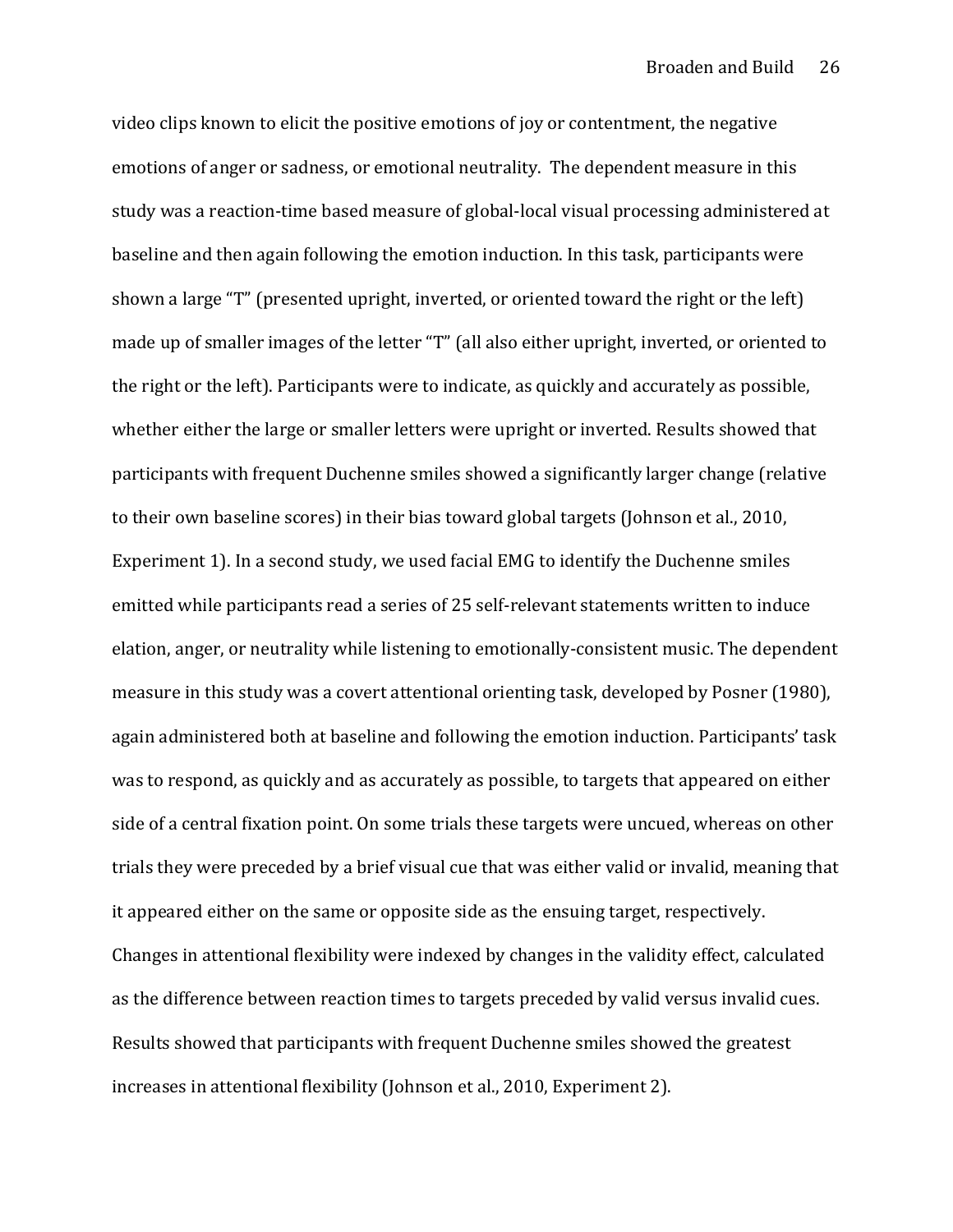video clips known to elicit the positive emotions of joy or contentment, the negative emotions of anger or sadness, or emotional neutrality. The dependent measure in this study was a reaction-time based measure of global-local visual processing administered at baseline and then again following the emotion induction. In this task, participants were shown a large "T" (presented upright, inverted, or oriented toward the right or the left) made up of smaller images of the letter "T" (all also either upright, inverted, or oriented to the right or the left). Participants were to indicate, as quickly and accurately as possible, whether either the large or smaller letters were upright or inverted. Results showed that participants with frequent Duchenne smiles showed a significantly larger change (relative to their own baseline scores) in their bias toward global targets (Johnson et al., 2010, Experiment 1). In a second study, we used facial EMG to identify the Duchenne smiles emitted while participants read a series of 25 self-relevant statements written to induce elation, anger, or neutrality while listening to emotionally-consistent music. The dependent measure in this study was a covert attentional orienting task, developed by Posner (1980), again administered both at baseline and following the emotion induction. Participants' task was to respond, as quickly and as accurately as possible, to targets that appeared on either side of a central fixation point. On some trials these targets were uncued, whereas on other trials they were preceded by a brief visual cue that was either valid or invalid, meaning that it appeared either on the same or opposite side as the ensuing target, respectively. Changes in attentional flexibility were indexed by changes in the validity effect, calculated as the difference between reaction times to targets preceded by valid versus invalid cues. Results showed that participants with frequent Duchenne smiles showed the greatest increases in attentional flexibility (Johnson et al., 2010, Experiment 2).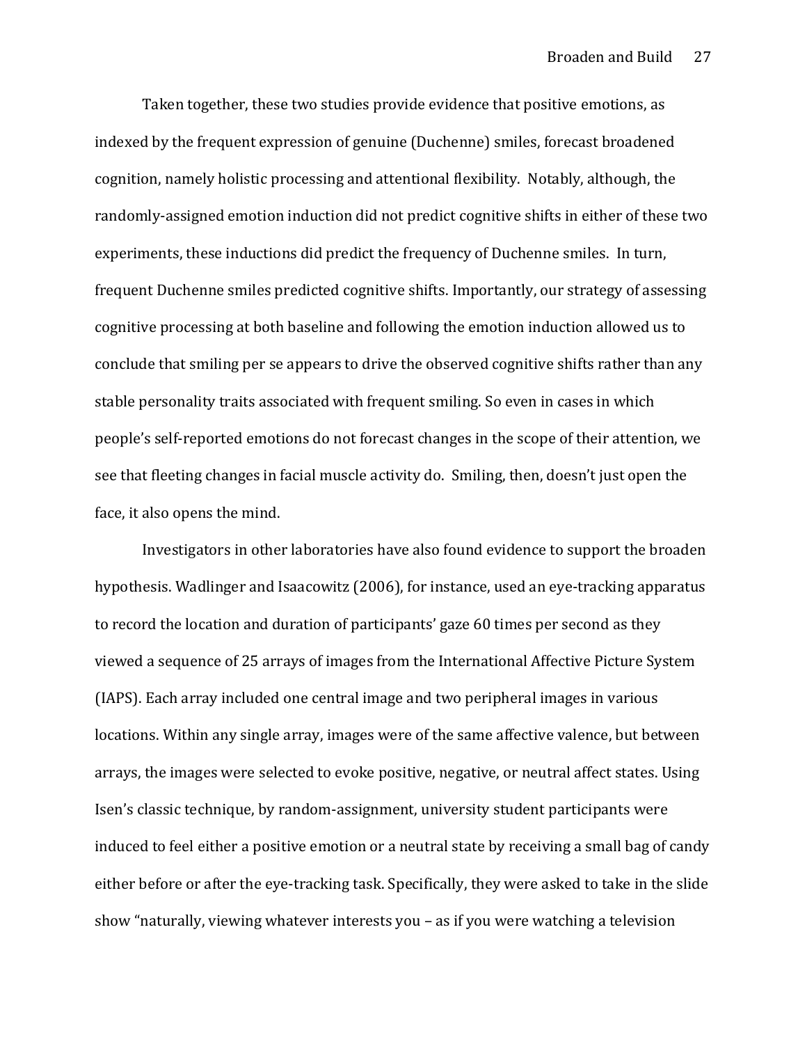Taken together, these two studies provide evidence that positive emotions, as indexed by the frequent expression of genuine (Duchenne) smiles, forecast broadened cognition, namely holistic processing and attentional flexibility. Notably, although, the randomly-assigned emotion induction did not predict cognitive shifts in either of these two experiments, these inductions did predict the frequency of Duchenne smiles. In turn, frequent Duchenne smiles predicted cognitive shifts. Importantly, our strategy of assessing cognitive processing at both baseline and following the emotion induction allowed us to conclude that smiling per se appears to drive the observed cognitive shifts rather than any stable personality traits associated with frequent smiling. So even in cases in which people's self-reported emotions do not forecast changes in the scope of their attention, we see that fleeting changes in facial muscle activity do. Smiling, then, doesn't just open the face, it also opens the mind.

Investigators in other laboratories have also found evidence to support the broaden hypothesis. Wadlinger and Isaacowitz (2006), for instance, used an eye-tracking apparatus to record the location and duration of participants' gaze 60 times per second as they viewed a sequence of 25 arrays of images from the International Affective Picture System (IAPS). Each array included one central image and two peripheral images in various locations. Within any single array, images were of the same affective valence, but between arrays, the images were selected to evoke positive, negative, or neutral affect states. Using Isen's classic technique, by random-assignment, university student participants were induced to feel either a positive emotion or a neutral state by receiving a small bag of candy either before or after the eye-tracking task. Specifically, they were asked to take in the slide show "naturally, viewing whatever interests you – as if you were watching a television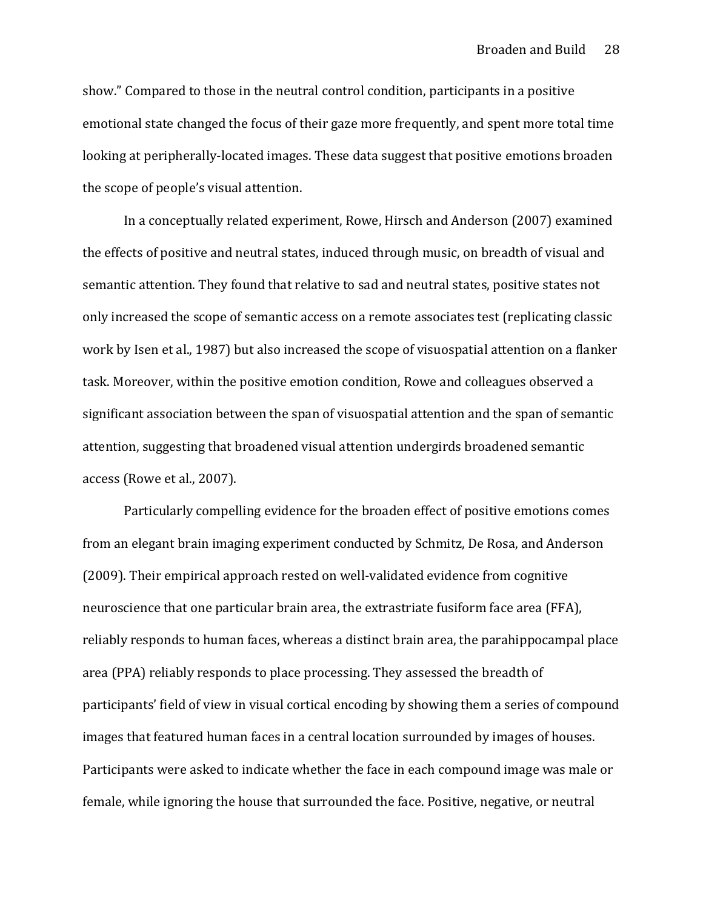show." Compared to those in the neutral control condition, participants in a positive emotional state changed the focus of their gaze more frequently, and spent more total time looking at peripherally-located images. These data suggest that positive emotions broaden the scope of people's visual attention.

In a conceptually related experiment, Rowe, Hirsch and Anderson (2007) examined the effects of positive and neutral states, induced through music, on breadth of visual and semantic attention. They found that relative to sad and neutral states, positive states not only increased the scope of semantic access on a remote associates test (replicating classic work by Isen et al., 1987) but also increased the scope of visuospatial attention on a flanker task. Moreover, within the positive emotion condition, Rowe and colleagues observed a significant association between the span of visuospatial attention and the span of semantic attention, suggesting that broadened visual attention undergirds broadened semantic access (Rowe et al., 2007).

Particularly compelling evidence for the broaden effect of positive emotions comes from an elegant brain imaging experiment conducted by Schmitz, De Rosa, and Anderson (2009). Their empirical approach rested on well-validated evidence from cognitive neuroscience that one particular brain area, the extrastriate fusiform face area (FFA), reliably responds to human faces, whereas a distinct brain area, the parahippocampal place area (PPA) reliably responds to place processing. They assessed the breadth of participants' field of view in visual cortical encoding by showing them a series of compound images that featured human faces in a central location surrounded by images of houses. Participants were asked to indicate whether the face in each compound image was male or female, while ignoring the house that surrounded the face. Positive, negative, or neutral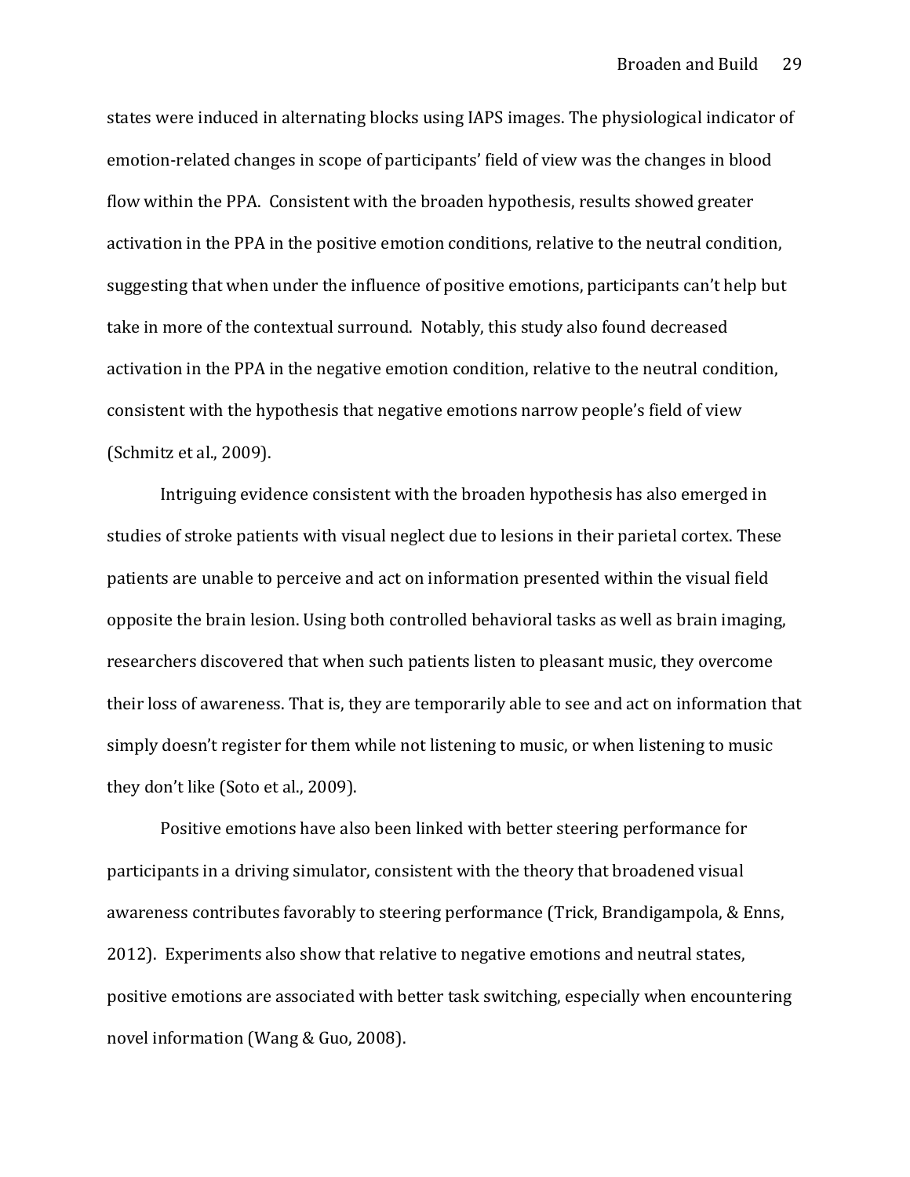states were induced in alternating blocks using IAPS images. The physiological indicator of emotion-related changes in scope of participants' field of view was the changes in blood flow within the PPA. Consistent with the broaden hypothesis, results showed greater activation in the PPA in the positive emotion conditions, relative to the neutral condition, suggesting that when under the influence of positive emotions, participants can't help but take in more of the contextual surround. Notably, this study also found decreased activation in the PPA in the negative emotion condition, relative to the neutral condition, consistent with the hypothesis that negative emotions narrow people's field of view (Schmitz et al., 2009).

Intriguing evidence consistent with the broaden hypothesis has also emerged in studies of stroke patients with visual neglect due to lesions in their parietal cortex. These patients are unable to perceive and act on information presented within the visual field opposite the brain lesion. Using both controlled behavioral tasks as well as brain imaging, researchers discovered that when such patients listen to pleasant music, they overcome their loss of awareness. That is, they are temporarily able to see and act on information that simply doesn't register for them while not listening to music, or when listening to music they don't like (Soto et al., 2009).

Positive emotions have also been linked with better steering performance for participants in a driving simulator, consistent with the theory that broadened visual awareness contributes favorably to steering performance (Trick, Brandigampola, & Enns, 2012). Experiments also show that relative to negative emotions and neutral states, positive emotions are associated with better task switching, especially when encountering novel information (Wang & Guo, 2008).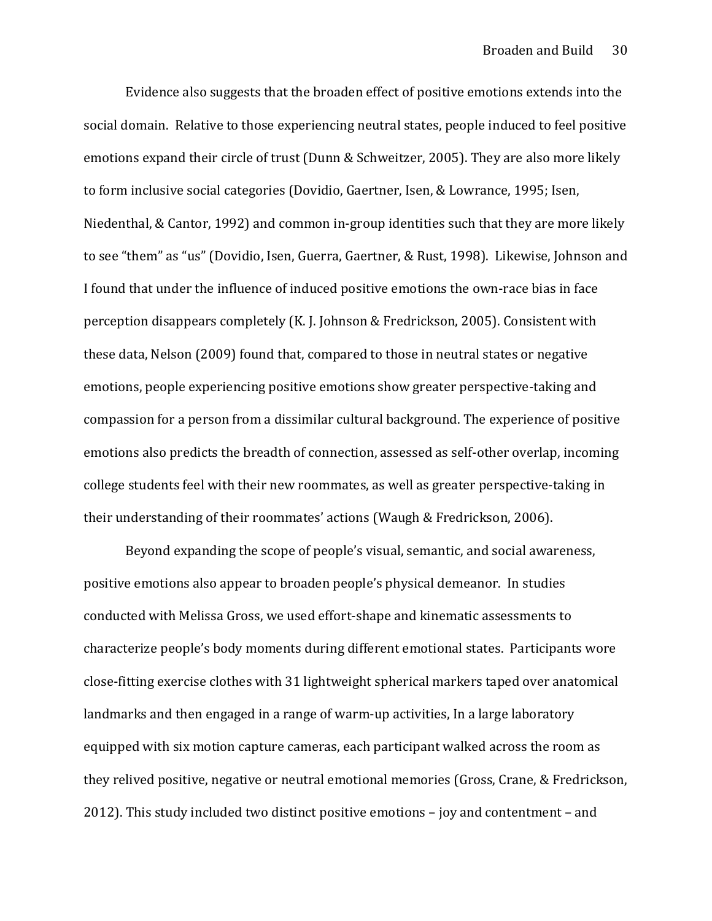Evidence also suggests that the broaden effect of positive emotions extends into the social domain. Relative to those experiencing neutral states, people induced to feel positive emotions expand their circle of trust (Dunn & Schweitzer, 2005). They are also more likely to form inclusive social categories (Dovidio, Gaertner, Isen, & Lowrance, 1995; Isen, Niedenthal, & Cantor, 1992) and common in-group identities such that they are more likely to see "them" as "us" (Dovidio, Isen, Guerra, Gaertner, & Rust, 1998). Likewise, Johnson and I found that under the influence of induced positive emotions the own-race bias in face perception disappears completely (K. J. Johnson & Fredrickson, 2005). Consistent with these data, Nelson (2009) found that, compared to those in neutral states or negative emotions, people experiencing positive emotions show greater perspective-taking and compassion for a person from a dissimilar cultural background. The experience of positive emotions also predicts the breadth of connection, assessed as self-other overlap, incoming college students feel with their new roommates, as well as greater perspective-taking in their understanding of their roommates' actions (Waugh & Fredrickson, 2006).

Beyond expanding the scope of people's visual, semantic, and social awareness, positive emotions also appear to broaden people's physical demeanor. In studies conducted with Melissa Gross, we used effort-shape and kinematic assessments to characterize people's body moments during different emotional states. Participants wore close-fitting exercise clothes with 31 lightweight spherical markers taped over anatomical landmarks and then engaged in a range of warm-up activities, In a large laboratory equipped with six motion capture cameras, each participant walked across the room as they relived positive, negative or neutral emotional memories (Gross, Crane, & Fredrickson, 2012). This study included two distinct positive emotions – joy and contentment – and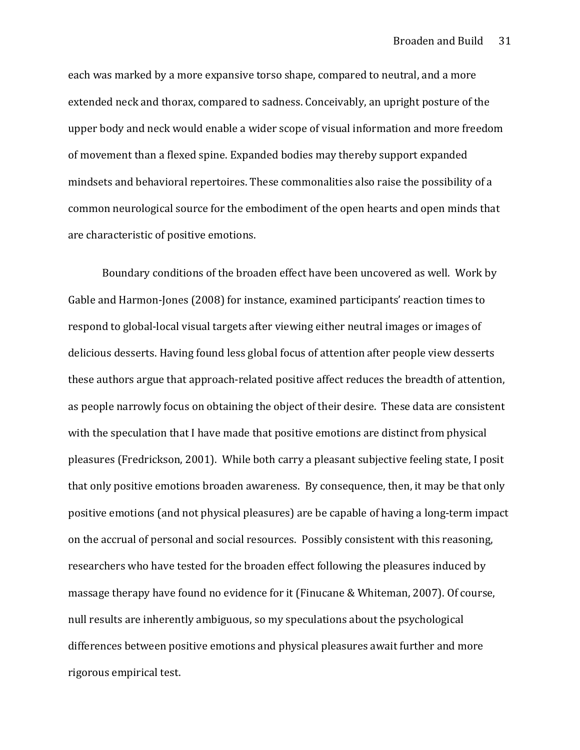each was marked by a more expansive torso shape, compared to neutral, and a more extended neck and thorax, compared to sadness. Conceivably, an upright posture of the upper body and neck would enable a wider scope of visual information and more freedom of movement than a flexed spine. Expanded bodies may thereby support expanded mindsets and behavioral repertoires. These commonalities also raise the possibility of a common neurological source for the embodiment of the open hearts and open minds that are characteristic of positive emotions.

Boundary conditions of the broaden effect have been uncovered as well. Work by Gable and Harmon-Jones (2008) for instance, examined participants' reaction times to respond to global-local visual targets after viewing either neutral images or images of delicious desserts. Having found less global focus of attention after people view desserts these authors argue that approach-related positive affect reduces the breadth of attention, as people narrowly focus on obtaining the object of their desire. These data are consistent with the speculation that I have made that positive emotions are distinct from physical pleasures (Fredrickson, 2001). While both carry a pleasant subjective feeling state, I posit that only positive emotions broaden awareness. By consequence, then, it may be that only positive emotions (and not physical pleasures) are be capable of having a long-term impact on the accrual of personal and social resources. Possibly consistent with this reasoning, researchers who have tested for the broaden effect following the pleasures induced by massage therapy have found no evidence for it (Finucane & Whiteman, 2007). Of course, null results are inherently ambiguous, so my speculations about the psychological differences between positive emotions and physical pleasures await further and more rigorous empirical test.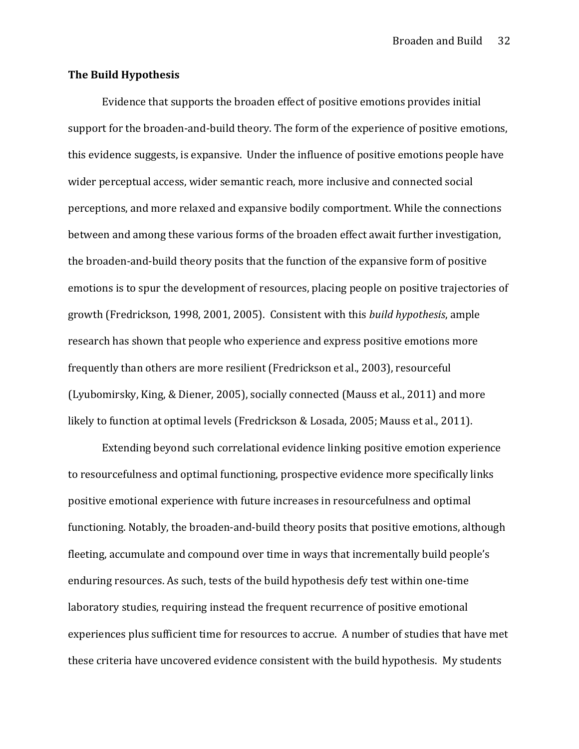### The Build Hypothesis

Evidence that supports the broaden effect of positive emotions provides initial support for the broaden-and-build theory. The form of the experience of positive emotions, this evidence suggests, is expansive. Under the influence of positive emotions people have wider perceptual access, wider semantic reach, more inclusive and connected social perceptions, and more relaxed and expansive bodily comportment. While the connections between and among these various forms of the broaden effect await further investigation, the broaden-and-build theory posits that the function of the expansive form of positive emotions is to spur the development of resources, placing people on positive trajectories of growth (Fredrickson, 1998, 2001, 2005). Consistent with this *build hypothesis*, ample research has shown that people who experience and express positive emotions more frequently than others are more resilient (Fredrickson et al., 2003), resourceful (Lyubomirsky, King, & Diener, 2005), socially connected (Mauss et al., 2011) and more likely to function at optimal levels (Fredrickson & Losada, 2005; Mauss et al., 2011).

Extending beyond such correlational evidence linking positive emotion experience to resourcefulness and optimal functioning, prospective evidence more specifically links positive emotional experience with future increases in resourcefulness and optimal functioning. Notably, the broaden-and-build theory posits that positive emotions, although fleeting, accumulate and compound over time in ways that incrementally build people's enduring resources. As such, tests of the build hypothesis defy test within one-time laboratory studies, requiring instead the frequent recurrence of positive emotional experiences plus sufficient time for resources to accrue. A number of studies that have met these criteria have uncovered evidence consistent with the build hypothesis. My students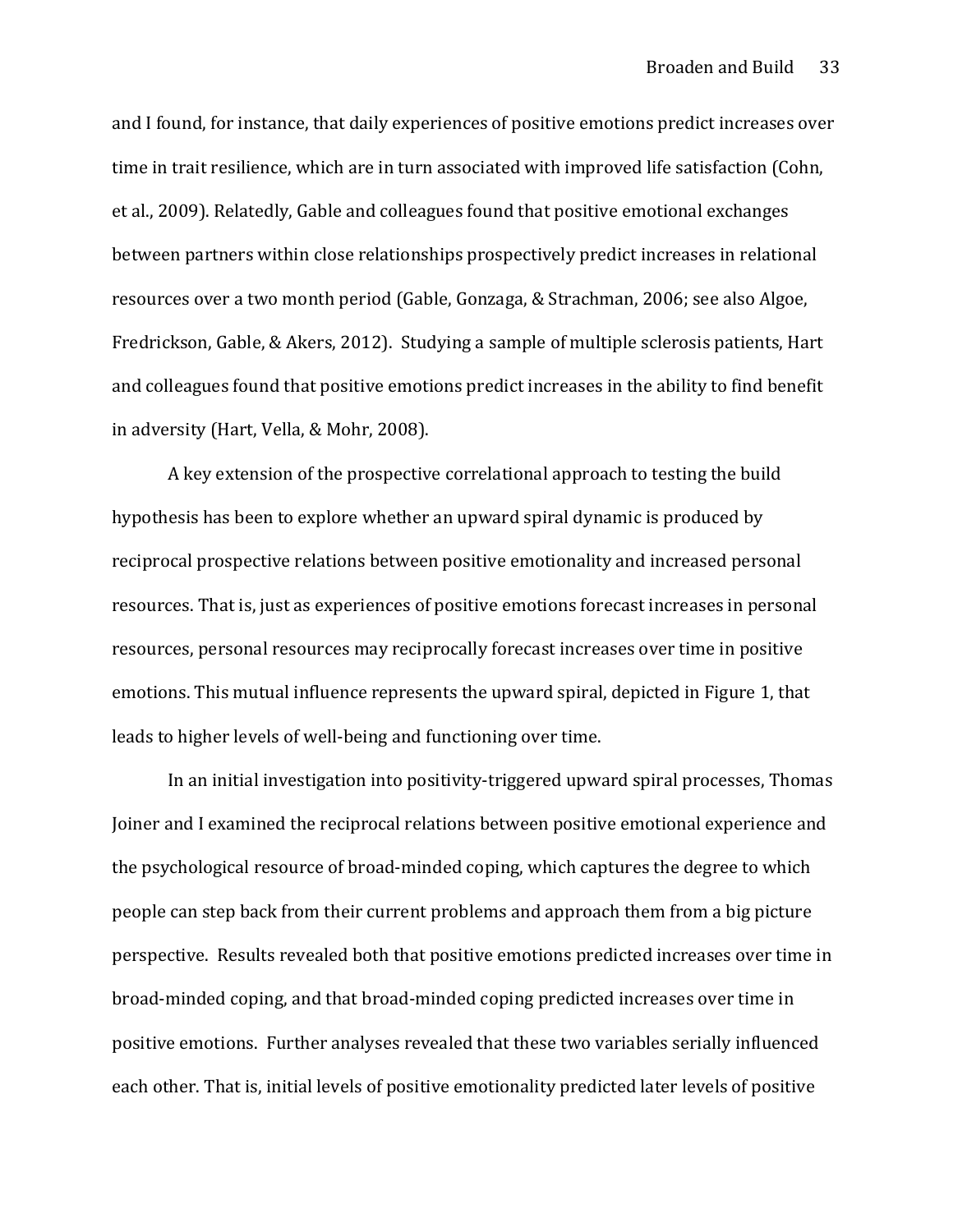and I found, for instance, that daily experiences of positive emotions predict increases over time in trait resilience, which are in turn associated with improved life satisfaction (Cohn, et al., 2009). Relatedly, Gable and colleagues found that positive emotional exchanges between partners within close relationships prospectively predict increases in relational resources over a two month period (Gable, Gonzaga, & Strachman, 2006; see also Algoe, Fredrickson, Gable, & Akers, 2012). Studying a sample of multiple sclerosis patients, Hart and colleagues found that positive emotions predict increases in the ability to find benefit in adversity (Hart, Vella, & Mohr, 2008).

A key extension of the prospective correlational approach to testing the build hypothesis has been to explore whether an upward spiral dynamic is produced by reciprocal prospective relations between positive emotionality and increased personal resources. That is, just as experiences of positive emotions forecast increases in personal resources, personal resources may reciprocally forecast increases over time in positive emotions. This mutual influence represents the upward spiral, depicted in Figure 1, that leads to higher levels of well-being and functioning over time.

In an initial investigation into positivity-triggered upward spiral processes, Thomas Joiner and I examined the reciprocal relations between positive emotional experience and the psychological resource of broad-minded coping, which captures the degree to which people can step back from their current problems and approach them from a big picture perspective. Results revealed both that positive emotions predicted increases over time in broad-minded coping, and that broad-minded coping predicted increases over time in positive emotions. Further analyses revealed that these two variables serially influenced each other. That is, initial levels of positive emotionality predicted later levels of positive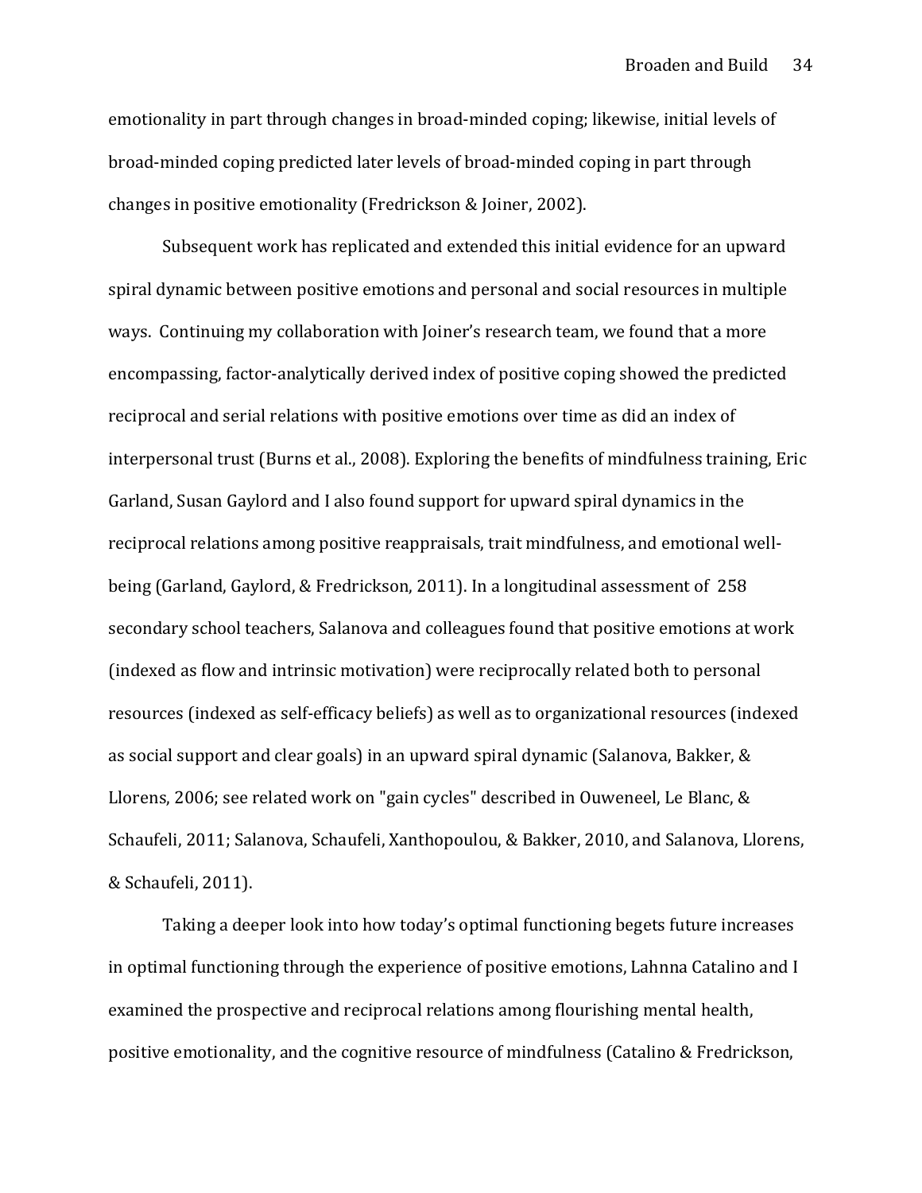emotionality in part through changes in broad-minded coping; likewise, initial levels of broad-minded coping predicted later levels of broad-minded coping in part through changes in positive emotionality (Fredrickson & Joiner, 2002).

Subsequent work has replicated and extended this initial evidence for an upward spiral dynamic between positive emotions and personal and social resources in multiple ways. Continuing my collaboration with Joiner's research team, we found that a more encompassing, factor-analytically derived index of positive coping showed the predicted reciprocal and serial relations with positive emotions over time as did an index of interpersonal trust (Burns et al., 2008). Exploring the benefits of mindfulness training, Eric Garland, Susan Gaylord and I also found support for upward spiral dynamics in the reciprocal relations among positive reappraisals, trait mindfulness, and emotional well-being (Garland, Gaylord, & Fredrickson, 2011). In a longitudinal assessment of 258 secondary school teachers, Salanova and colleagues found that positive emotions at work (indexed as flow and intrinsic motivation) were reciprocally related both to personal resources (indexed as self-efficacy beliefs) as well as to organizational resources (indexed as social support and clear goals) in an upward spiral dynamic (Salanova, Bakker, & Llorens, 2006; see related work on "gain cycles" described in Ouweneel, Le Blanc, & Schaufeli, 2011; Salanova, Schaufeli, Xanthopoulou, & Bakker, 2010, and Salanova, Llorens, & Schaufeli, 2011).

Taking a deeper look into how today's optimal functioning begets future increases in optimal functioning through the experience of positive emotions, Lahnna Catalino and I examined the prospective and reciprocal relations among flourishing mental health, positive emotionality, and the cognitive resource of mindfulness (Catalino & Fredrickson,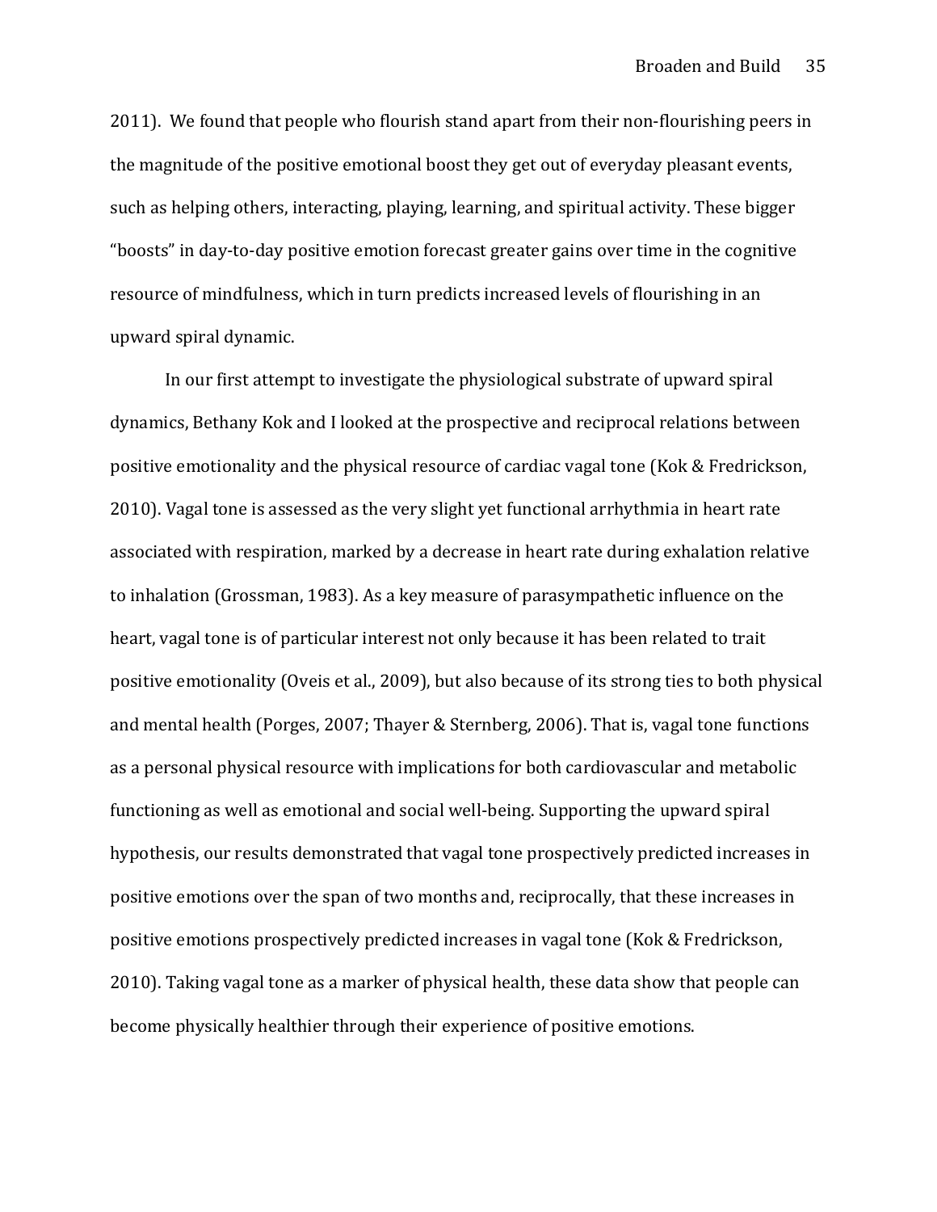2011). We found that people who flourish stand apart from their non-flourishing peers in the magnitude of the positive emotional boost they get out of everyday pleasant events, such as helping others, interacting, playing, learning, and spiritual activity. These bigger "boosts" in day-to-day positive emotion forecast greater gains over time in the cognitive resource of mindfulness, which in turn predicts increased levels of flourishing in an upward spiral dynamic.

In our first attempt to investigate the physiological substrate of upward spiral dynamics, Bethany Kok and I looked at the prospective and reciprocal relations between positive emotionality and the physical resource of cardiac vagal tone (Kok & Fredrickson, 2010). Vagal tone is assessed as the very slight yet functional arrhythmia in heart rate associated with respiration, marked by a decrease in heart rate during exhalation relative to inhalation (Grossman, 1983). As a key measure of parasympathetic influence on the heart, vagal tone is of particular interest not only because it has been related to trait positive emotionality (Oveis et al., 2009), but also because of its strong ties to both physical and mental health (Porges, 2007; Thayer & Sternberg, 2006). That is, vagal tone functions as a personal physical resource with implications for both cardiovascular and metabolic functioning as well as emotional and social well-being. Supporting the upward spiral hypothesis, our results demonstrated that vagal tone prospectively predicted increases in positive emotions over the span of two months and, reciprocally, that these increases in positive emotions prospectively predicted increases in vagal tone (Kok & Fredrickson, 2010). Taking vagal tone as a marker of physical health, these data show that people can become physically healthier through their experience of positive emotions.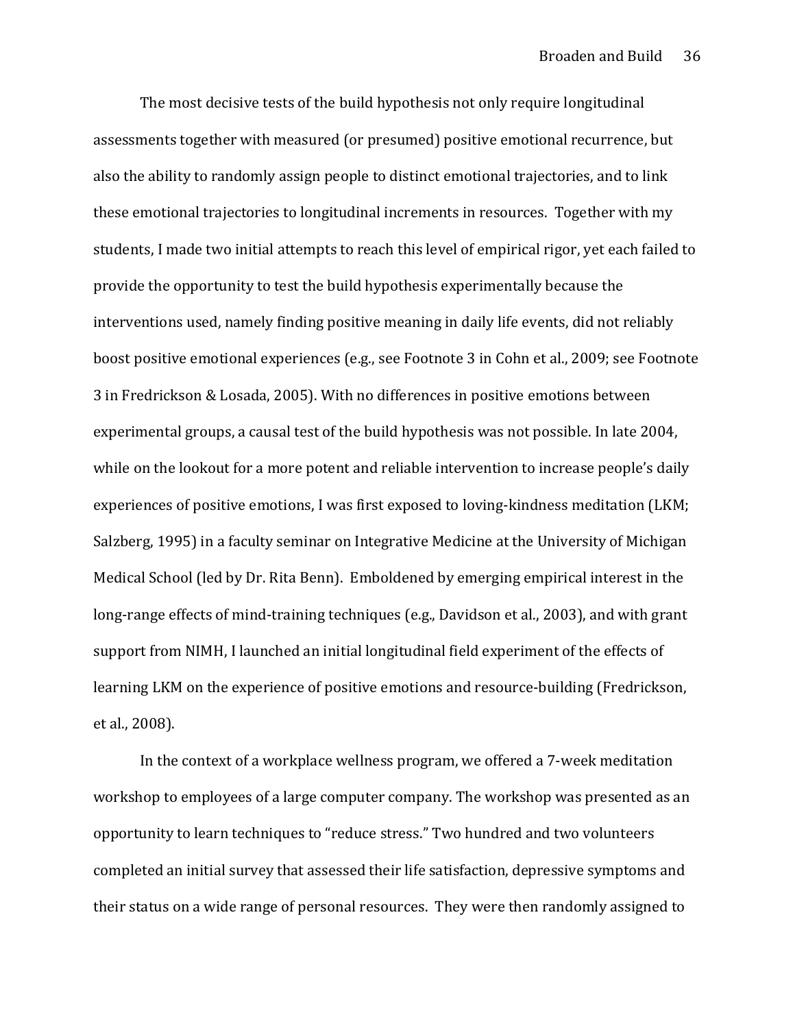The most decisive tests of the build hypothesis not only require longitudinal assessments together with measured (or presumed) positive emotional recurrence, but also the ability to randomly assign people to distinct emotional trajectories, and to link these emotional trajectories to longitudinal increments in resources. Together with my students, I made two initial attempts to reach this level of empirical rigor, yet each failed to provide the opportunity to test the build hypothesis experimentally because the interventions used, namely finding positive meaning in daily life events, did not reliably boost positive emotional experiences (e.g., see Footnote 3 in Cohn et al., 2009; see Footnote 3 in Fredrickson & Losada, 2005). With no differences in positive emotions between experimental groups, a causal test of the build hypothesis was not possible. In late 2004, while on the lookout for a more potent and reliable intervention to increase people's daily experiences of positive emotions, I was first exposed to loving-kindness meditation (LKM; Salzberg, 1995) in a faculty seminar on Integrative Medicine at the University of Michigan Medical School (led by Dr. Rita Benn). Emboldened by emerging empirical interest in the long-range effects of mind-training techniques (e.g., Davidson et al., 2003), and with grant support from NIMH, I launched an initial longitudinal field experiment of the effects of learning LKM on the experience of positive emotions and resource-building (Fredrickson, et al., 2008).

In the context of a workplace wellness program, we offered a 7-week meditation workshop to employees of a large computer company. The workshop was presented as an opportunity to learn techniques to "reduce stress." Two hundred and two volunteers completed an initial survey that assessed their life satisfaction, depressive symptoms and their status on a wide range of personal resources. They were then randomly assigned to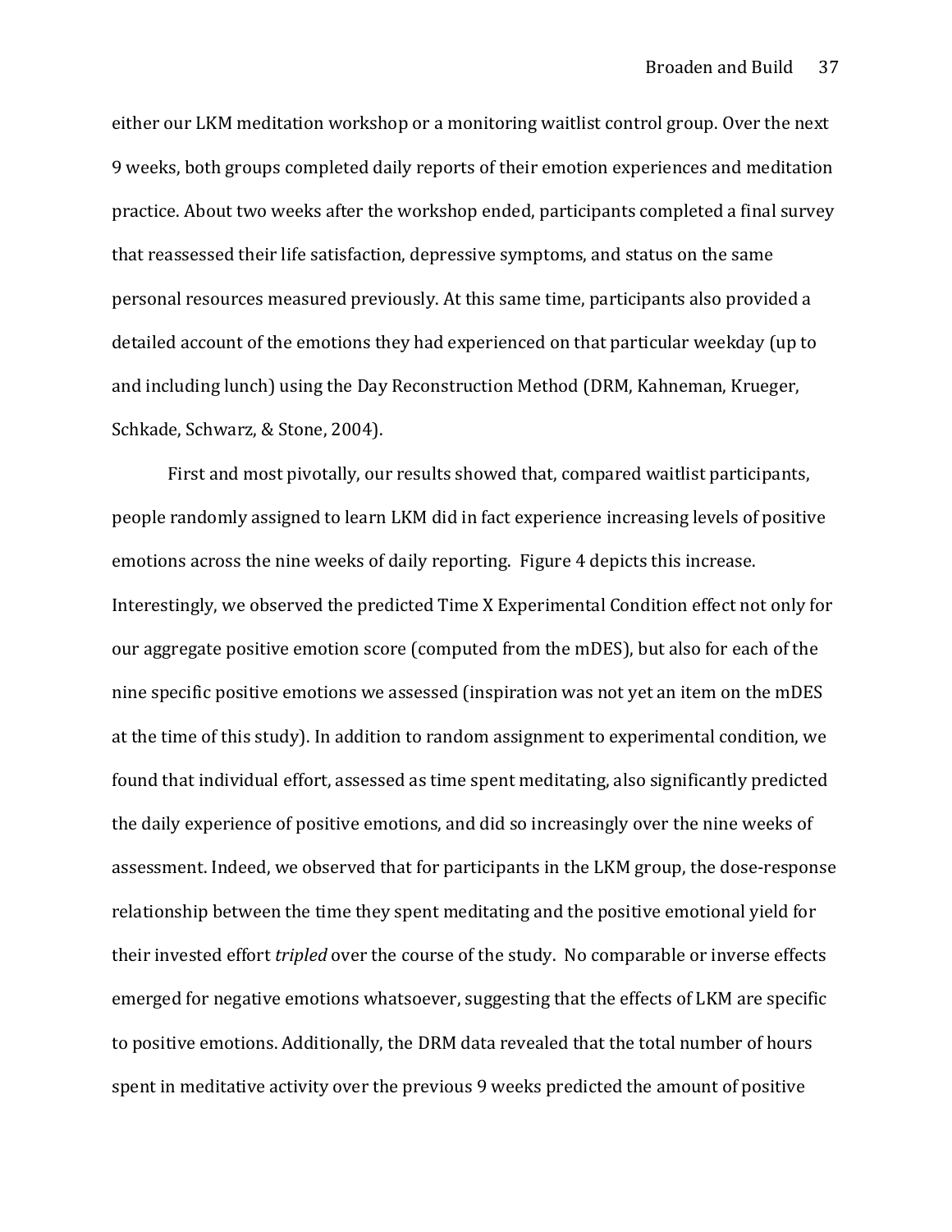either our LKM meditation workshop or a monitoring waitlist control group. Over the next 9 weeks, both groups completed daily reports of their emotion experiences and meditation practice. About two weeks after the workshop ended, participants completed a final survey that reassessed their life satisfaction, depressive symptoms, and status on the same personal resources measured previously. At this same time, participants also provided a detailed account of the emotions they had experienced on that particular weekday (up to and including lunch) using the Day Reconstruction Method (DRM, Kahneman, Krueger, Schkade, Schwarz, & Stone, 2004).

First and most pivotally, our results showed that, compared waitlist participants, people randomly assigned to learn LKM did in fact experience increasing levels of positive emotions across the nine weeks of daily reporting. Figure 4 depicts this increase. Interestingly, we observed the predicted Time X Experimental Condition effect not only for our aggregate positive emotion score (computed from the mDES), but also for each of the nine specific positive emotions we assessed (inspiration was not yet an item on the mDES at the time of this study). In addition to random assignment to experimental condition, we found that individual effort, assessed as time spent meditating, also significantly predicted the daily experience of positive emotions, and did so increasingly over the nine weeks of assessment. Indeed, we observed that for participants in the LKM group, the dose-response relationship between the time they spent meditating and the positive emotional yield for their invested effort *tripled* over the course of the study. No comparable or inverse effects emerged for negative emotions whatsoever, suggesting that the effects of LKM are specific to positive emotions. Additionally, the DRM data revealed that the total number of hours spent in meditative activity over the previous 9 weeks predicted the amount of positive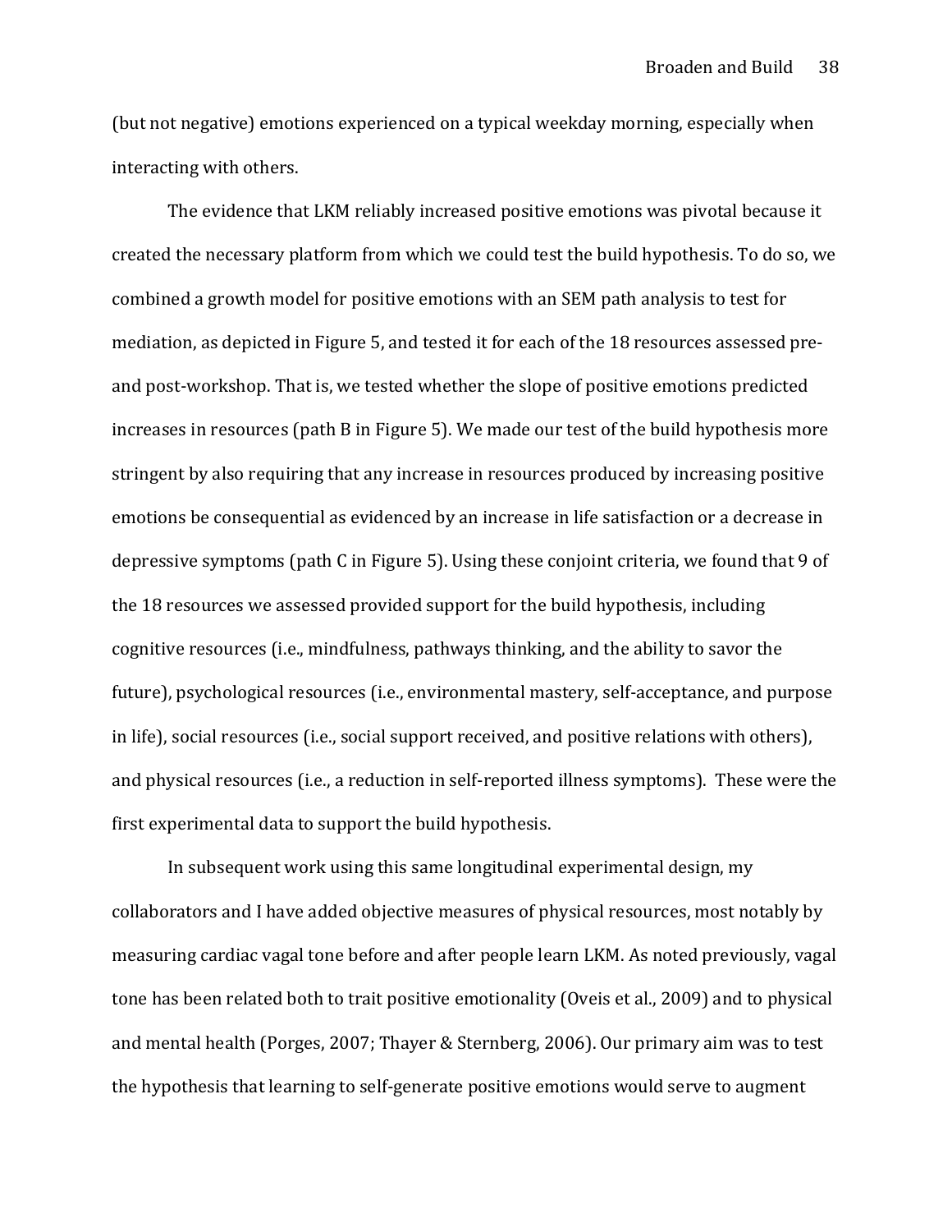(but not negative) emotions experienced on a typical weekday morning, especially when interacting with others.

The evidence that LKM reliably increased positive emotions was pivotal because it created the necessary platform from which we could test the build hypothesis. To do so, we combined a growth model for positive emotions with an SEM path analysis to test for mediation, as depicted in Figure 5, and tested it for each of the 18 resources assessed pre- and post-workshop. That is, we tested whether the slope of positive emotions predicted increases in resources (path B in Figure 5). We made our test of the build hypothesis more stringent by also requiring that any increase in resources produced by increasing positive emotions be consequential as evidenced by an increase in life satisfaction or a decrease in depressive symptoms (path C in Figure 5). Using these conjoint criteria, we found that 9 of the 18 resources we assessed provided support for the build hypothesis, including cognitive resources (i.e., mindfulness, pathways thinking, and the ability to savor the future), psychological resources (i.e., environmental mastery, self-acceptance, and purpose in life), social resources (i.e., social support received, and positive relations with others), and physical resources (i.e., a reduction in self-reported illness symptoms). These were the first experimental data to support the build hypothesis.

In subsequent work using this same longitudinal experimental design, my collaborators and I have added objective measures of physical resources, most notably by measuring cardiac vagal tone before and after people learn LKM. As noted previously, vagal tone has been related both to trait positive emotionality (Oveis et al., 2009) and to physical and mental health (Porges, 2007; Thayer & Sternberg, 2006). Our primary aim was to test the hypothesis that learning to self-generate positive emotions would serve to augment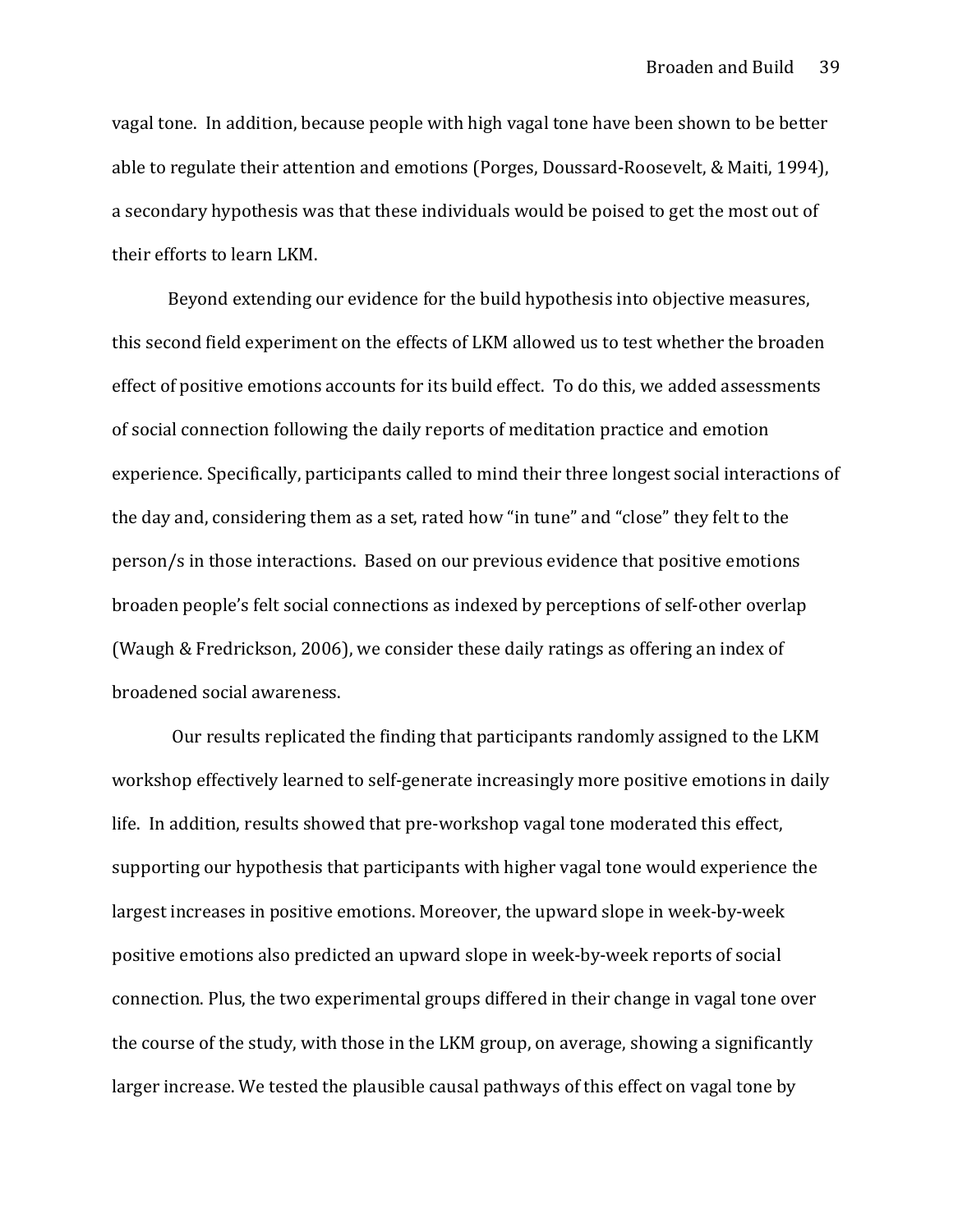vagal tone. In addition, because people with high vagal tone have been shown to be better able to regulate their attention and emotions (Porges, Doussard-Roosevelt, & Maiti, 1994), a secondary hypothesis was that these individuals would be poised to get the most out of their efforts to learn LKM.

Beyond extending our evidence for the build hypothesis into objective measures, this second field experiment on the effects of LKM allowed us to test whether the broaden effect of positive emotions accounts for its build effect. To do this, we added assessments of social connection following the daily reports of meditation practice and emotion experience. Specifically, participants called to mind their three longest social interactions of the day and, considering them as a set, rated how "in tune" and "close" they felt to the person/s in those interactions. Based on our previous evidence that positive emotions broaden people's felt social connections as indexed by perceptions of self-other overlap (Waugh & Fredrickson, 2006), we consider these daily ratings as offering an index of broadened social awareness.

Our results replicated the finding that participants randomly assigned to the LKM workshop effectively learned to self-generate increasingly more positive emotions in daily life. In addition, results showed that pre-workshop vagal tone moderated this effect, supporting our hypothesis that participants with higher vagal tone would experience the largest increases in positive emotions. Moreover, the upward slope in week-by-week positive emotions also predicted an upward slope in week-by-week reports of social connection. Plus, the two experimental groups differed in their change in vagal tone over the course of the study, with those in the LKM group, on average, showing a significantly larger increase. We tested the plausible causal pathways of this effect on vagal tone by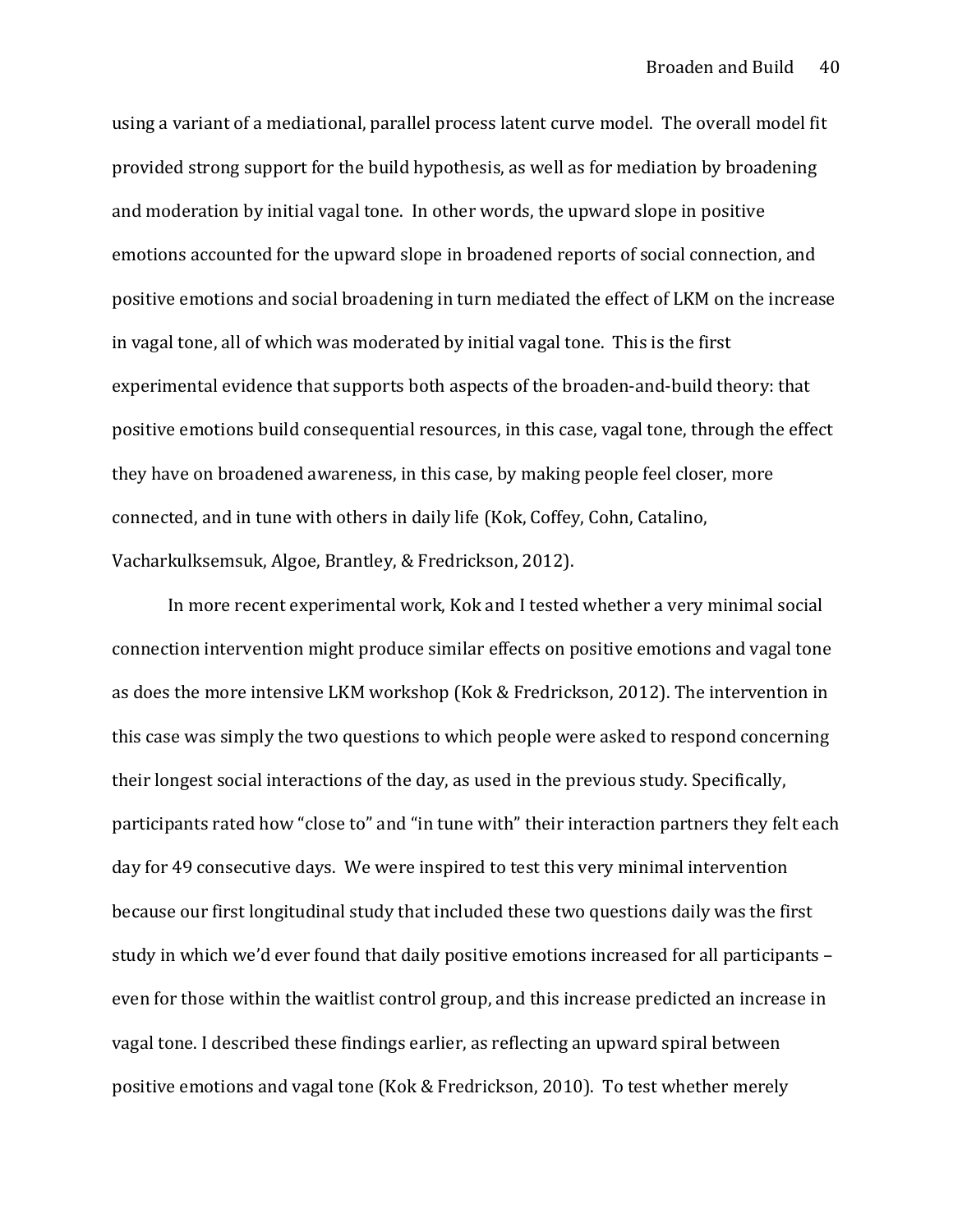using a variant of a mediational, parallel process latent curve model. The overall model fit provided strong support for the build hypothesis, as well as for mediation by broadening and moderation by initial vagal tone. In other words, the upward slope in positive emotions accounted for the upward slope in broadened reports of social connection, and positive emotions and social broadening in turn mediated the effect of LKM on the increase in vagal tone, all of which was moderated by initial vagal tone. This is the first experimental evidence that supports both aspects of the broaden-and-build theory: that positive emotions build consequential resources, in this case, vagal tone, through the effect they have on broadened awareness, in this case, by making people feel closer, more connected, and in tune with others in daily life (Kok, Coffey, Cohn, Catalino, Vacharkulksemsuk, Algoe, Brantley, & Fredrickson, 2012).

In more recent experimental work, Kok and I tested whether a very minimal social connection intervention might produce similar effects on positive emotions and vagal tone as does the more intensive LKM workshop (Kok & Fredrickson, 2012). The intervention in this case was simply the two questions to which people were asked to respond concerning their longest social interactions of the day, as used in the previous study. Specifically, participants rated how "close to" and "in tune with" their interaction partners they felt each day for 49 consecutive days. We were inspired to test this very minimal intervention because our first longitudinal study that included these two questions daily was the first study in which we'd ever found that daily positive emotions increased for all participants – even for those within the waitlist control group, and this increase predicted an increase in vagal tone. I described these findings earlier, as reflecting an upward spiral between positive emotions and vagal tone (Kok & Fredrickson, 2010). To test whether merely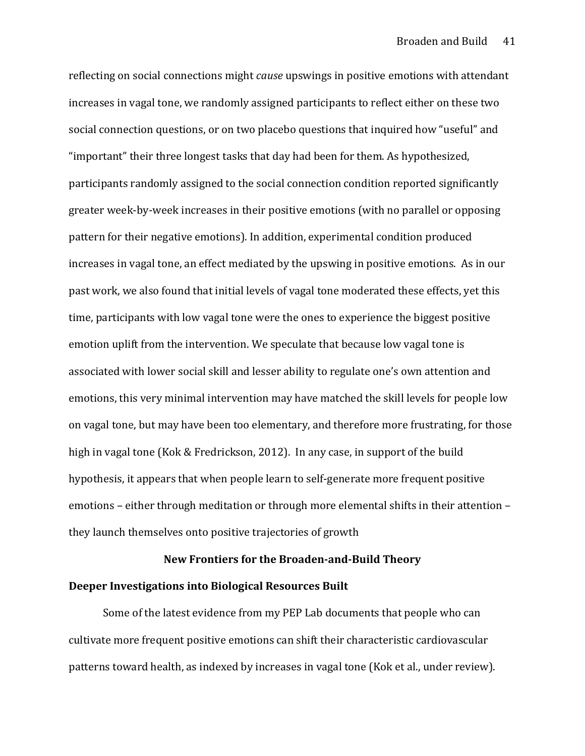reflecting on social connections might *cause* upswings in positive emotions with attendant increases in vagal tone, we randomly assigned participants to reflect either on these two social connection questions, or on two placebo questions that inquired how "useful" and "important" their three longest tasks that day had been for them. As hypothesized, participants randomly assigned to the social connection condition reported significantly greater week-by-week increases in their positive emotions (with no parallel or opposing pattern for their negative emotions). In addition, experimental condition produced increases in vagal tone, an effect mediated by the upswing in positive emotions. As in our past work, we also found that initial levels of vagal tone moderated these effects, yet this time, participants with low vagal tone were the ones to experience the biggest positive emotion uplift from the intervention. We speculate that because low vagal tone is associated with lower social skill and lesser ability to regulate one's own attention and emotions, this very minimal intervention may have matched the skill levels for people low on vagal tone, but may have been too elementary, and therefore more frustrating, for those high in vagal tone (Kok & Fredrickson, 2012). In any case, in support of the build hypothesis, it appears that when people learn to self-generate more frequent positive emotions – either through meditation or through more elemental shifts in their attention – they launch themselves onto positive trajectories of growth

## New Frontiers for the Broaden-and-Build Theory

### Deeper Investigations into Biological Resources Built

Some of the latest evidence from my PEP Lab documents that people who can cultivate more frequent positive emotions can shift their characteristic cardiovascular patterns toward health, as indexed by increases in vagal tone (Kok et al., under review).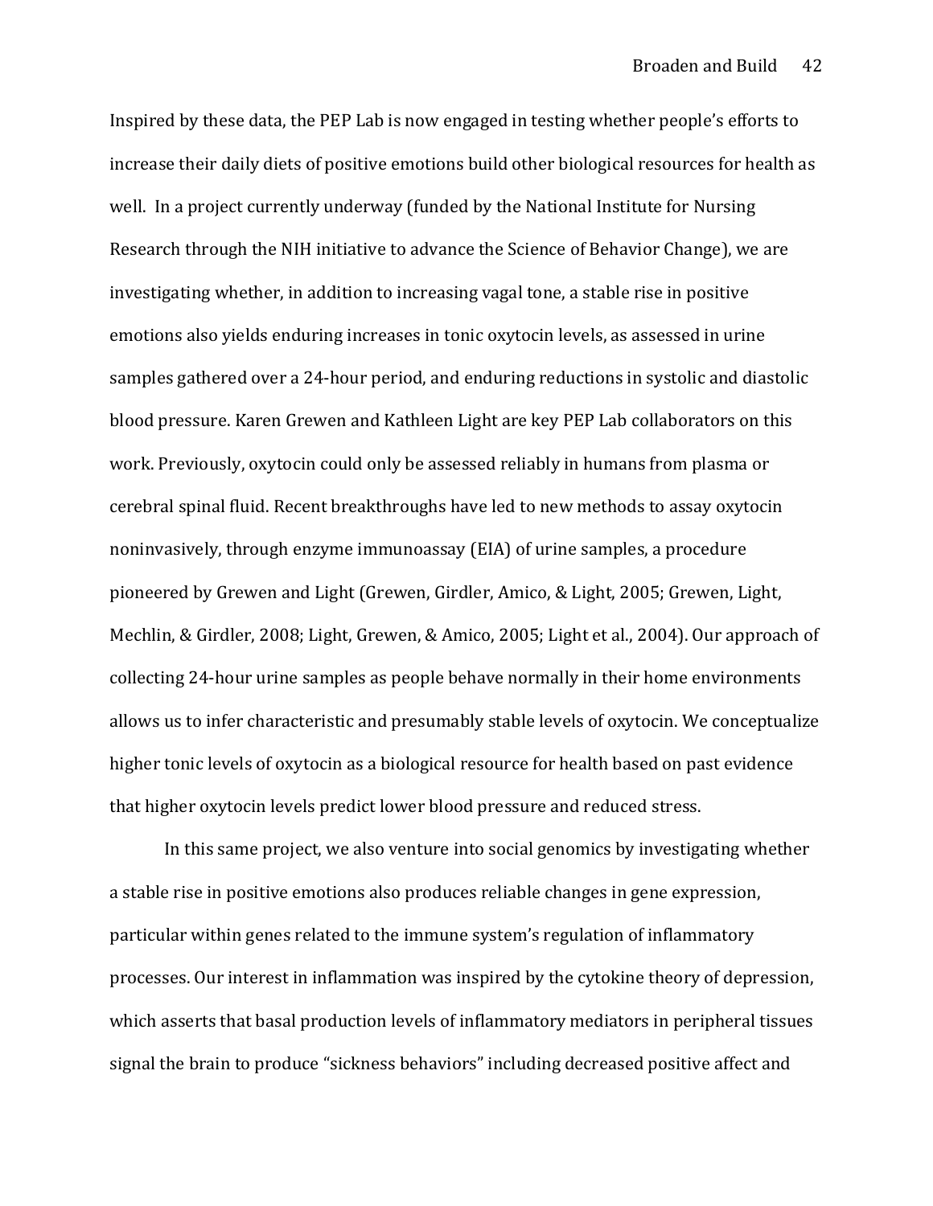Inspired by these data, the PEP Lab is now engaged in testing whether people's efforts to increase their daily diets of positive emotions build other biological resources for health as well. In a project currently underway (funded by the National Institute for Nursing Research through the NIH initiative to advance the Science of Behavior Change), we are investigating whether, in addition to increasing vagal tone, a stable rise in positive emotions also yields enduring increases in tonic oxytocin levels, as assessed in urine samples gathered over a 24-hour period, and enduring reductions in systolic and diastolic blood pressure. Karen Grewen and Kathleen Light are key PEP Lab collaborators on this work. Previously, oxytocin could only be assessed reliably in humans from plasma or cerebral spinal fluid. Recent breakthroughs have led to new methods to assay oxytocin noninvasively, through enzyme immunoassay (EIA) of urine samples, a procedure pioneered by Grewen and Light (Grewen, Girdler, Amico, & Light, 2005; Grewen, Light, Mechlin, & Girdler, 2008; Light, Grewen, & Amico, 2005; Light et al., 2004). Our approach of collecting 24-hour urine samples as people behave normally in their home environments allows us to infer characteristic and presumably stable levels of oxytocin. We conceptualize higher tonic levels of oxytocin as a biological resource for health based on past evidence that higher oxytocin levels predict lower blood pressure and reduced stress.

In this same project, we also venture into social genomics by investigating whether a stable rise in positive emotions also produces reliable changes in gene expression, particular within genes related to the immune system's regulation of inflammatory processes. Our interest in inflammation was inspired by the cytokine theory of depression, which asserts that basal production levels of inflammatory mediators in peripheral tissues signal the brain to produce "sickness behaviors" including decreased positive affect and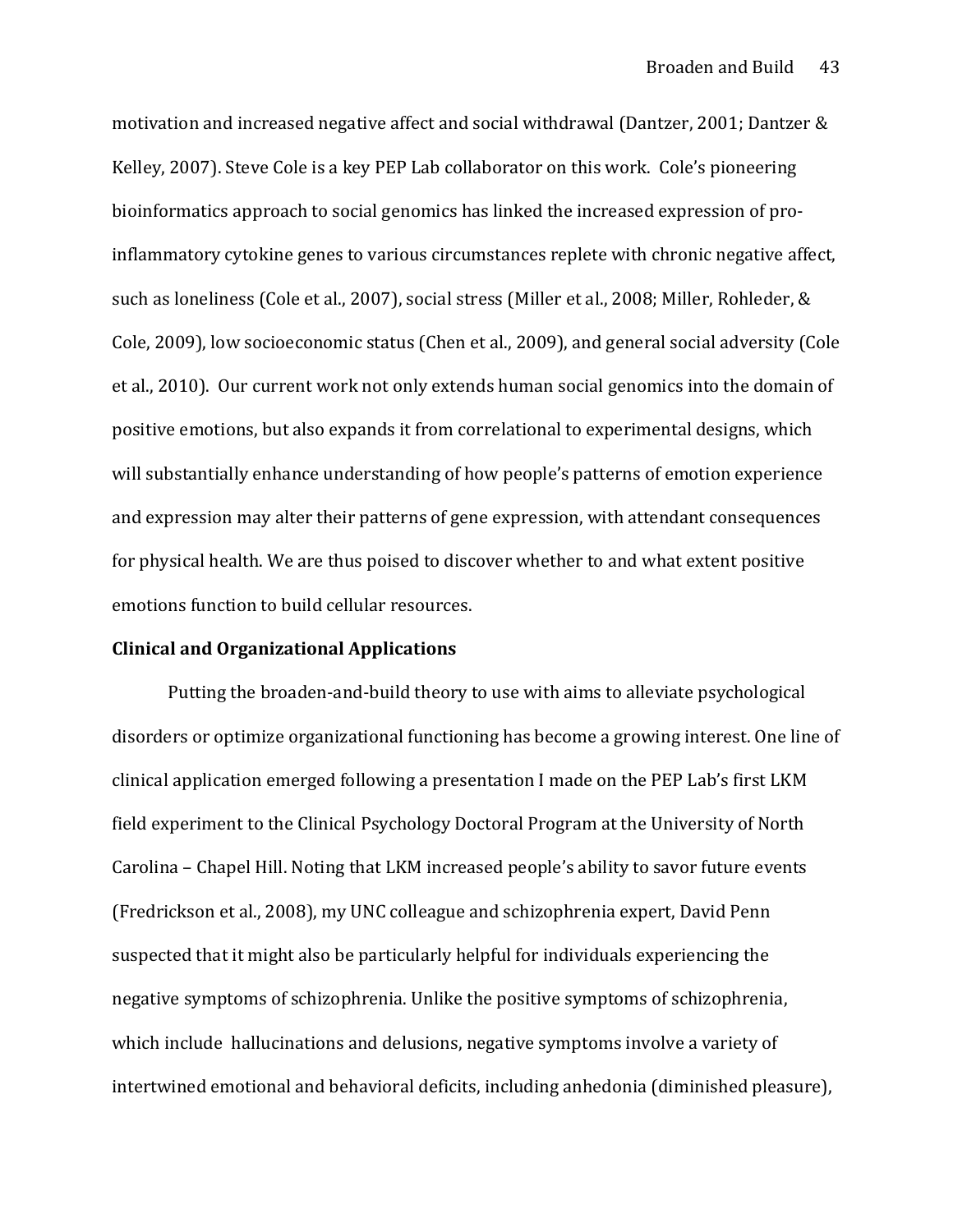motivation and increased negative affect and social withdrawal (Dantzer, 2001; Dantzer & Kelley, 2007). Steve Cole is a key PEP Lab collaborator on this work. Cole's pioneering bioinformatics approach to social genomics has linked the increased expression of pro-inflammatory cytokine genes to various circumstances replete with chronic negative affect, such as loneliness (Cole et al., 2007), social stress (Miller et al., 2008; Miller, Rohleder, & Cole, 2009), low socioeconomic status (Chen et al., 2009), and general social adversity (Cole et al., 2010). Our current work not only extends human social genomics into the domain of positive emotions, but also expands it from correlational to experimental designs, which will substantially enhance understanding of how people's patterns of emotion experience and expression may alter their patterns of gene expression, with attendant consequences for physical health. We are thus poised to discover whether to and what extent positive emotions function to build cellular resources.

**Clinical and Organizational Applications**

Putting the broaden-and-build theory to use with aims to alleviate psychological disorders or optimize organizational functioning has become a growing interest. One line of clinical application emerged following a presentation I made on the PEP Lab's first LKM field experiment to the Clinical Psychology Doctoral Program at the University of North Carolina – Chapel Hill. Noting that LKM increased people's ability to savor future events (Fredrickson et al., 2008), my UNC colleague and schizophrenia expert, David Penn suspected that it might also be particularly helpful for individuals experiencing the negative symptoms of schizophrenia. Unlike the positive symptoms of schizophrenia, which include hallucinations and delusions, negative symptoms involve a variety of intertwined emotional and behavioral deficits, including anhedonia (diminished pleasure),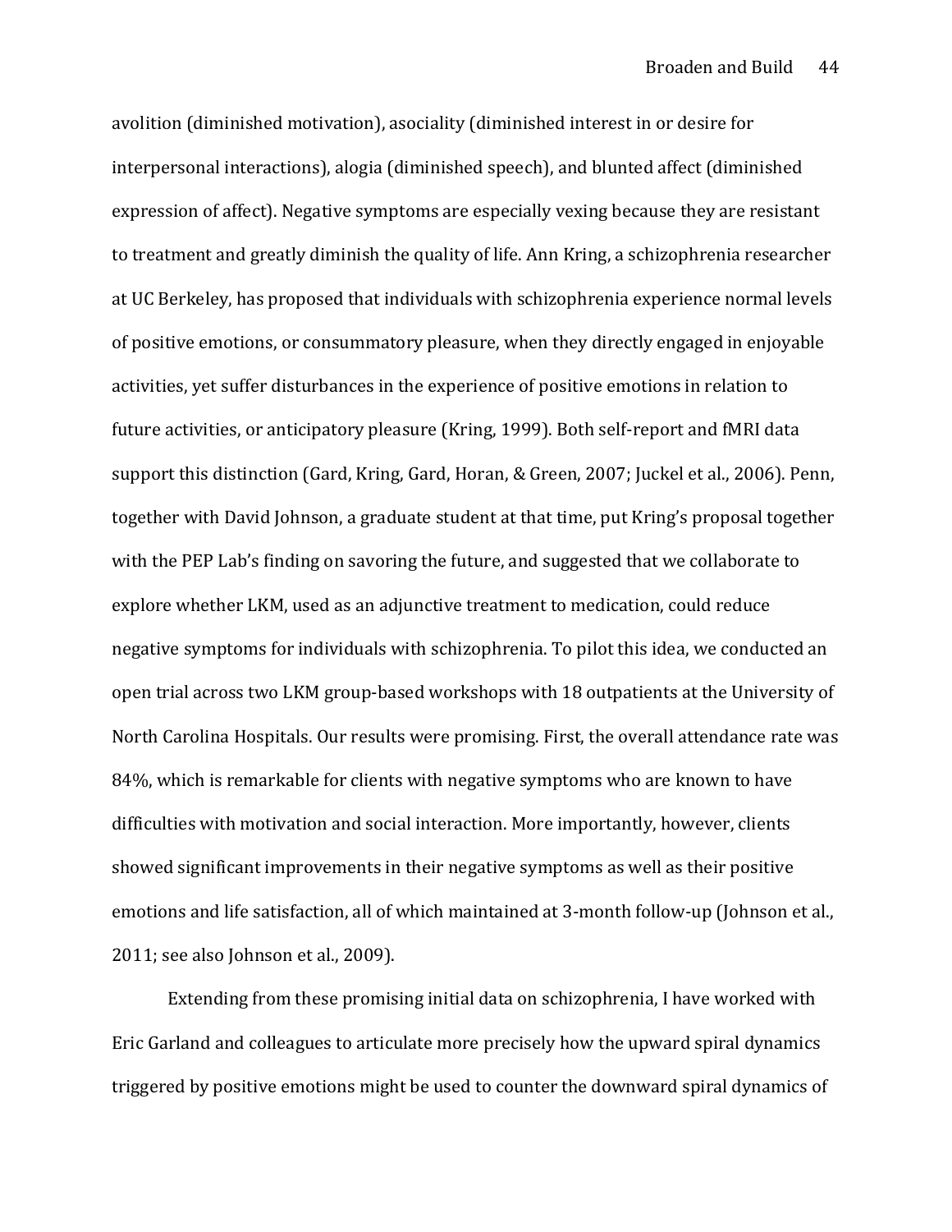avolition (diminished motivation), asociality (diminished interest in or desire for interpersonal interactions), alogia (diminished speech), and blunted affect (diminished expression of affect). Negative symptoms are especially vexing because they are resistant to treatment and greatly diminish the quality of life. Ann Kring, a schizophrenia researcher at UC Berkeley, has proposed that individuals with schizophrenia experience normal levels of positive emotions, or consummatory pleasure, when they directly engaged in enjoyable activities, yet suffer disturbances in the experience of positive emotions in relation to future activities, or anticipatory pleasure (Kring, 1999). Both self-report and fMRI data support this distinction (Gard, Kring, Gard, Horan, & Green, 2007; Juckel et al., 2006). Penn, together with David Johnson, a graduate student at that time, put Kring's proposal together with the PEP Lab's finding on savoring the future, and suggested that we collaborate to explore whether LKM, used as an adjunctive treatment to medication, could reduce negative symptoms for individuals with schizophrenia. To pilot this idea, we conducted an open trial across two LKM group-based workshops with 18 outpatients at the University of North Carolina Hospitals. Our results were promising. First, the overall attendance rate was 84%, which is remarkable for clients with negative symptoms who are known to have difficulties with motivation and social interaction. More importantly, however, clients showed significant improvements in their negative symptoms as well as their positive emotions and life satisfaction, all of which maintained at 3-month follow-up (Johnson et al., 2011; see also Johnson et al., 2009).

Extending from these promising initial data on schizophrenia, I have worked with Eric Garland and colleagues to articulate more precisely how the upward spiral dynamics triggered by positive emotions might be used to counter the downward spiral dynamics of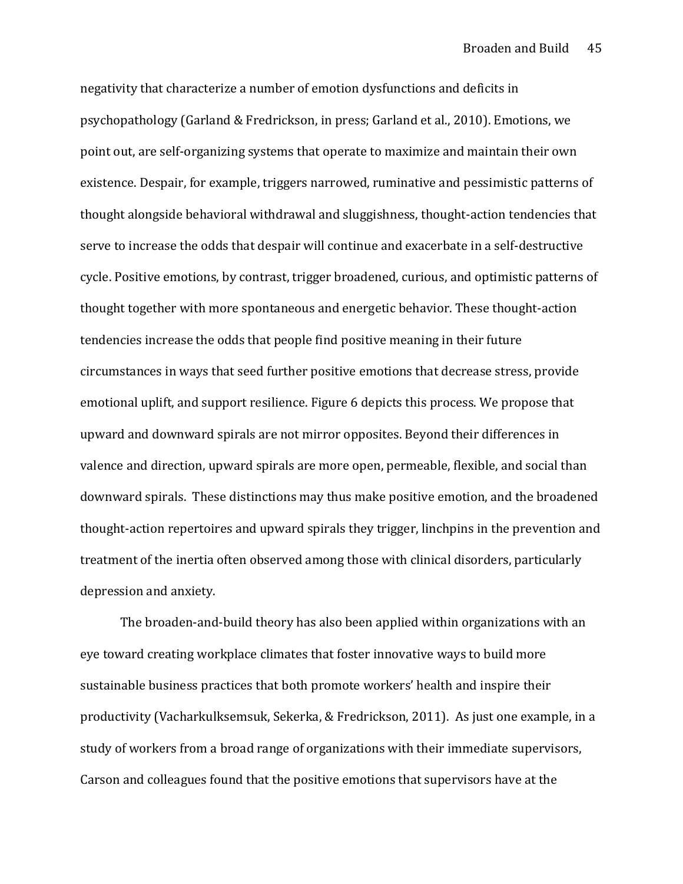negativity that characterize a number of emotion dysfunctions and deficits in psychopathology (Garland & Fredrickson, in press; Garland et al., 2010). Emotions, we point out, are self-organizing systems that operate to maximize and maintain their own existence. Despair, for example, triggers narrowed, ruminative and pessimistic patterns of thought alongside behavioral withdrawal and sluggishness, thought-action tendencies that serve to increase the odds that despair will continue and exacerbate in a self-destructive cycle. Positive emotions, by contrast, trigger broadened, curious, and optimistic patterns of thought together with more spontaneous and energetic behavior. These thought-action tendencies increase the odds that people find positive meaning in their future circumstances in ways that seed further positive emotions that decrease stress, provide emotional uplift, and support resilience. Figure 6 depicts this process. We propose that upward and downward spirals are not mirror opposites. Beyond their differences in valence and direction, upward spirals are more open, permeable, flexible, and social than downward spirals. These distinctions may thus make positive emotion, and the broadened thought-action repertoires and upward spirals they trigger, linchpins in the prevention and treatment of the inertia often observed among those with clinical disorders, particularly depression and anxiety.

The broaden-and-build theory has also been applied within organizations with an eye toward creating workplace climates that foster innovative ways to build more sustainable business practices that both promote workers' health and inspire their productivity (Vacharkulksemsuk, Sekerka, & Fredrickson, 2011). As just one example, in a study of workers from a broad range of organizations with their immediate supervisors, Carson and colleagues found that the positive emotions that supervisors have at the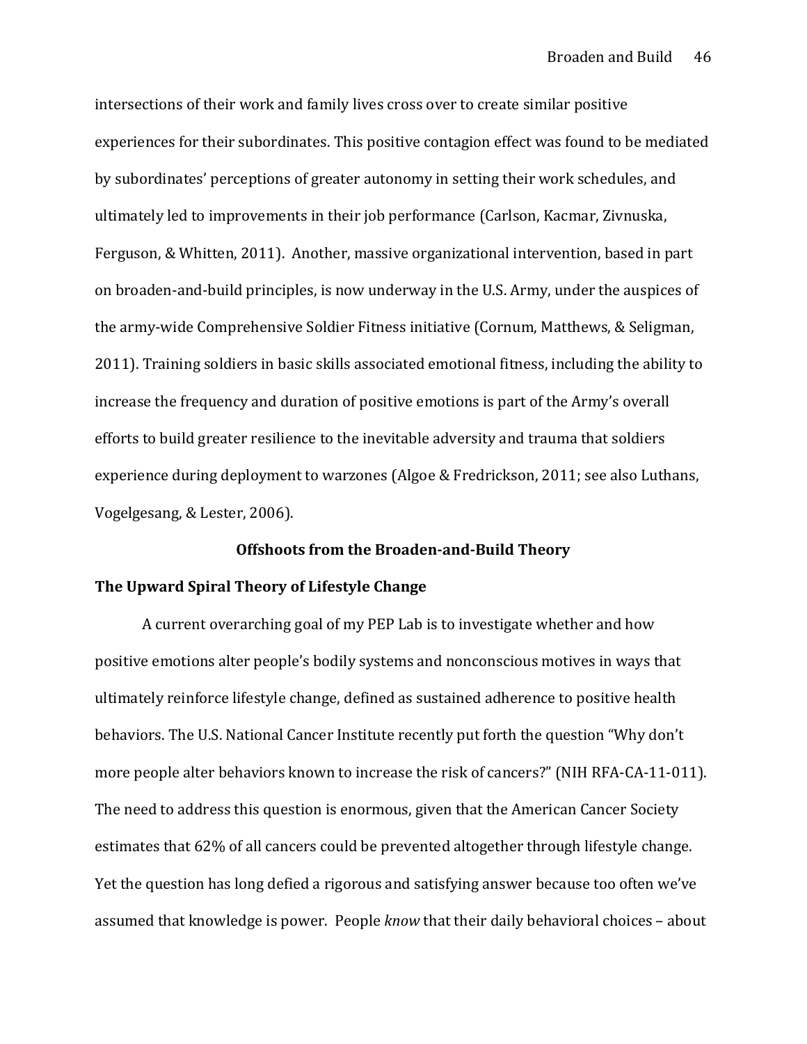intersections of their work and family lives cross over to create similar positive experiences for their subordinates. This positive contagion effect was found to be mediated by subordinates' perceptions of greater autonomy in setting their work schedules, and ultimately led to improvements in their job performance (Carlson, Kacmar, Zivnuska, Ferguson, & Whitten, 2011). Another, massive organizational intervention, based in part on broaden-and-build principles, is now underway in the U.S. Army, under the auspices of the army-wide Comprehensive Soldier Fitness initiative (Cornum, Matthews, & Seligman, 2011). Training soldiers in basic skills associated emotional fitness, including the ability to increase the frequency and duration of positive emotions is part of the Army's overall efforts to build greater resilience to the inevitable adversity and trauma that soldiers experience during deployment to warzones (Algoe & Fredrickson, 2011; see also Luthans, Vogelgesang, & Lester, 2006).

## Offshoots from the Broaden-and-Build Theory

### The Upward Spiral Theory of Lifestyle Change

A current overarching goal of my PEP Lab is to investigate whether and how positive emotions alter people's bodily systems and nonconscious motives in ways that ultimately reinforce lifestyle change, defined as sustained adherence to positive health behaviors. The U.S. National Cancer Institute recently put forth the question "Why don't more people alter behaviors known to increase the risk of cancers?" (NIH RFA-CA-11-011). The need to address this question is enormous, given that the American Cancer Society estimates that 62% of all cancers could be prevented altogether through lifestyle change. Yet the question has long defied a rigorous and satisfying answer because too often we've assumed that knowledge is power. People *know* that their daily behavioral choices – about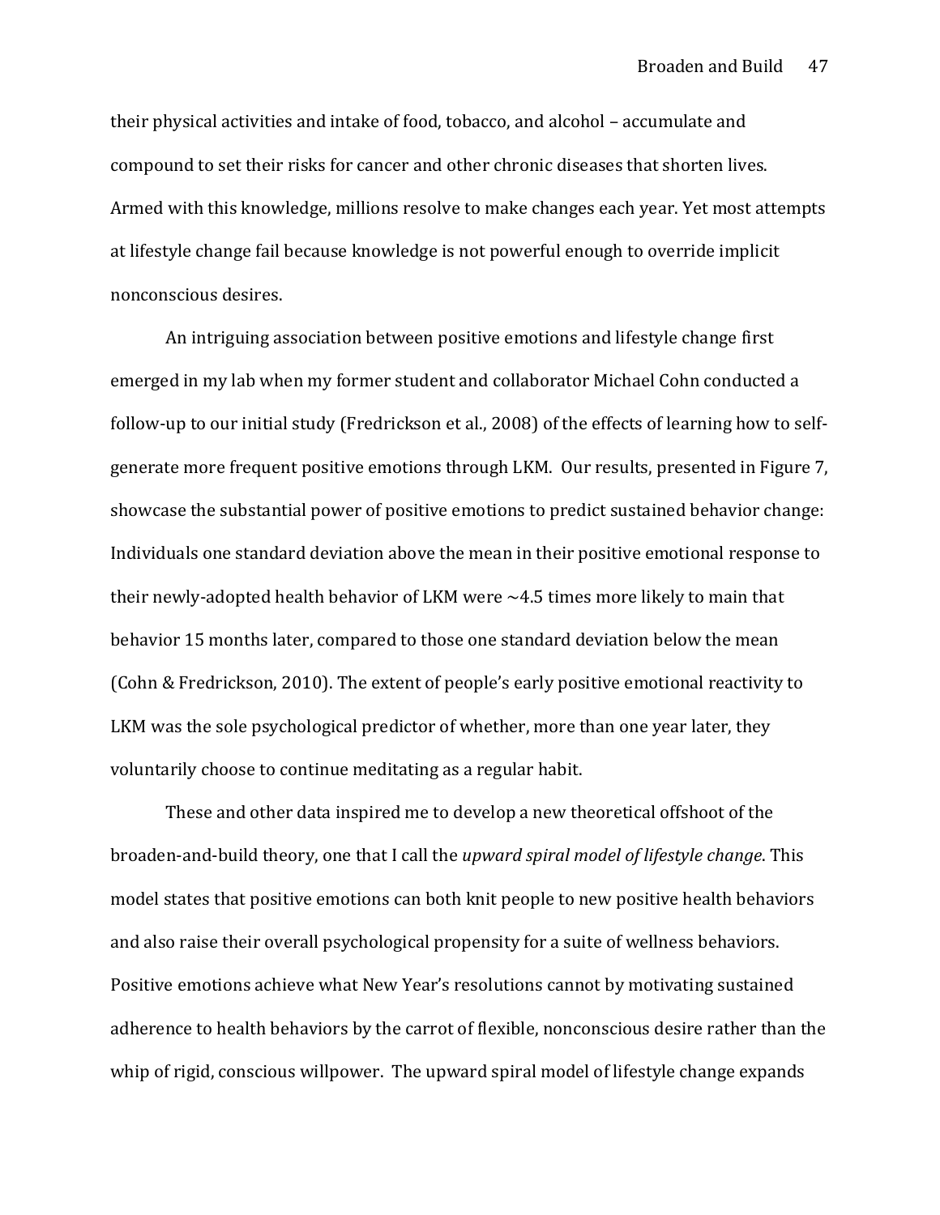their physical activities and intake of food, tobacco, and alcohol – accumulate and compound to set their risks for cancer and other chronic diseases that shorten lives. Armed with this knowledge, millions resolve to make changes each year. Yet most attempts at lifestyle change fail because knowledge is not powerful enough to override implicit nonconscious desires.

An intriguing association between positive emotions and lifestyle change first emerged in my lab when my former student and collaborator Michael Cohn conducted a follow-up to our initial study (Fredrickson et al., 2008) of the effects of learning how to self-generate more frequent positive emotions through LKM. Our results, presented in Figure 7, showcase the substantial power of positive emotions to predict sustained behavior change: Individuals one standard deviation above the mean in their positive emotional response to their newly-adopted health behavior of LKM were ~4.5 times more likely to main that behavior 15 months later, compared to those one standard deviation below the mean (Cohn & Fredrickson, 2010). The extent of people's early positive emotional reactivity to LKM was the sole psychological predictor of whether, more than one year later, they voluntarily choose to continue meditating as a regular habit.

These and other data inspired me to develop a new theoretical offshoot of the broaden-and-build theory, one that I call the *upward spiral model of lifestyle change*. This model states that positive emotions can both knit people to new positive health behaviors and also raise their overall psychological propensity for a suite of wellness behaviors. Positive emotions achieve what New Year's resolutions cannot by motivating sustained adherence to health behaviors by the carrot of flexible, nonconscious desire rather than the whip of rigid, conscious willpower. The upward spiral model of lifestyle change expands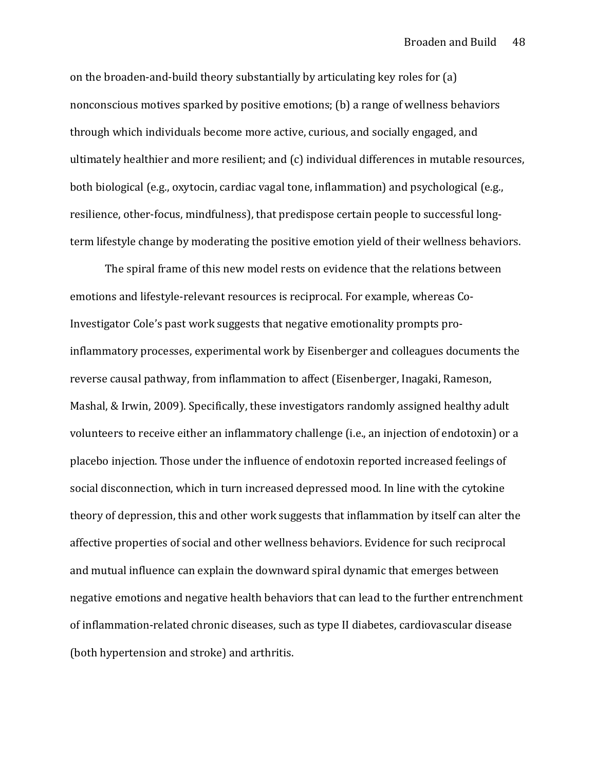on the broaden-and-build theory substantially by articulating key roles for (a) nonconscious motives sparked by positive emotions; (b) a range of wellness behaviors through which individuals become more active, curious, and socially engaged, and ultimately healthier and more resilient; and (c) individual differences in mutable resources, both biological (e.g., oxytocin, cardiac vagal tone, inflammation) and psychological (e.g., resilience, other-focus, mindfulness), that predispose certain people to successful long-term lifestyle change by moderating the positive emotion yield of their wellness behaviors.

The spiral frame of this new model rests on evidence that the relations between emotions and lifestyle-relevant resources is reciprocal. For example, whereas Co-Investigator Cole's past work suggests that negative emotionality prompts pro-inflammatory processes, experimental work by Eisenberger and colleagues documents the reverse causal pathway, from inflammation to affect (Eisenberger, Inagaki, Rameson, Mashal, & Irwin, 2009). Specifically, these investigators randomly assigned healthy adult volunteers to receive either an inflammatory challenge (i.e., an injection of endotoxin) or a placebo injection. Those under the influence of endotoxin reported increased feelings of social disconnection, which in turn increased depressed mood. In line with the cytokine theory of depression, this and other work suggests that inflammation by itself can alter the affective properties of social and other wellness behaviors. Evidence for such reciprocal and mutual influence can explain the downward spiral dynamic that emerges between negative emotions and negative health behaviors that can lead to the further entrenchment of inflammation-related chronic diseases, such as type II diabetes, cardiovascular disease (both hypertension and stroke) and arthritis.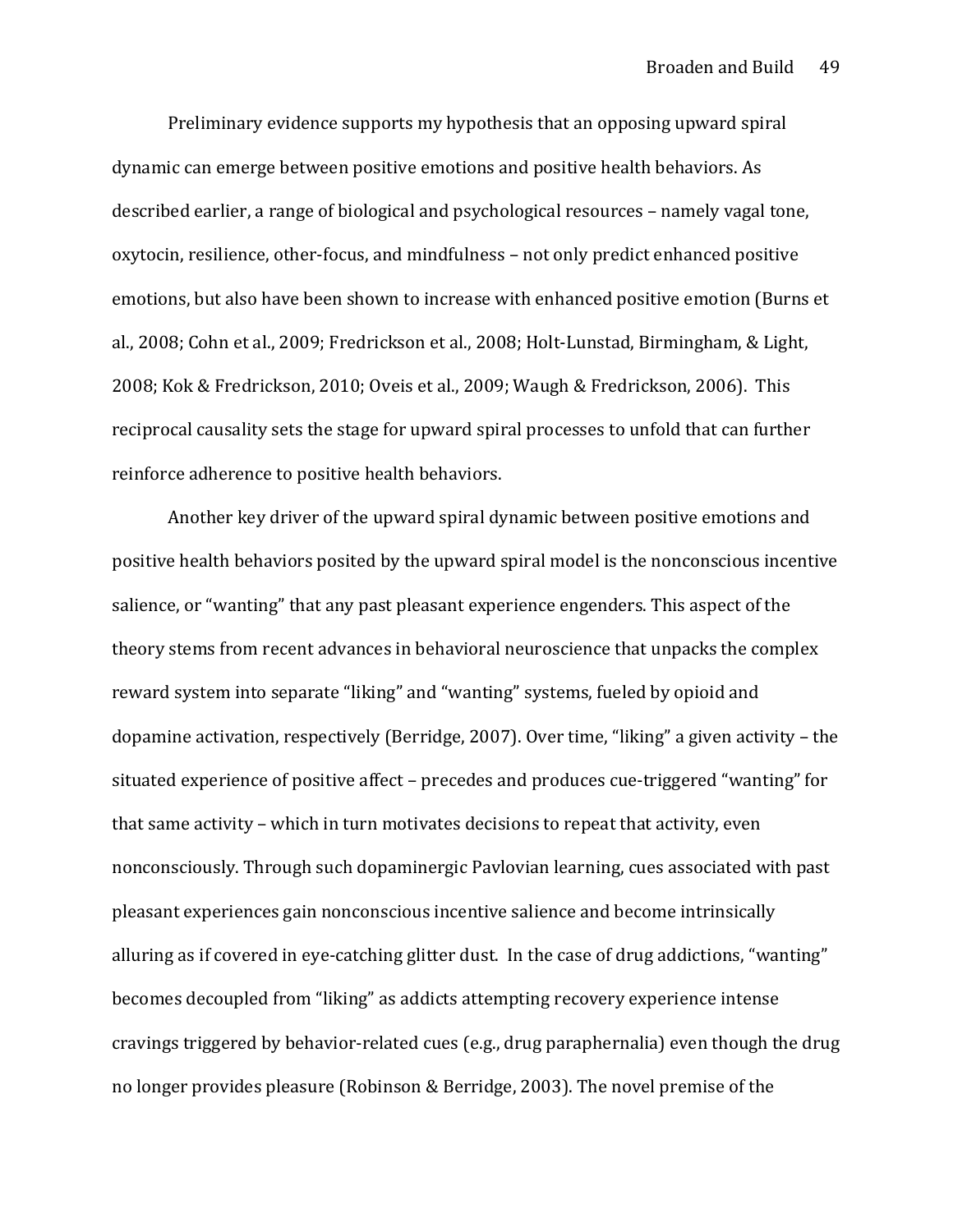Preliminary evidence supports my hypothesis that an opposing upward spiral dynamic can emerge between positive emotions and positive health behaviors. As described earlier, a range of biological and psychological resources – namely vagal tone, oxytocin, resilience, other-focus, and mindfulness – not only predict enhanced positive emotions, but also have been shown to increase with enhanced positive emotion (Burns et al., 2008; Cohn et al., 2009; Fredrickson et al., 2008; Holt-Lunstad, Birmingham, & Light, 2008; Kok & Fredrickson, 2010; Oveis et al., 2009; Waugh & Fredrickson, 2006). This reciprocal causality sets the stage for upward spiral processes to unfold that can further reinforce adherence to positive health behaviors.

Another key driver of the upward spiral dynamic between positive emotions and positive health behaviors posited by the upward spiral model is the nonconscious incentive salience, or "wanting" that any past pleasant experience engenders. This aspect of the theory stems from recent advances in behavioral neuroscience that unpacks the complex reward system into separate "liking" and "wanting" systems, fueled by opioid and dopamine activation, respectively (Berridge, 2007). Over time, "liking" a given activity – the situated experience of positive affect – precedes and produces cue-triggered "wanting" for that same activity – which in turn motivates decisions to repeat that activity, even nonconsciously. Through such dopaminergic Pavlovian learning, cues associated with past pleasant experiences gain nonconscious incentive salience and become intrinsically alluring as if covered in eye-catching glitter dust. In the case of drug addictions, "wanting" becomes decoupled from "liking" as addicts attempting recovery experience intense cravings triggered by behavior-related cues (e.g., drug paraphernalia) even though the drug no longer provides pleasure (Robinson & Berridge, 2003). The novel premise of the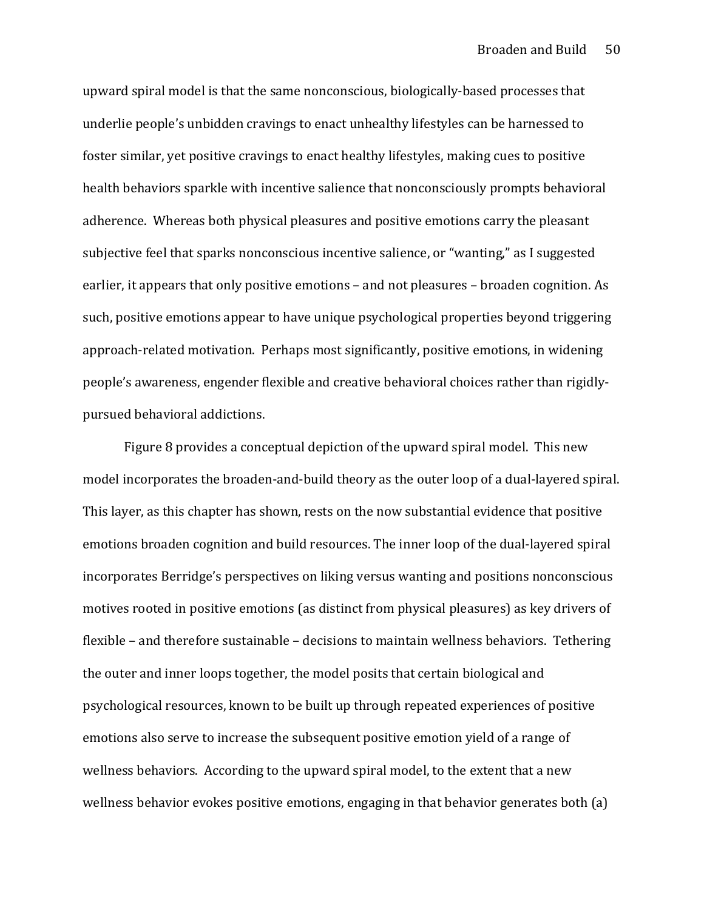upward spiral model is that the same nonconscious, biologically-based processes that underlie people's unbidden cravings to enact unhealthy lifestyles can be harnessed to foster similar, yet positive cravings to enact healthy lifestyles, making cues to positive health behaviors sparkle with incentive salience that nonconsciously prompts behavioral adherence. Whereas both physical pleasures and positive emotions carry the pleasant subjective feel that sparks nonconscious incentive salience, or "wanting," as I suggested earlier, it appears that only positive emotions – and not pleasures – broaden cognition. As such, positive emotions appear to have unique psychological properties beyond triggering approach-related motivation. Perhaps most significantly, positive emotions, in widening people's awareness, engender flexible and creative behavioral choices rather than rigidly-pursued behavioral addictions.

Figure 8 provides a conceptual depiction of the upward spiral model. This new model incorporates the broaden-and-build theory as the outer loop of a dual-layered spiral. This layer, as this chapter has shown, rests on the now substantial evidence that positive emotions broaden cognition and build resources. The inner loop of the dual-layered spiral incorporates Berridge's perspectives on liking versus wanting and positions nonconscious motives rooted in positive emotions (as distinct from physical pleasures) as key drivers of flexible – and therefore sustainable – decisions to maintain wellness behaviors. Tethering the outer and inner loops together, the model posits that certain biological and psychological resources, known to be built up through repeated experiences of positive emotions also serve to increase the subsequent positive emotion yield of a range of wellness behaviors. According to the upward spiral model, to the extent that a new wellness behavior evokes positive emotions, engaging in that behavior generates both (a)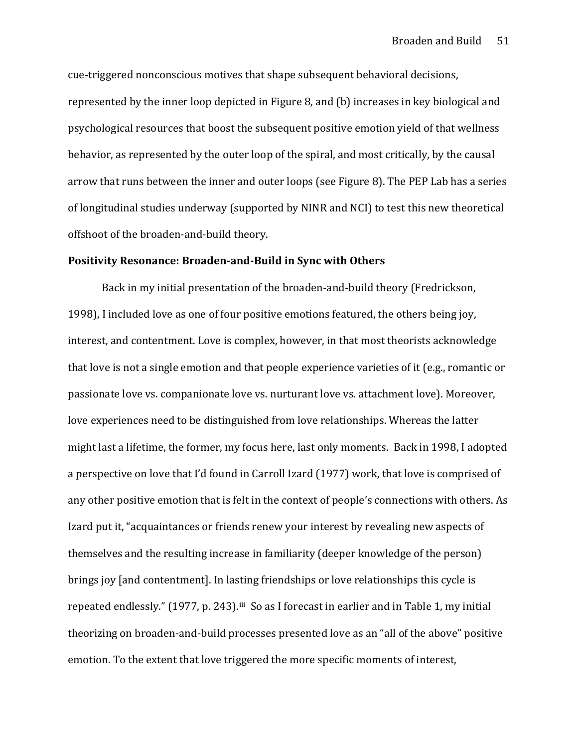cue-triggered nonconscious motives that shape subsequent behavioral decisions, represented by the inner loop depicted in Figure 8, and (b) increases in key biological and psychological resources that boost the subsequent positive emotion yield of that wellness behavior, as represented by the outer loop of the spiral, and most critically, by the causal arrow that runs between the inner and outer loops (see Figure 8). The PEP Lab has a series of longitudinal studies underway (supported by NINR and NCI) to test this new theoretical offshoot of the broaden-and-build theory.

**Positivity Resonance: Broaden-and-Build in Sync with Others**

Back in my initial presentation of the broaden-and-build theory (Fredrickson, 1998), I included love as one of four positive emotions featured, the others being joy, interest, and contentment. Love is complex, however, in that most theorists acknowledge that love is not a single emotion and that people experience varieties of it (e.g., romantic or passionate love vs. companionate love vs. nurturant love vs. attachment love). Moreover, love experiences need to be distinguished from love relationships. Whereas the latter might last a lifetime, the former, my focus here, last only moments. Back in 1998, I adopted a perspective on love that I'd found in Carroll Izard (1977) work, that love is comprised of any other positive emotion that is felt in the context of people's connections with others. As Izard put it, "acquaintances or friends renew your interest by revealing new aspects of themselves and the resulting increase in familiarity (deeper knowledge of the person) brings joy [and contentment]. In lasting friendships or love relationships this cycle is repeated endlessly." (1977, p. 243).[iii] So as I forecast in earlier and in Table 1, my initial theorizing on broaden-and-build processes presented love as an "all of the above" positive emotion. To the extent that love triggered the more specific moments of interest,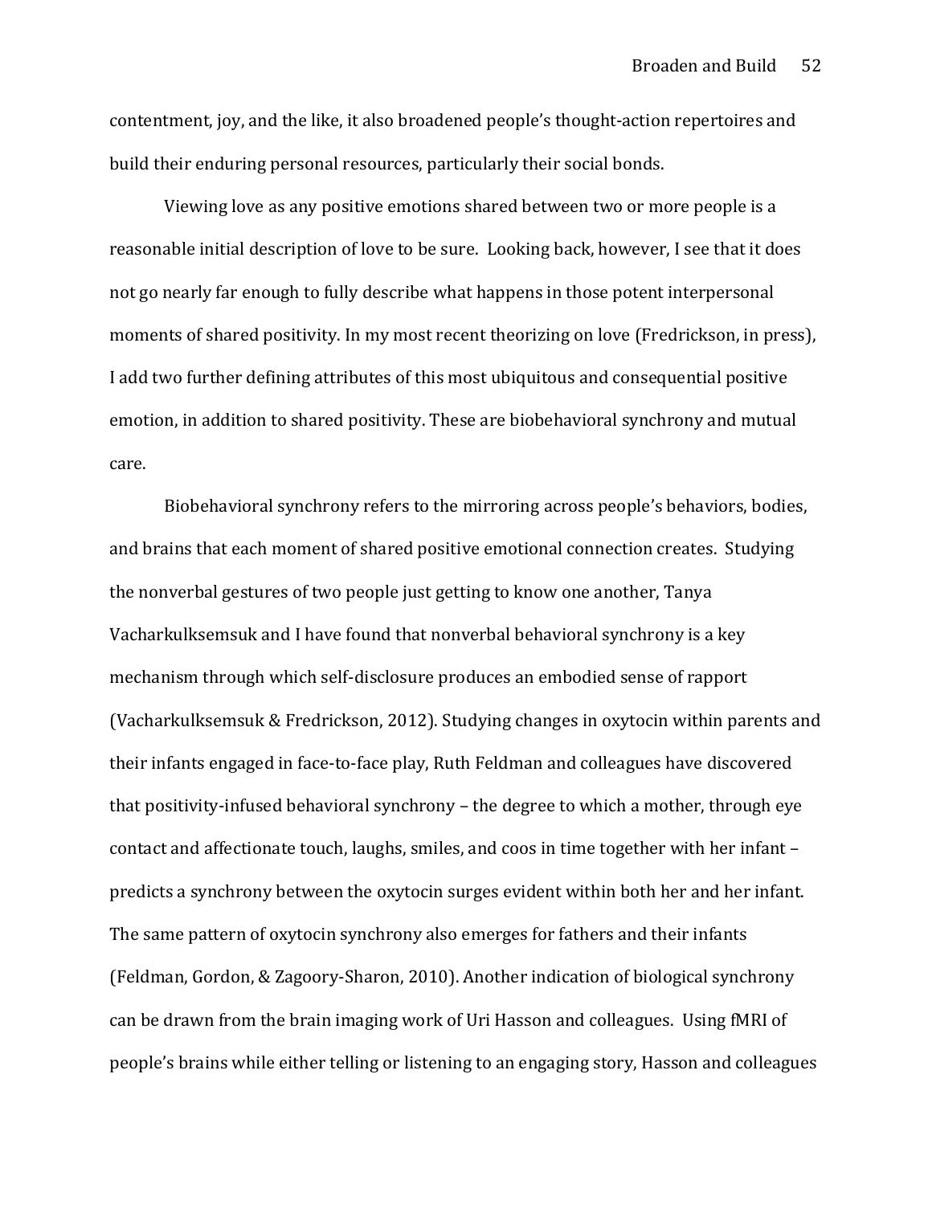contentment, joy, and the like, it also broadened people's thought-action repertoires and build their enduring personal resources, particularly their social bonds.

Viewing love as any positive emotions shared between two or more people is a reasonable initial description of love to be sure. Looking back, however, I see that it does not go nearly far enough to fully describe what happens in those potent interpersonal moments of shared positivity. In my most recent theorizing on love (Fredrickson, in press), I add two further defining attributes of this most ubiquitous and consequential positive emotion, in addition to shared positivity. These are biobehavioral synchrony and mutual care.

Biobehavioral synchrony refers to the mirroring across people's behaviors, bodies, and brains that each moment of shared positive emotional connection creates. Studying the nonverbal gestures of two people just getting to know one another, Tanya Vacharkulksemsuk and I have found that nonverbal behavioral synchrony is a key mechanism through which self-disclosure produces an embodied sense of rapport (Vacharkulksemsuk & Fredrickson, 2012). Studying changes in oxytocin within parents and their infants engaged in face-to-face play, Ruth Feldman and colleagues have discovered that positivity-infused behavioral synchrony – the degree to which a mother, through eye contact and affectionate touch, laughs, smiles, and coos in time together with her infant – predicts a synchrony between the oxytocin surges evident within both her and her infant. The same pattern of oxytocin synchrony also emerges for fathers and their infants (Feldman, Gordon, & Zagoory-Sharon, 2010). Another indication of biological synchrony can be drawn from the brain imaging work of Uri Hasson and colleagues. Using fMRI of people's brains while either telling or listening to an engaging story, Hasson and colleagues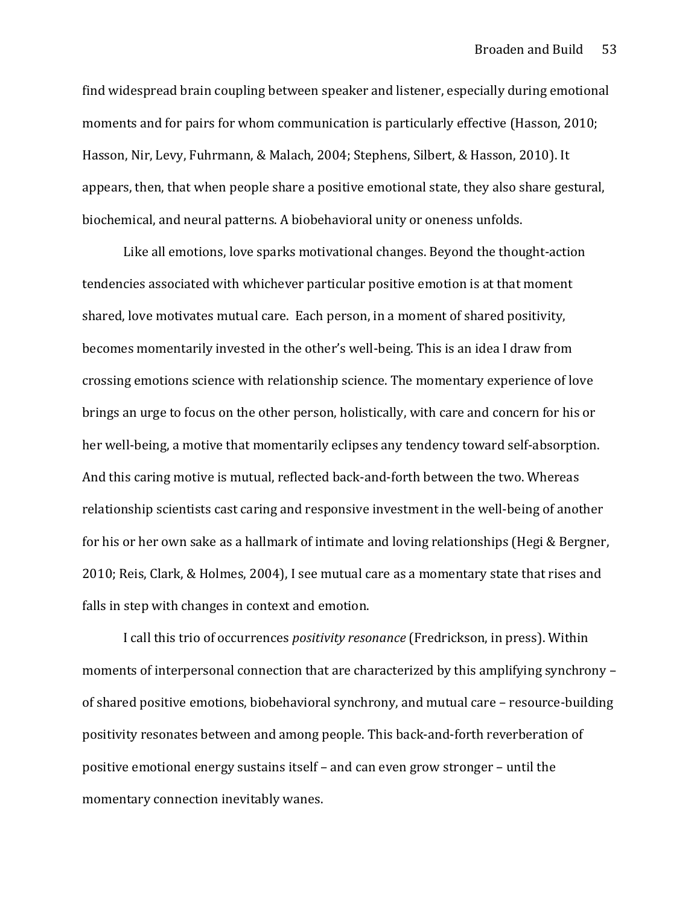find widespread brain coupling between speaker and listener, especially during emotional moments and for pairs for whom communication is particularly effective (Hasson, 2010; Hasson, Nir, Levy, Fuhrmann, & Malach, 2004; Stephens, Silbert, & Hasson, 2010). It appears, then, that when people share a positive emotional state, they also share gestural, biochemical, and neural patterns. A biobehavioral unity or oneness unfolds.

Like all emotions, love sparks motivational changes. Beyond the thought-action tendencies associated with whichever particular positive emotion is at that moment shared, love motivates mutual care. Each person, in a moment of shared positivity, becomes momentarily invested in the other's well-being. This is an idea I draw from crossing emotions science with relationship science. The momentary experience of love brings an urge to focus on the other person, holistically, with care and concern for his or her well-being, a motive that momentarily eclipses any tendency toward self-absorption. And this caring motive is mutual, reflected back-and-forth between the two. Whereas relationship scientists cast caring and responsive investment in the well-being of another for his or her own sake as a hallmark of intimate and loving relationships (Hegi & Bergner, 2010; Reis, Clark, & Holmes, 2004), I see mutual care as a momentary state that rises and falls in step with changes in context and emotion.

I call this trio of occurrences *positivity resonance* (Fredrickson, in press). Within moments of interpersonal connection that are characterized by this amplifying synchrony – of shared positive emotions, biobehavioral synchrony, and mutual care – resource-building positivity resonates between and among people. This back-and-forth reverberation of positive emotional energy sustains itself – and can even grow stronger – until the momentary connection inevitably wanes.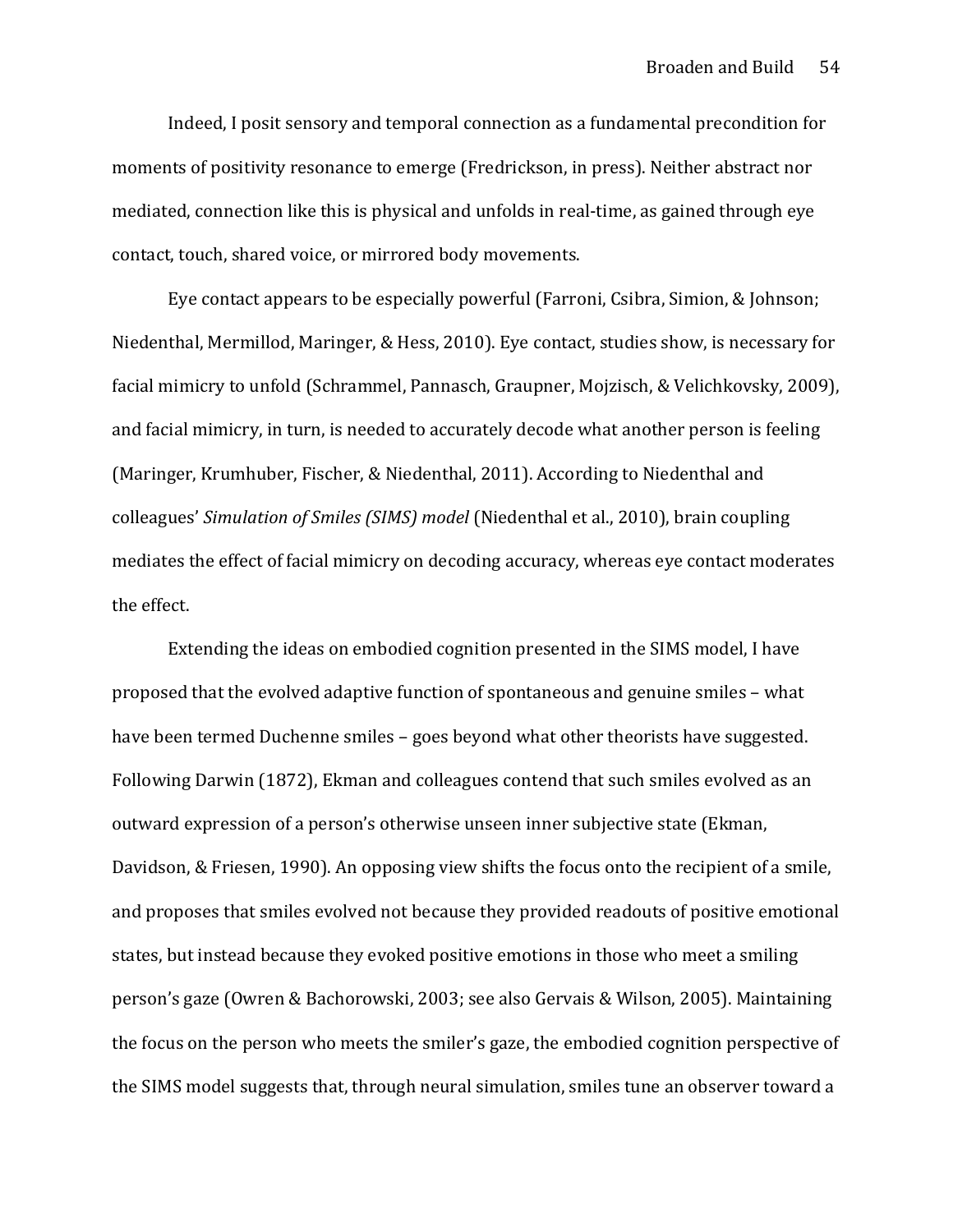Indeed, I posit sensory and temporal connection as a fundamental precondition for moments of positivity resonance to emerge (Fredrickson, in press). Neither abstract nor mediated, connection like this is physical and unfolds in real-time, as gained through eye contact, touch, shared voice, or mirrored body movements.

Eye contact appears to be especially powerful (Farroni, Csibra, Simion, & Johnson; Niedenthal, Mermillod, Maringer, & Hess, 2010). Eye contact, studies show, is necessary for facial mimicry to unfold (Schrammel, Pannasch, Graupner, Mojzisch, & Velichkovsky, 2009), and facial mimicry, in turn, is needed to accurately decode what another person is feeling (Maringer, Krumhuber, Fischer, & Niedenthal, 2011). According to Niedenthal and colleagues' *Simulation of Smiles (SIMS) model* (Niedenthal et al., 2010), brain coupling mediates the effect of facial mimicry on decoding accuracy, whereas eye contact moderates the effect.

Extending the ideas on embodied cognition presented in the SIMS model, I have proposed that the evolved adaptive function of spontaneous and genuine smiles – what have been termed Duchenne smiles – goes beyond what other theorists have suggested. Following Darwin (1872), Ekman and colleagues contend that such smiles evolved as an outward expression of a person's otherwise unseen inner subjective state (Ekman, Davidson, & Friesen, 1990). An opposing view shifts the focus onto the recipient of a smile, and proposes that smiles evolved not because they provided readouts of positive emotional states, but instead because they evoked positive emotions in those who meet a smiling person's gaze (Owren & Bachorowski, 2003; see also Gervais & Wilson, 2005). Maintaining the focus on the person who meets the smiler's gaze, the embodied cognition perspective of the SIMS model suggests that, through neural simulation, smiles tune an observer toward a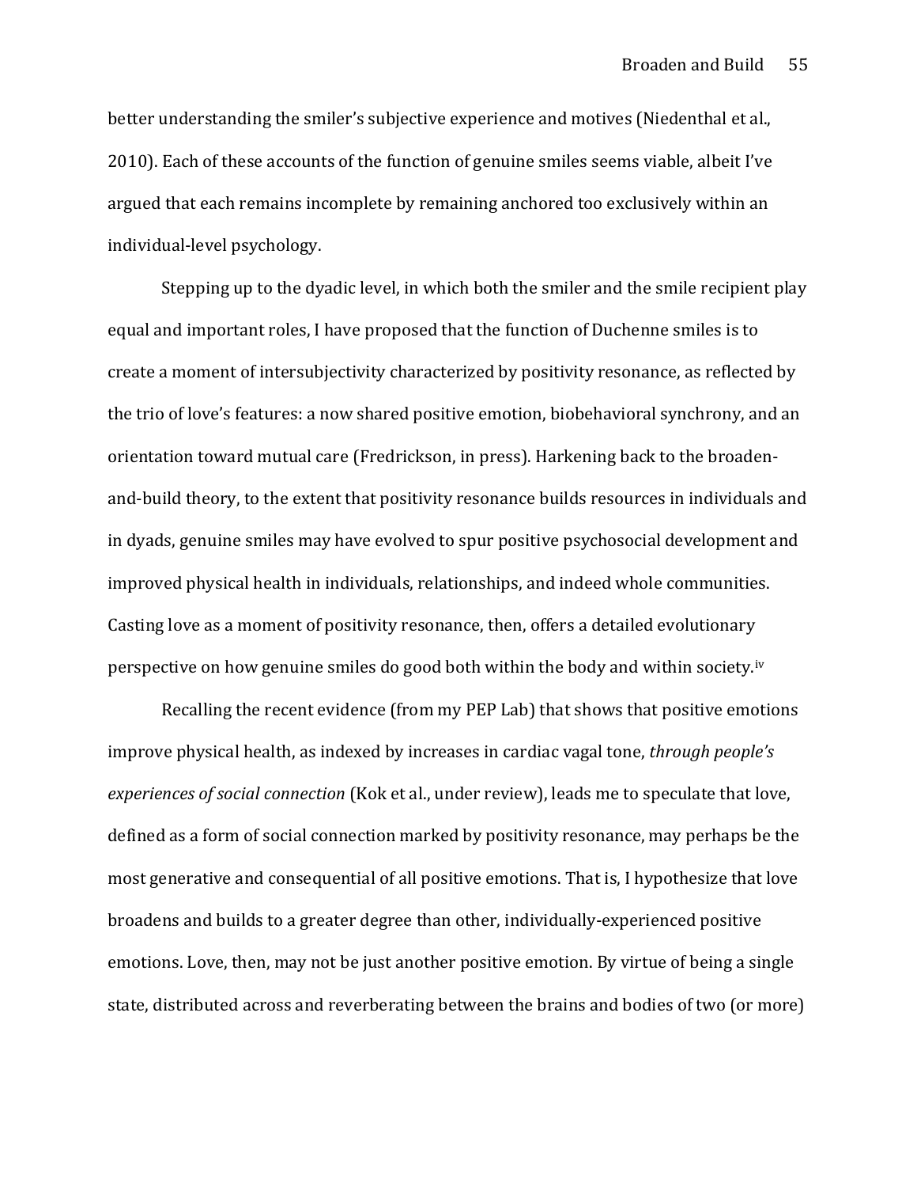better understanding the smiler's subjective experience and motives (Niedenthal et al., 2010). Each of these accounts of the function of genuine smiles seems viable, albeit I've argued that each remains incomplete by remaining anchored too exclusively within an individual-level psychology.

Stepping up to the dyadic level, in which both the smiler and the smile recipient play equal and important roles, I have proposed that the function of Duchenne smiles is to create a moment of intersubjectivity characterized by positivity resonance, as reflected by the trio of love's features: a now shared positive emotion, biobehavioral synchrony, and an orientation toward mutual care (Fredrickson, in press). Harkening back to the broaden-and-build theory, to the extent that positivity resonance builds resources in individuals and in dyads, genuine smiles may have evolved to spur positive psychosocial development and improved physical health in individuals, relationships, and indeed whole communities. Casting love as a moment of positivity resonance, then, offers a detailed evolutionary perspective on how genuine smiles do good both within the body and within society.[iv]

Recalling the recent evidence (from my PEP Lab) that shows that positive emotions improve physical health, as indexed by increases in cardiac vagal tone, *through people's experiences of social connection* (Kok et al., under review), leads me to speculate that love, defined as a form of social connection marked by positivity resonance, may perhaps be the most generative and consequential of all positive emotions. That is, I hypothesize that love broadens and builds to a greater degree than other, individually-experienced positive emotions. Love, then, may not be just another positive emotion. By virtue of being a single state, distributed across and reverberating between the brains and bodies of two (or more)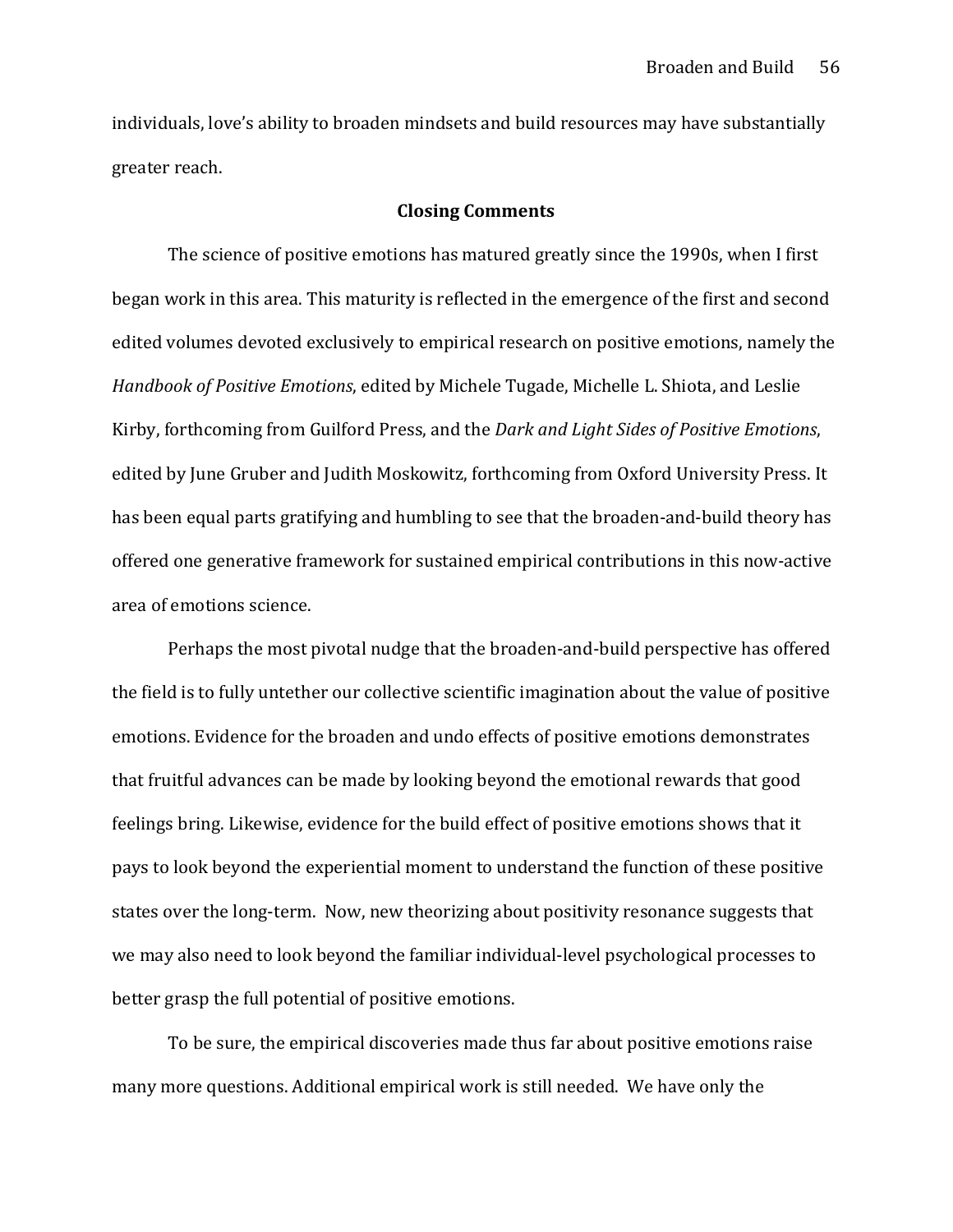individuals, love's ability to broaden mindsets and build resources may have substantially greater reach.

## Closing Comments

The science of positive emotions has matured greatly since the 1990s, when I first began work in this area. This maturity is reflected in the emergence of the first and second edited volumes devoted exclusively to empirical research on positive emotions, namely the *Handbook of Positive Emotions*, edited by Michele Tugade, Michelle L. Shiota, and Leslie Kirby, forthcoming from Guilford Press, and the *Dark and Light Sides of Positive Emotions*, edited by June Gruber and Judith Moskowitz, forthcoming from Oxford University Press. It has been equal parts gratifying and humbling to see that the broaden-and-build theory has offered one generative framework for sustained empirical contributions in this now-active area of emotions science.

Perhaps the most pivotal nudge that the broaden-and-build perspective has offered the field is to fully untether our collective scientific imagination about the value of positive emotions. Evidence for the broaden and undo effects of positive emotions demonstrates that fruitful advances can be made by looking beyond the emotional rewards that good feelings bring. Likewise, evidence for the build effect of positive emotions shows that it pays to look beyond the experiential moment to understand the function of these positive states over the long-term. Now, new theorizing about positivity resonance suggests that we may also need to look beyond the familiar individual-level psychological processes to better grasp the full potential of positive emotions.

To be sure, the empirical discoveries made thus far about positive emotions raise many more questions. Additional empirical work is still needed. We have only the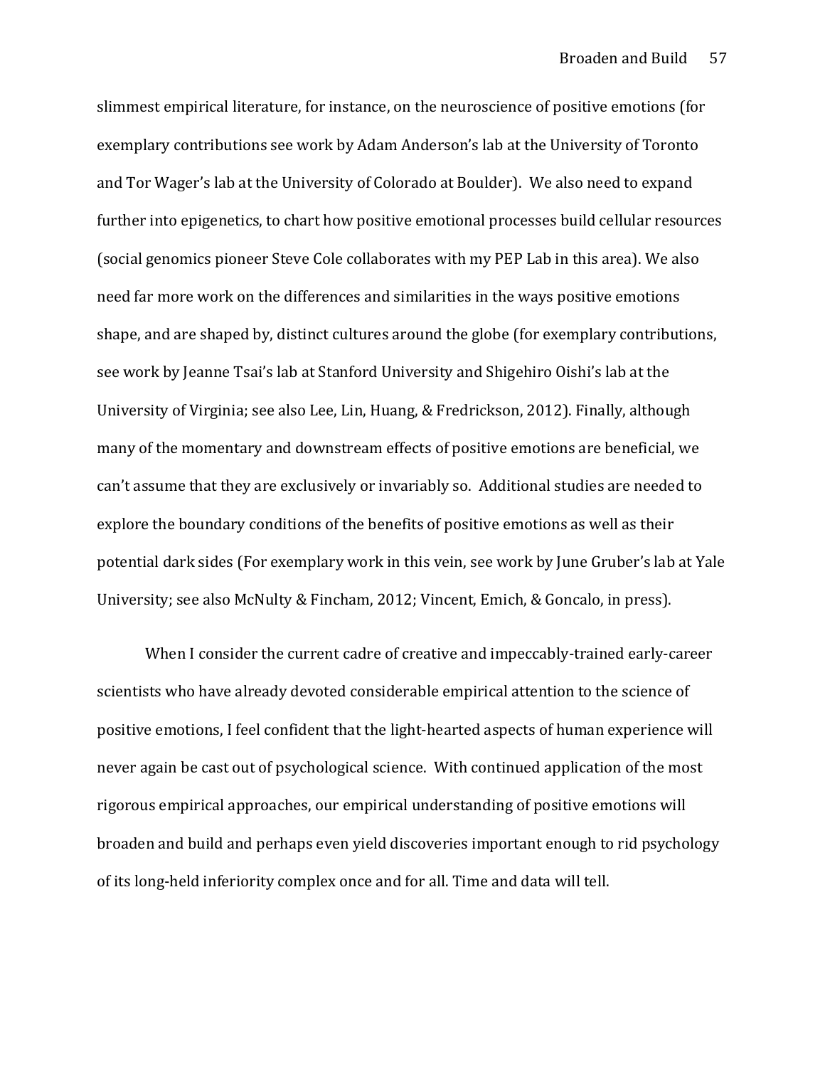slimmest empirical literature, for instance, on the neuroscience of positive emotions (for exemplary contributions see work by Adam Anderson's lab at the University of Toronto and Tor Wager's lab at the University of Colorado at Boulder). We also need to expand further into epigenetics, to chart how positive emotional processes build cellular resources (social genomics pioneer Steve Cole collaborates with my PEP Lab in this area). We also need far more work on the differences and similarities in the ways positive emotions shape, and are shaped by, distinct cultures around the globe (for exemplary contributions, see work by Jeanne Tsai's lab at Stanford University and Shigehiro Oishi's lab at the University of Virginia; see also Lee, Lin, Huang, & Fredrickson, 2012). Finally, although many of the momentary and downstream effects of positive emotions are beneficial, we can't assume that they are exclusively or invariably so. Additional studies are needed to explore the boundary conditions of the benefits of positive emotions as well as their potential dark sides (For exemplary work in this vein, see work by June Gruber's lab at Yale University; see also McNulty & Fincham, 2012; Vincent, Emich, & Goncalo, in press).

When I consider the current cadre of creative and impeccably-trained early-career scientists who have already devoted considerable empirical attention to the science of positive emotions, I feel confident that the light-hearted aspects of human experience will never again be cast out of psychological science. With continued application of the most rigorous empirical approaches, our empirical understanding of positive emotions will broaden and build and perhaps even yield discoveries important enough to rid psychology of its long-held inferiority complex once and for all. Time and data will tell.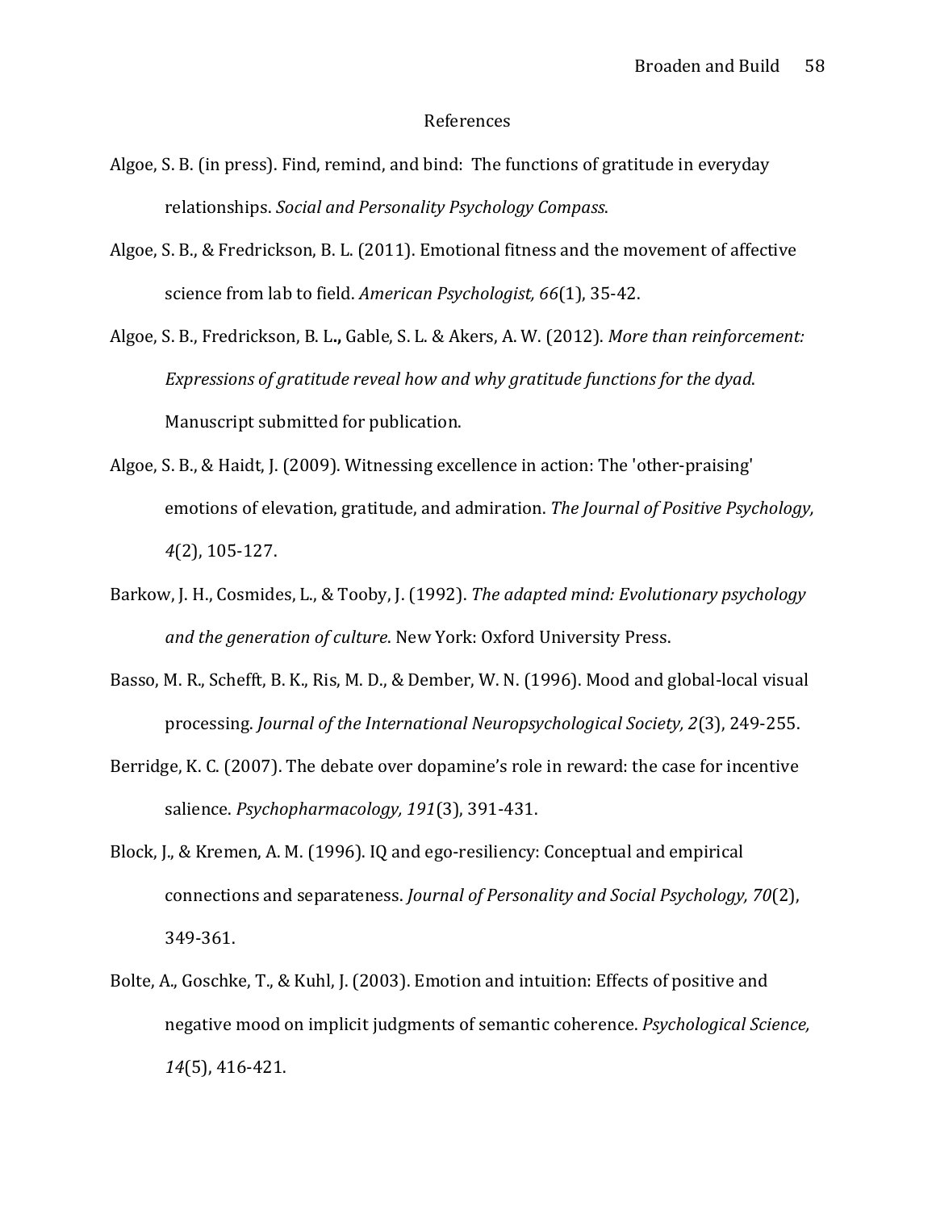# References

Algoe, S. B. (in press). Find, remind, and bind: The functions of gratitude in everyday relationships. *Social and Personality Psychology Compass*.

Algoe, S. B., & Fredrickson, B. L. (2011). Emotional fitness and the movement of affective science from lab to field. *American Psychologist, 66*(1), 35-42.

Algoe, S. B., Fredrickson, B. L**.,** Gable, S. L. & Akers, A. W. (2012). *More than reinforcement: Expressions of gratitude reveal how and why gratitude functions for the dyad*. Manuscript submitted for publication.

Algoe, S. B., & Haidt, J. (2009). Witnessing excellence in action: The 'other-praising' emotions of elevation, gratitude, and admiration. *The Journal of Positive Psychology, 4*(2), 105-127.

Barkow, J. H., Cosmides, L., & Tooby, J. (1992). *The adapted mind: Evolutionary psychology and the generation of culture*. New York: Oxford University Press.

Basso, M. R., Schefft, B. K., Ris, M. D., & Dember, W. N. (1996). Mood and global-local visual processing. *Journal of the International Neuropsychological Society, 2*(3), 249-255.

Berridge, K. C. (2007). The debate over dopamine's role in reward: the case for incentive salience. *Psychopharmacology, 191*(3), 391-431.

Block, J., & Kremen, A. M. (1996). IQ and ego-resiliency: Conceptual and empirical connections and separateness. *Journal of Personality and Social Psychology, 70*(2), 349-361.

Bolte, A., Goschke, T., & Kuhl, J. (2003). Emotion and intuition: Effects of positive and negative mood on implicit judgments of semantic coherence. *Psychological Science, 14*(5), 416-421.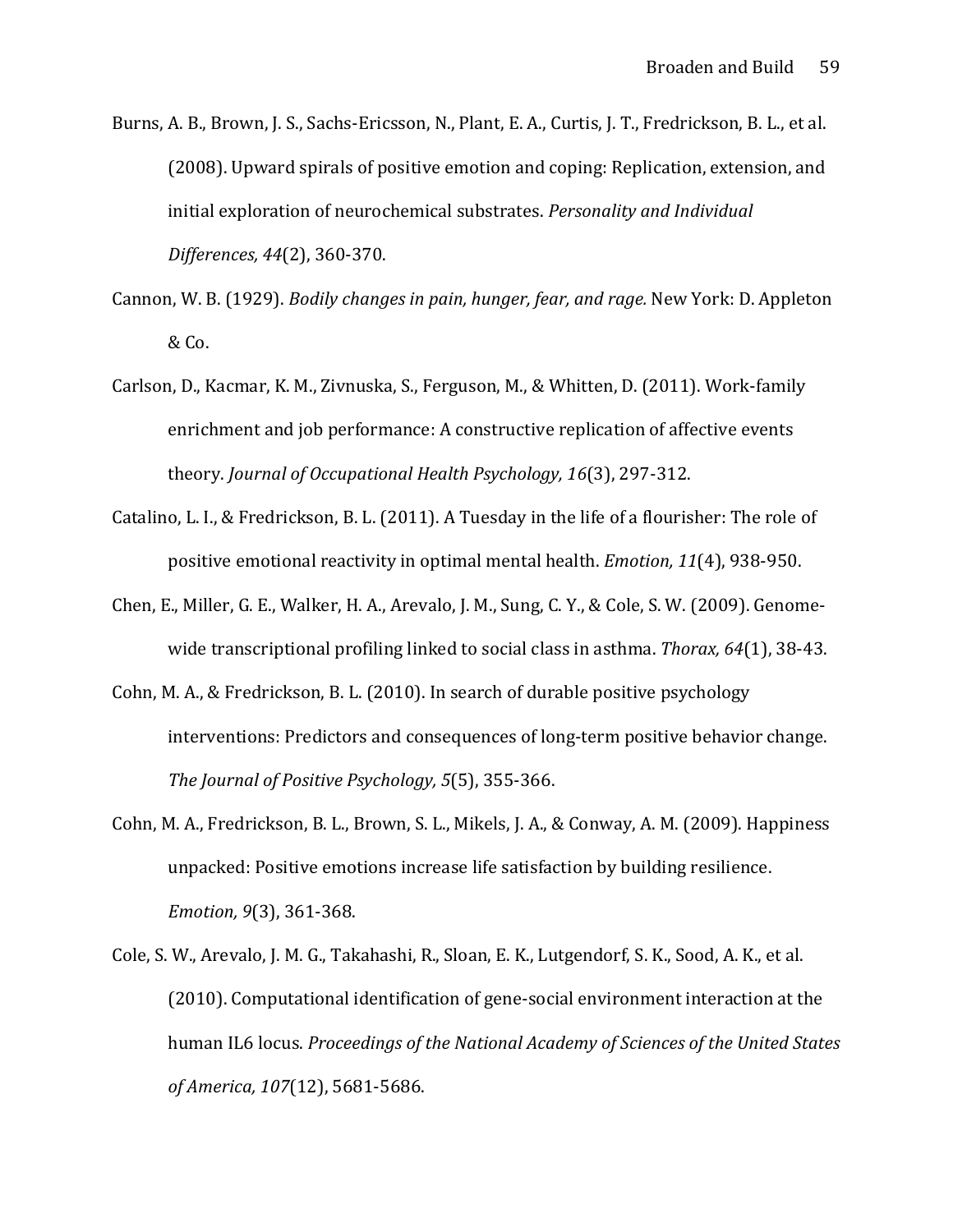Burns, A. B., Brown, J. S., Sachs-Ericsson, N., Plant, E. A., Curtis, J. T., Fredrickson, B. L., et al. (2008). Upward spirals of positive emotion and coping: Replication, extension, and initial exploration of neurochemical substrates. *Personality and Individual Differences, 44*(2), 360-370.

Cannon, W. B. (1929). *Bodily changes in pain, hunger, fear, and rage.* New York: D. Appleton & Co.

Carlson, D., Kacmar, K. M., Zivnuska, S., Ferguson, M., & Whitten, D. (2011). Work-family enrichment and job performance: A constructive replication of affective events theory. *Journal of Occupational Health Psychology, 16*(3), 297-312.

Catalino, L. I., & Fredrickson, B. L. (2011). A Tuesday in the life of a flourisher: The role of positive emotional reactivity in optimal mental health. *Emotion, 11*(4), 938-950.

Chen, E., Miller, G. E., Walker, H. A., Arevalo, J. M., Sung, C. Y., & Cole, S. W. (2009). Genome-wide transcriptional profiling linked to social class in asthma. *Thorax, 64*(1), 38-43.

Cohn, M. A., & Fredrickson, B. L. (2010). In search of durable positive psychology interventions: Predictors and consequences of long-term positive behavior change. *The Journal of Positive Psychology, 5*(5), 355-366.

Cohn, M. A., Fredrickson, B. L., Brown, S. L., Mikels, J. A., & Conway, A. M. (2009). Happiness unpacked: Positive emotions increase life satisfaction by building resilience. *Emotion, 9*(3), 361-368.

Cole, S. W., Arevalo, J. M. G., Takahashi, R., Sloan, E. K., Lutgendorf, S. K., Sood, A. K., et al. (2010). Computational identification of gene-social environment interaction at the human IL6 locus. *Proceedings of the National Academy of Sciences of the United States of America, 107*(12), 5681-5686.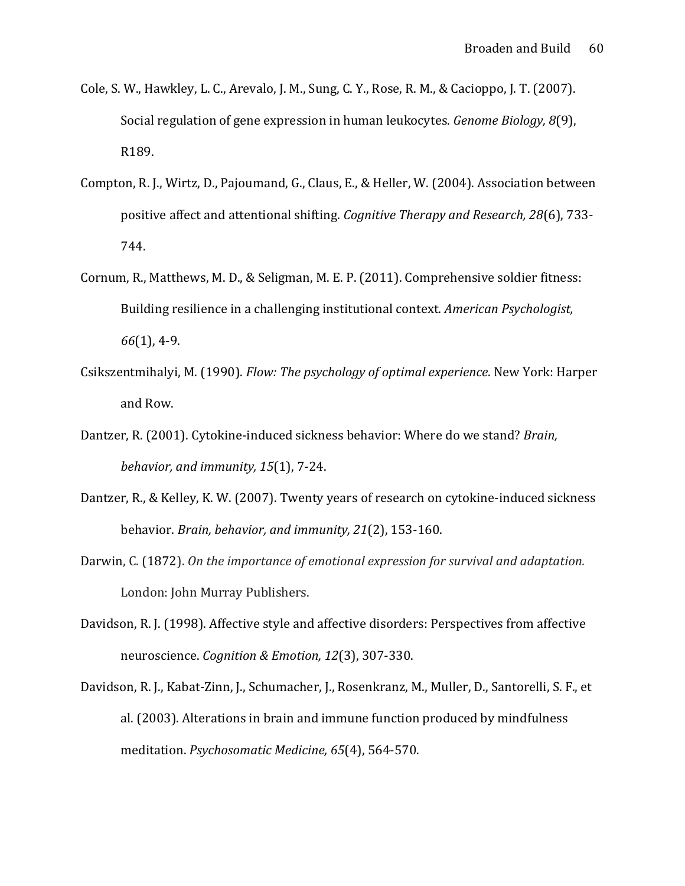Cole, S. W., Hawkley, L. C., Arevalo, J. M., Sung, C. Y., Rose, R. M., & Cacioppo, J. T. (2007). Social regulation of gene expression in human leukocytes. *Genome Biology, 8*(9), R189.

Compton, R. J., Wirtz, D., Pajoumand, G., Claus, E., & Heller, W. (2004). Association between positive affect and attentional shifting. *Cognitive Therapy and Research, 28*(6), 733-744.

Cornum, R., Matthews, M. D., & Seligman, M. E. P. (2011). Comprehensive soldier fitness: Building resilience in a challenging institutional context. *American Psychologist, 66*(1), 4-9.

Csikszentmihalyi, M. (1990). *Flow: The psychology of optimal experience*. New York: Harper and Row.

Dantzer, R. (2001). Cytokine-induced sickness behavior: Where do we stand? *Brain, behavior, and immunity, 15*(1), 7-24.

Dantzer, R., & Kelley, K. W. (2007). Twenty years of research on cytokine-induced sickness behavior. *Brain, behavior, and immunity, 21*(2), 153-160.

Darwin, C. (1872). *On the importance of emotional expression for survival and adaptation.* London: John Murray Publishers.

Davidson, R. J. (1998). Affective style and affective disorders: Perspectives from affective neuroscience. *Cognition & Emotion, 12*(3), 307-330.

Davidson, R. J., Kabat-Zinn, J., Schumacher, J., Rosenkranz, M., Muller, D., Santorelli, S. F., et al. (2003). Alterations in brain and immune function produced by mindfulness meditation. *Psychosomatic Medicine, 65*(4), 564-570.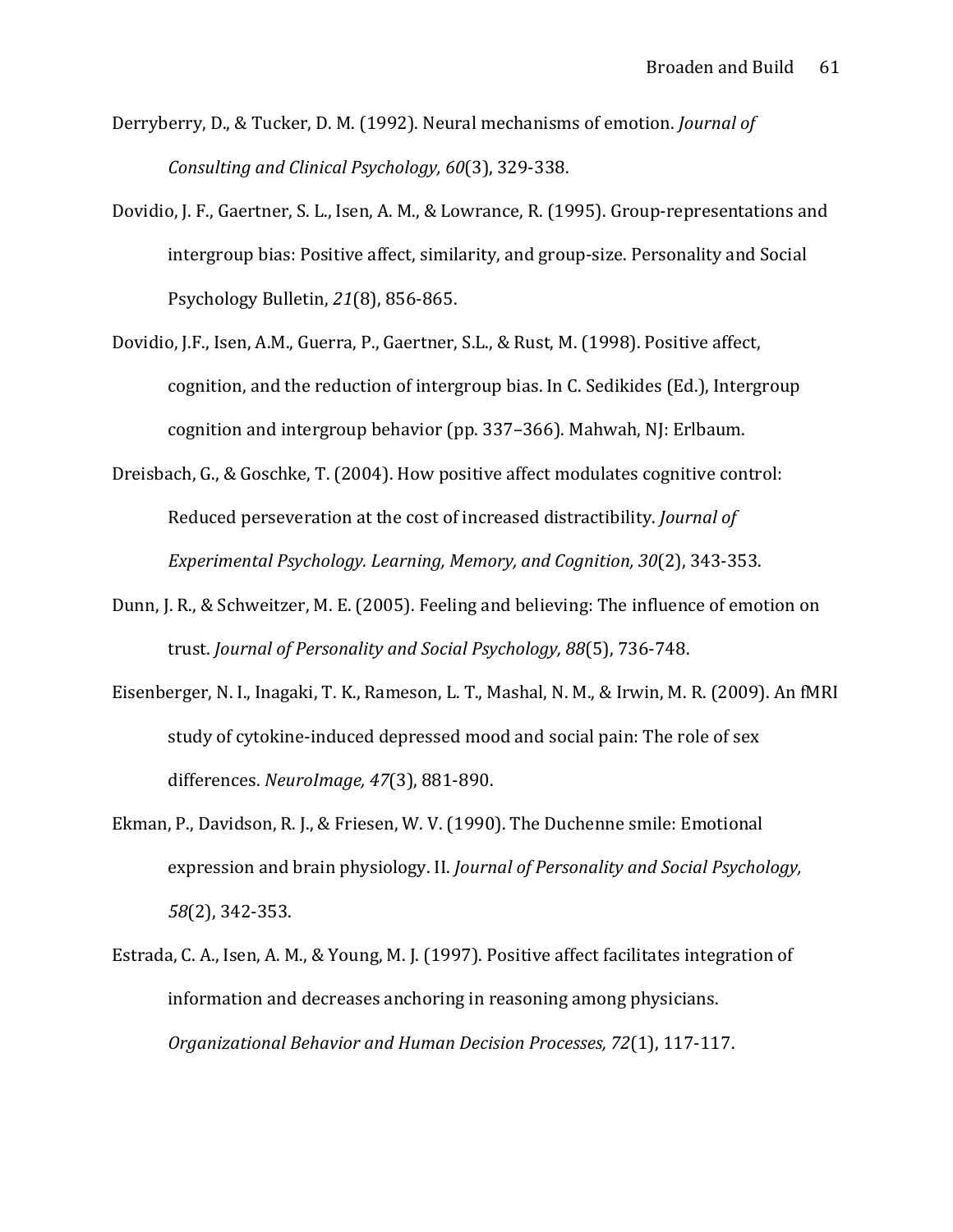Derryberry, D., & Tucker, D. M. (1992). Neural mechanisms of emotion. *Journal of Consulting and Clinical Psychology, 60*(3), 329-338.

Dovidio, J. F., Gaertner, S. L., Isen, A. M., & Lowrance, R. (1995). Group-representations and intergroup bias: Positive affect, similarity, and group-size. Personality and Social Psychology Bulletin, *21*(8), 856-865.

Dovidio, J.F., Isen, A.M., Guerra, P., Gaertner, S.L., & Rust, M. (1998). Positive affect, cognition, and the reduction of intergroup bias. In C. Sedikides (Ed.), Intergroup cognition and intergroup behavior (pp. 337–366). Mahwah, NJ: Erlbaum.

Dreisbach, G., & Goschke, T. (2004). How positive affect modulates cognitive control: Reduced perseveration at the cost of increased distractibility. *Journal of Experimental Psychology. Learning, Memory, and Cognition, 30*(2), 343-353.

Dunn, J. R., & Schweitzer, M. E. (2005). Feeling and believing: The influence of emotion on trust. *Journal of Personality and Social Psychology, 88*(5), 736-748.

Eisenberger, N. I., Inagaki, T. K., Rameson, L. T., Mashal, N. M., & Irwin, M. R. (2009). An fMRI study of cytokine-induced depressed mood and social pain: The role of sex differences. *NeuroImage, 47*(3), 881-890.

Ekman, P., Davidson, R. J., & Friesen, W. V. (1990). The Duchenne smile: Emotional expression and brain physiology. II. *Journal of Personality and Social Psychology, 58*(2), 342-353.

Estrada, C. A., Isen, A. M., & Young, M. J. (1997). Positive affect facilitates integration of information and decreases anchoring in reasoning among physicians. *Organizational Behavior and Human Decision Processes, 72*(1), 117-117.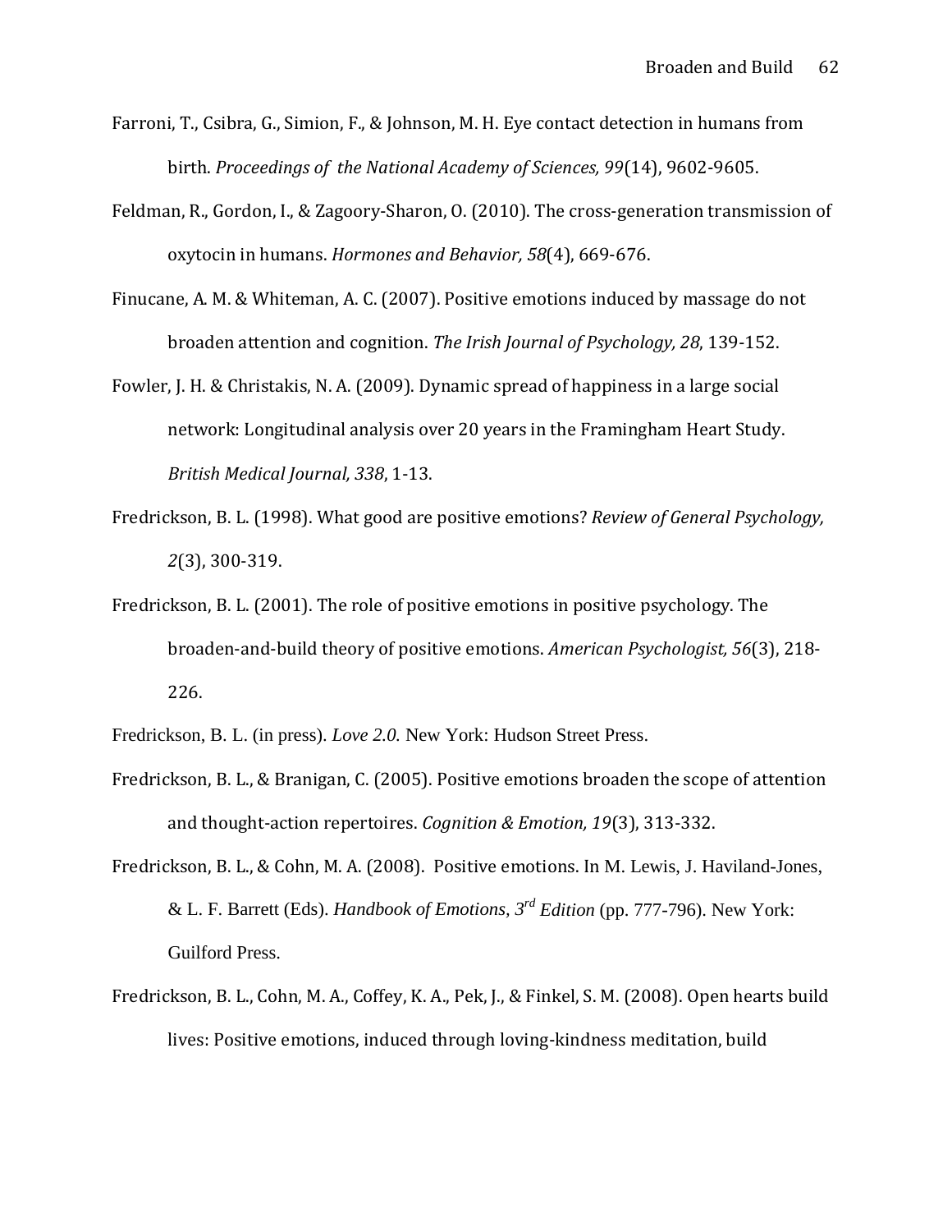Farroni, T., Csibra, G., Simion, F., & Johnson, M. H. Eye contact detection in humans from birth. *Proceedings of the National Academy of Sciences, 99*(14), 9602-9605.

Feldman, R., Gordon, I., & Zagoory-Sharon, O. (2010). The cross-generation transmission of oxytocin in humans. *Hormones and Behavior, 58*(4), 669-676.

Finucane, A. M. & Whiteman, A. C. (2007). Positive emotions induced by massage do not broaden attention and cognition. *The Irish Journal of Psychology, 28*, 139-152.

Fowler, J. H. & Christakis, N. A. (2009). Dynamic spread of happiness in a large social network: Longitudinal analysis over 20 years in the Framingham Heart Study. *British Medical Journal, 338*, 1-13.

Fredrickson, B. L. (1998). What good are positive emotions? *Review of General Psychology, 2*(3), 300-319.

Fredrickson, B. L. (2001). The role of positive emotions in positive psychology. The broaden-and-build theory of positive emotions. *American Psychologist, 56*(3), 218-226.

Fredrickson, B. L. (in press). *Love 2.0*. New York: Hudson Street Press.

Fredrickson, B. L., & Branigan, C. (2005). Positive emotions broaden the scope of attention and thought-action repertoires. *Cognition & Emotion, 19*(3), 313-332.

Fredrickson, B. L., & Cohn, M. A. (2008). Positive emotions. In M. Lewis, J. Haviland-Jones, & L. F. Barrett (Eds). *Handbook of Emotions*, *3rd Edition* (pp. 777-796). New York: Guilford Press.

Fredrickson, B. L., Cohn, M. A., Coffey, K. A., Pek, J., & Finkel, S. M. (2008). Open hearts build lives: Positive emotions, induced through loving-kindness meditation, build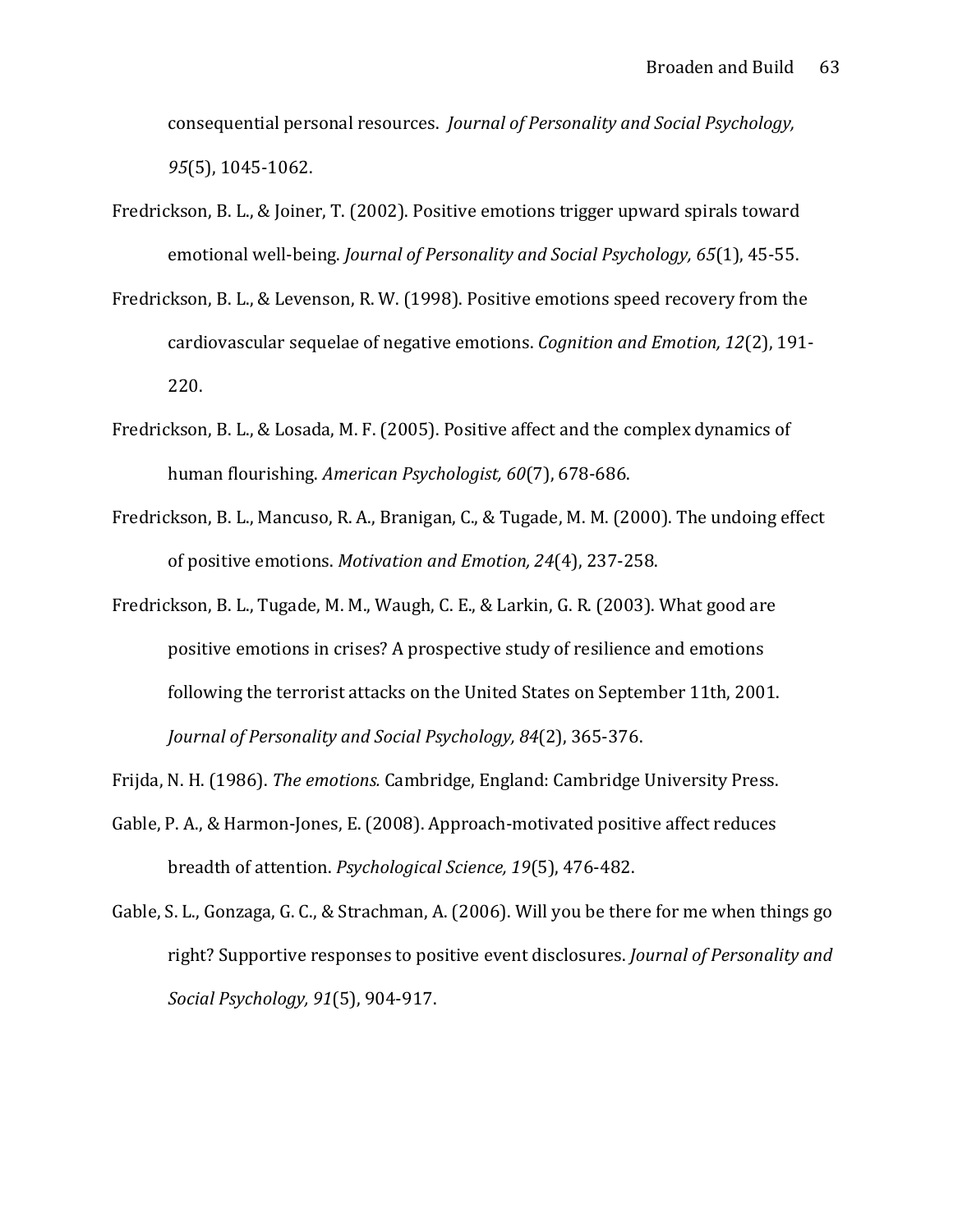consequential personal resources. *Journal of Personality and Social Psychology, 95*(5), 1045-1062.

Fredrickson, B. L., & Joiner, T. (2002). Positive emotions trigger upward spirals toward emotional well-being. *Journal of Personality and Social Psychology, 65*(1), 45-55.

Fredrickson, B. L., & Levenson, R. W. (1998). Positive emotions speed recovery from the cardiovascular sequelae of negative emotions. *Cognition and Emotion, 12*(2), 191-220.

Fredrickson, B. L., & Losada, M. F. (2005). Positive affect and the complex dynamics of human flourishing. *American Psychologist, 60*(7), 678-686.

Fredrickson, B. L., Mancuso, R. A., Branigan, C., & Tugade, M. M. (2000). The undoing effect of positive emotions. *Motivation and Emotion, 24*(4), 237-258.

Fredrickson, B. L., Tugade, M. M., Waugh, C. E., & Larkin, G. R. (2003). What good are positive emotions in crises? A prospective study of resilience and emotions following the terrorist attacks on the United States on September 11th, 2001. *Journal of Personality and Social Psychology, 84*(2), 365-376.

Frijda, N. H. (1986). *The emotions.* Cambridge, England: Cambridge University Press.

Gable, P. A., & Harmon-Jones, E. (2008). Approach-motivated positive affect reduces breadth of attention. *Psychological Science, 19*(5), 476-482.

Gable, S. L., Gonzaga, G. C., & Strachman, A. (2006). Will you be there for me when things go right? Supportive responses to positive event disclosures. *Journal of Personality and Social Psychology, 91*(5), 904-917.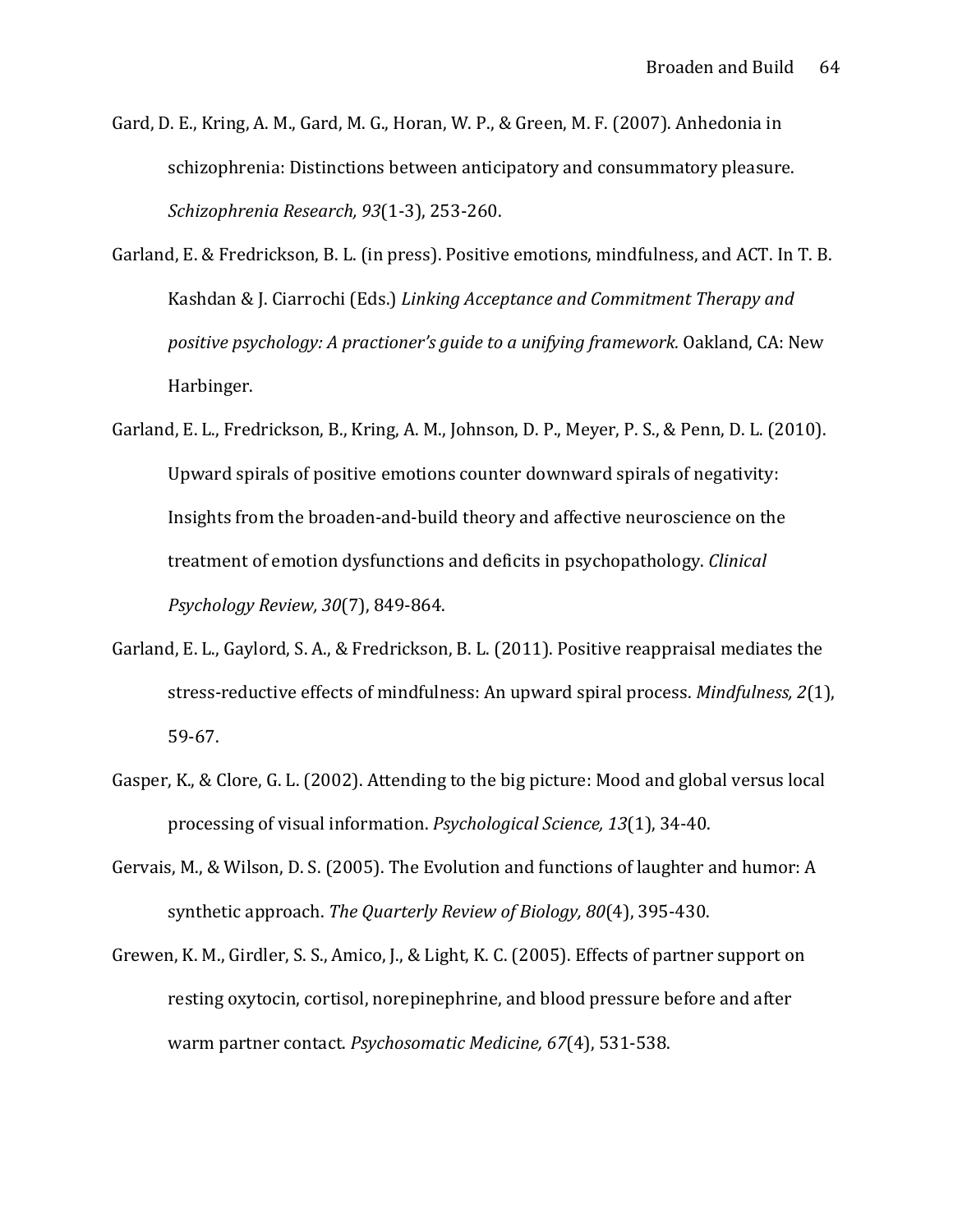Gard, D. E., Kring, A. M., Gard, M. G., Horan, W. P., & Green, M. F. (2007). Anhedonia in schizophrenia: Distinctions between anticipatory and consummatory pleasure. *Schizophrenia Research, 93*(1-3), 253-260.

Garland, E. & Fredrickson, B. L. (in press). Positive emotions, mindfulness, and ACT. In T. B. Kashdan & J. Ciarrochi (Eds.) *Linking Acceptance and Commitment Therapy and positive psychology: A practioner's guide to a unifying framework.* Oakland, CA: New Harbinger.

Garland, E. L., Fredrickson, B., Kring, A. M., Johnson, D. P., Meyer, P. S., & Penn, D. L. (2010). Upward spirals of positive emotions counter downward spirals of negativity: Insights from the broaden-and-build theory and affective neuroscience on the treatment of emotion dysfunctions and deficits in psychopathology. *Clinical Psychology Review, 30*(7), 849-864.

Garland, E. L., Gaylord, S. A., & Fredrickson, B. L. (2011). Positive reappraisal mediates the stress-reductive effects of mindfulness: An upward spiral process. *Mindfulness, 2*(1), 59-67.

Gasper, K., & Clore, G. L. (2002). Attending to the big picture: Mood and global versus local processing of visual information. *Psychological Science, 13*(1), 34-40.

Gervais, M., & Wilson, D. S. (2005). The Evolution and functions of laughter and humor: A synthetic approach. *The Quarterly Review of Biology, 80*(4), 395-430.

Grewen, K. M., Girdler, S. S., Amico, J., & Light, K. C. (2005). Effects of partner support on resting oxytocin, cortisol, norepinephrine, and blood pressure before and after warm partner contact. *Psychosomatic Medicine, 67*(4), 531-538.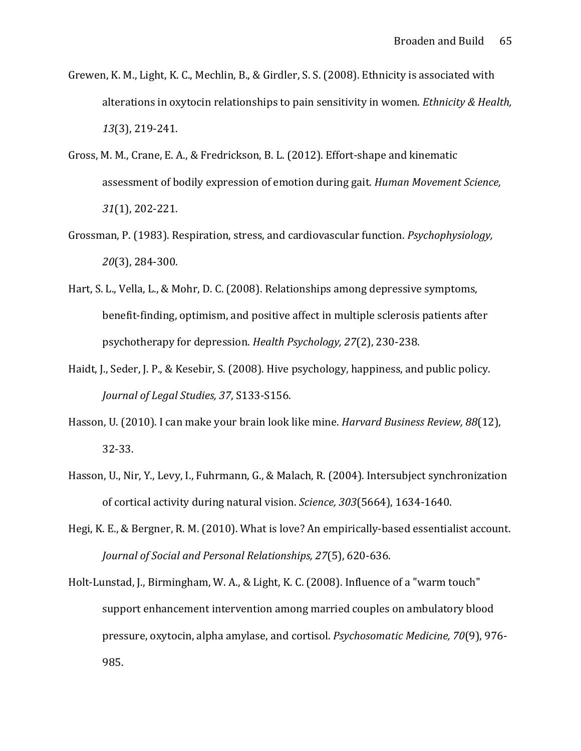Grewen, K. M., Light, K. C., Mechlin, B., & Girdler, S. S. (2008). Ethnicity is associated with alterations in oxytocin relationships to pain sensitivity in women. *Ethnicity & Health, 13*(3), 219-241.

Gross, M. M., Crane, E. A., & Fredrickson, B. L. (2012). Effort-shape and kinematic assessment of bodily expression of emotion during gait. *Human Movement Science, 31*(1), 202-221.

Grossman, P. (1983). Respiration, stress, and cardiovascular function. *Psychophysiology, 20*(3), 284-300.

Hart, S. L., Vella, L., & Mohr, D. C. (2008). Relationships among depressive symptoms, benefit-finding, optimism, and positive affect in multiple sclerosis patients after psychotherapy for depression. *Health Psychology, 27*(2), 230-238.

Haidt, J., Seder, J. P., & Kesebir, S. (2008). Hive psychology, happiness, and public policy. *Journal of Legal Studies, 37*, S133-S156.

Hasson, U. (2010). I can make your brain look like mine. *Harvard Business Review, 88*(12), 32-33.

Hasson, U., Nir, Y., Levy, I., Fuhrmann, G., & Malach, R. (2004). Intersubject synchronization of cortical activity during natural vision. *Science, 303*(5664), 1634-1640.

Hegi, K. E., & Bergner, R. M. (2010). What is love? An empirically-based essentialist account. *Journal of Social and Personal Relationships, 27*(5), 620-636.

Holt-Lunstad, J., Birmingham, W. A., & Light, K. C. (2008). Influence of a "warm touch" support enhancement intervention among married couples on ambulatory blood pressure, oxytocin, alpha amylase, and cortisol. *Psychosomatic Medicine, 70*(9), 976-985.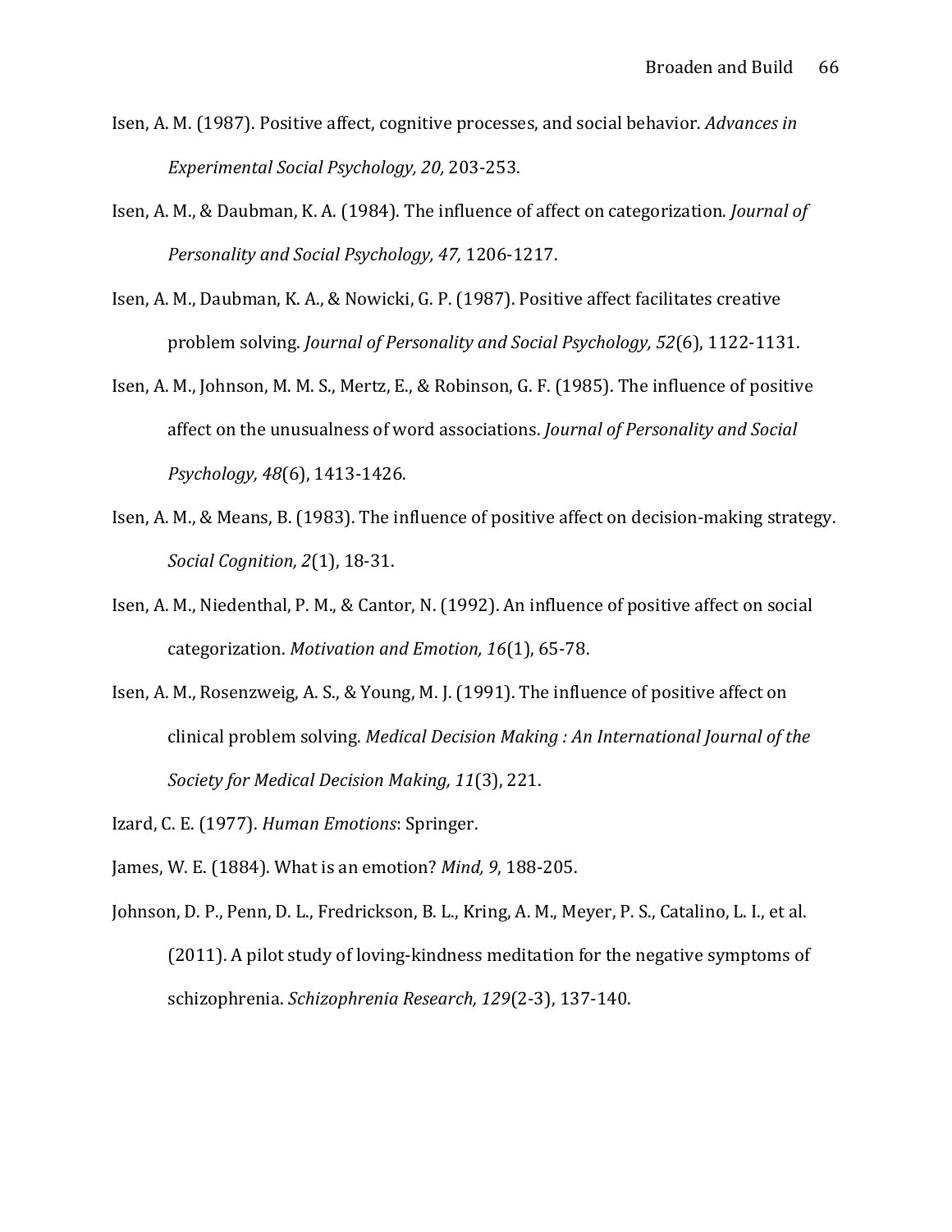Isen, A. M. (1987). Positive affect, cognitive processes, and social behavior. *Advances in Experimental Social Psychology, 20,* 203-253.

Isen, A. M., & Daubman, K. A. (1984). The influence of affect on categorization. *Journal of Personality and Social Psychology, 47,* 1206-1217.

Isen, A. M., Daubman, K. A., & Nowicki, G. P. (1987). Positive affect facilitates creative problem solving. *Journal of Personality and Social Psychology, 52*(6), 1122-1131.

Isen, A. M., Johnson, M. M. S., Mertz, E., & Robinson, G. F. (1985). The influence of positive affect on the unusualness of word associations. *Journal of Personality and Social Psychology, 48*(6), 1413-1426.

Isen, A. M., & Means, B. (1983). The influence of positive affect on decision-making strategy. *Social Cognition, 2*(1), 18-31.

Isen, A. M., Niedenthal, P. M., & Cantor, N. (1992). An influence of positive affect on social categorization. *Motivation and Emotion, 16*(1), 65-78.

Isen, A. M., Rosenzweig, A. S., & Young, M. J. (1991). The influence of positive affect on clinical problem solving. *Medical Decision Making : An International Journal of the Society for Medical Decision Making, 11*(3), 221.

Izard, C. E. (1977). *Human Emotions*: Springer.

James, W. E. (1884). What is an emotion? *Mind, 9*, 188-205.

Johnson, D. P., Penn, D. L., Fredrickson, B. L., Kring, A. M., Meyer, P. S., Catalino, L. I., et al. (2011). A pilot study of loving-kindness meditation for the negative symptoms of schizophrenia. *Schizophrenia Research, 129*(2-3), 137-140.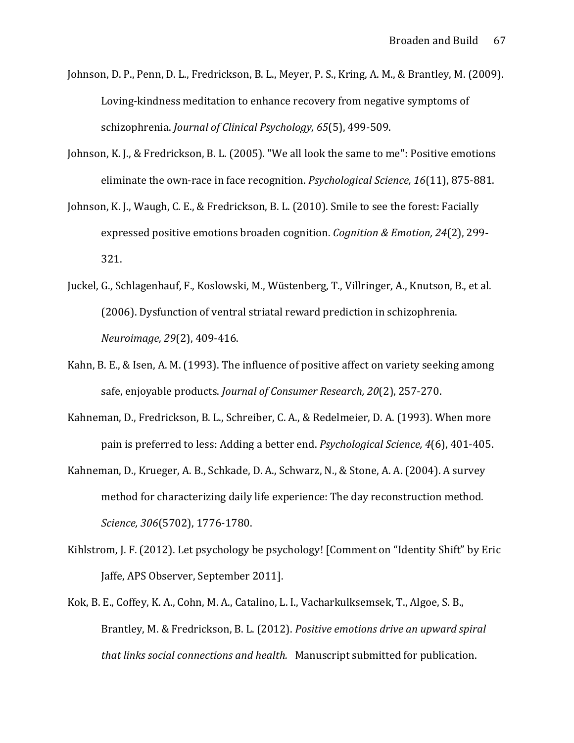Johnson, D. P., Penn, D. L., Fredrickson, B. L., Meyer, P. S., Kring, A. M., & Brantley, M. (2009). Loving-kindness meditation to enhance recovery from negative symptoms of schizophrenia. *Journal of Clinical Psychology, 65*(5), 499-509.

Johnson, K. J., & Fredrickson, B. L. (2005). "We all look the same to me": Positive emotions eliminate the own-race in face recognition. *Psychological Science, 16*(11), 875-881.

Johnson, K. J., Waugh, C. E., & Fredrickson, B. L. (2010). Smile to see the forest: Facially expressed positive emotions broaden cognition. *Cognition & Emotion, 24*(2), 299-321.

Juckel, G., Schlagenhauf, F., Koslowski, M., Wüstenberg, T., Villringer, A., Knutson, B., et al. (2006). Dysfunction of ventral striatal reward prediction in schizophrenia. *Neuroimage, 29*(2), 409-416.

Kahn, B. E., & Isen, A. M. (1993). The influence of positive affect on variety seeking among safe, enjoyable products. *Journal of Consumer Research, 20*(2), 257-270.

Kahneman, D., Fredrickson, B. L., Schreiber, C. A., & Redelmeier, D. A. (1993). When more pain is preferred to less: Adding a better end. *Psychological Science, 4*(6), 401-405.

Kahneman, D., Krueger, A. B., Schkade, D. A., Schwarz, N., & Stone, A. A. (2004). A survey method for characterizing daily life experience: The day reconstruction method. *Science, 306*(5702), 1776-1780.

Kihlstrom, J. F. (2012). Let psychology be psychology! [Comment on "Identity Shift" by Eric Jaffe, APS Observer, September 2011].

Kok, B. E., Coffey, K. A., Cohn, M. A., Catalino, L. I., Vacharkulksemsek, T., Algoe, S. B., Brantley, M. & Fredrickson, B. L. (2012). *Positive emotions drive an upward spiral that links social connections and health.* Manuscript submitted for publication.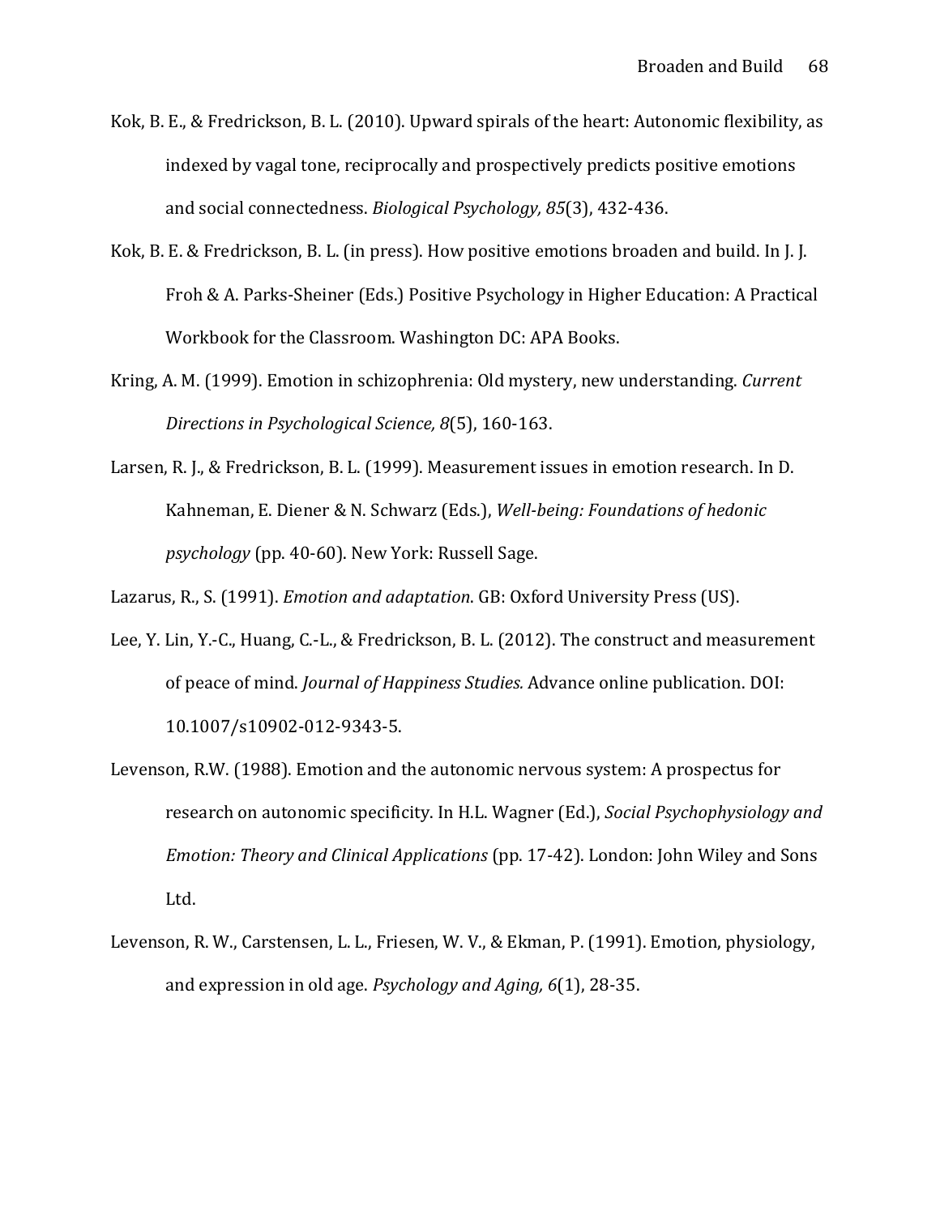Kok, B. E., & Fredrickson, B. L. (2010). Upward spirals of the heart: Autonomic flexibility, as indexed by vagal tone, reciprocally and prospectively predicts positive emotions and social connectedness. *Biological Psychology, 85*(3), 432-436.

Kok, B. E. & Fredrickson, B. L. (in press). How positive emotions broaden and build. In J. J. Froh & A. Parks-Sheiner (Eds.) Positive Psychology in Higher Education: A Practical Workbook for the Classroom. Washington DC: APA Books.

Kring, A. M. (1999). Emotion in schizophrenia: Old mystery, new understanding. *Current Directions in Psychological Science, 8*(5), 160-163.

Larsen, R. J., & Fredrickson, B. L. (1999). Measurement issues in emotion research. In D. Kahneman, E. Diener & N. Schwarz (Eds.), *Well-being: Foundations of hedonic psychology* (pp. 40-60). New York: Russell Sage.

Lazarus, R., S. (1991). *Emotion and adaptation*. GB: Oxford University Press (US).

Lee, Y. Lin, Y.-C., Huang, C.-L., & Fredrickson, B. L. (2012). The construct and measurement of peace of mind. *Journal of Happiness Studies.* Advance online publication. DOI: 10.1007/s10902-012-9343-5.

Levenson, R.W. (1988). Emotion and the autonomic nervous system: A prospectus for research on autonomic specificity. In H.L. Wagner (Ed.), *Social Psychophysiology and Emotion: Theory and Clinical Applications* (pp. 17-42). London: John Wiley and Sons Ltd.

Levenson, R. W., Carstensen, L. L., Friesen, W. V., & Ekman, P. (1991). Emotion, physiology, and expression in old age. *Psychology and Aging, 6*(1), 28-35.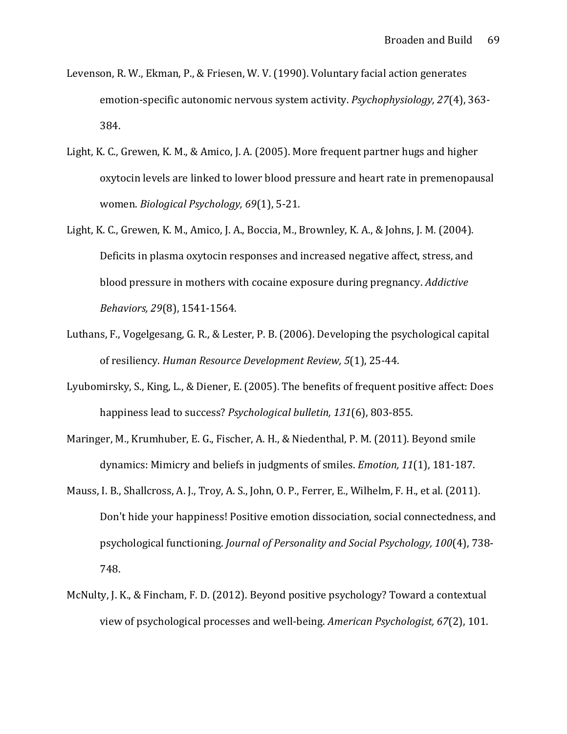Levenson, R. W., Ekman, P., & Friesen, W. V. (1990). Voluntary facial action generates emotion-specific autonomic nervous system activity. *Psychophysiology, 27*(4), 363-384.

Light, K. C., Grewen, K. M., & Amico, J. A. (2005). More frequent partner hugs and higher oxytocin levels are linked to lower blood pressure and heart rate in premenopausal women. *Biological Psychology, 69*(1), 5-21.

Light, K. C., Grewen, K. M., Amico, J. A., Boccia, M., Brownley, K. A., & Johns, J. M. (2004). Deficits in plasma oxytocin responses and increased negative affect, stress, and blood pressure in mothers with cocaine exposure during pregnancy. *Addictive Behaviors, 29*(8), 1541-1564.

Luthans, F., Vogelgesang, G. R., & Lester, P. B. (2006). Developing the psychological capital of resiliency. *Human Resource Development Review, 5*(1), 25-44.

Lyubomirsky, S., King, L., & Diener, E. (2005). The benefits of frequent positive affect: Does happiness lead to success? *Psychological bulletin, 131*(6), 803-855.

Maringer, M., Krumhuber, E. G., Fischer, A. H., & Niedenthal, P. M. (2011). Beyond smile dynamics: Mimicry and beliefs in judgments of smiles. *Emotion, 11*(1), 181-187.

Mauss, I. B., Shallcross, A. J., Troy, A. S., John, O. P., Ferrer, E., Wilhelm, F. H., et al. (2011). Don't hide your happiness! Positive emotion dissociation, social connectedness, and psychological functioning. *Journal of Personality and Social Psychology, 100*(4), 738-748.

McNulty, J. K., & Fincham, F. D. (2012). Beyond positive psychology? Toward a contextual view of psychological processes and well-being. *American Psychologist, 67*(2), 101.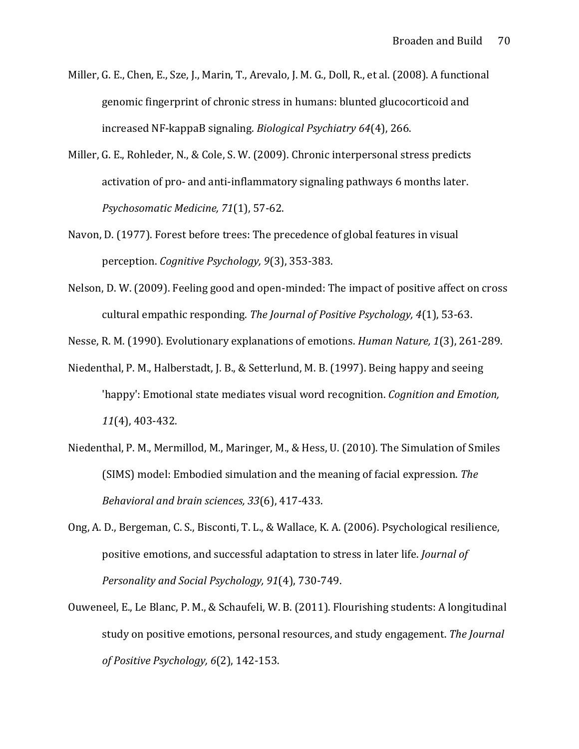Miller, G. E., Chen, E., Sze, J., Marin, T., Arevalo, J. M. G., Doll, R., et al. (2008). A functional genomic fingerprint of chronic stress in humans: blunted glucocorticoid and increased NF-kappaB signaling. *Biological Psychiatry 64*(4), 266.

Miller, G. E., Rohleder, N., & Cole, S. W. (2009). Chronic interpersonal stress predicts activation of pro- and anti-inflammatory signaling pathways 6 months later. *Psychosomatic Medicine, 71*(1), 57-62.

Navon, D. (1977). Forest before trees: The precedence of global features in visual perception. *Cognitive Psychology, 9*(3), 353-383.

Nelson, D. W. (2009). Feeling good and open-minded: The impact of positive affect on cross cultural empathic responding. *The Journal of Positive Psychology, 4*(1), 53-63.

Nesse, R. M. (1990). Evolutionary explanations of emotions. *Human Nature, 1*(3), 261-289.

Niedenthal, P. M., Halberstadt, J. B., & Setterlund, M. B. (1997). Being happy and seeing 'happy': Emotional state mediates visual word recognition. *Cognition and Emotion, 11*(4), 403-432.

Niedenthal, P. M., Mermillod, M., Maringer, M., & Hess, U. (2010). The Simulation of Smiles (SIMS) model: Embodied simulation and the meaning of facial expression. *The Behavioral and brain sciences, 33*(6), 417-433.

Ong, A. D., Bergeman, C. S., Bisconti, T. L., & Wallace, K. A. (2006). Psychological resilience, positive emotions, and successful adaptation to stress in later life. *Journal of Personality and Social Psychology, 91*(4), 730-749.

Ouweneel, E., Le Blanc, P. M., & Schaufeli, W. B. (2011). Flourishing students: A longitudinal study on positive emotions, personal resources, and study engagement. *The Journal of Positive Psychology, 6*(2), 142-153.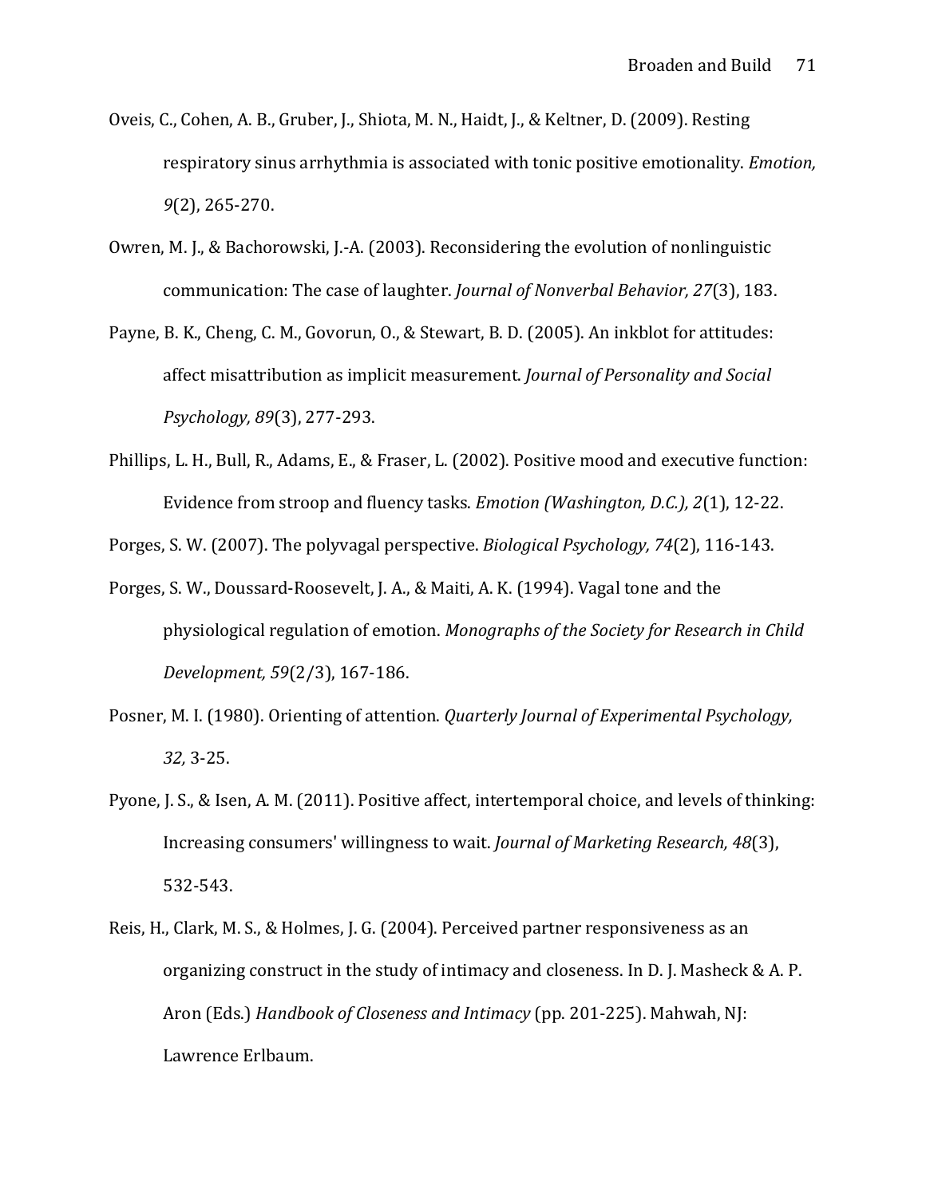Oveis, C., Cohen, A. B., Gruber, J., Shiota, M. N., Haidt, J., & Keltner, D. (2009). Resting respiratory sinus arrhythmia is associated with tonic positive emotionality. *Emotion, 9*(2), 265-270.

Owren, M. J., & Bachorowski, J.-A. (2003). Reconsidering the evolution of nonlinguistic communication: The case of laughter. *Journal of Nonverbal Behavior, 27*(3), 183.

Payne, B. K., Cheng, C. M., Govorun, O., & Stewart, B. D. (2005). An inkblot for attitudes: affect misattribution as implicit measurement. *Journal of Personality and Social Psychology, 89*(3), 277-293.

Phillips, L. H., Bull, R., Adams, E., & Fraser, L. (2002). Positive mood and executive function: Evidence from stroop and fluency tasks. *Emotion (Washington, D.C.), 2*(1), 12-22.

Porges, S. W. (2007). The polyvagal perspective. *Biological Psychology, 74*(2), 116-143.

Porges, S. W., Doussard-Roosevelt, J. A., & Maiti, A. K. (1994). Vagal tone and the physiological regulation of emotion. *Monographs of the Society for Research in Child Development, 59*(2/3), 167-186.

Posner, M. I. (1980). Orienting of attention. *Quarterly Journal of Experimental Psychology, 32,* 3-25.

Pyone, J. S., & Isen, A. M. (2011). Positive affect, intertemporal choice, and levels of thinking: Increasing consumers' willingness to wait. *Journal of Marketing Research, 48*(3), 532-543.

Reis, H., Clark, M. S., & Holmes, J. G. (2004). Perceived partner responsiveness as an organizing construct in the study of intimacy and closeness. In D. J. Masheck & A. P. Aron (Eds.) *Handbook of Closeness and Intimacy* (pp. 201-225). Mahwah, NJ: Lawrence Erlbaum.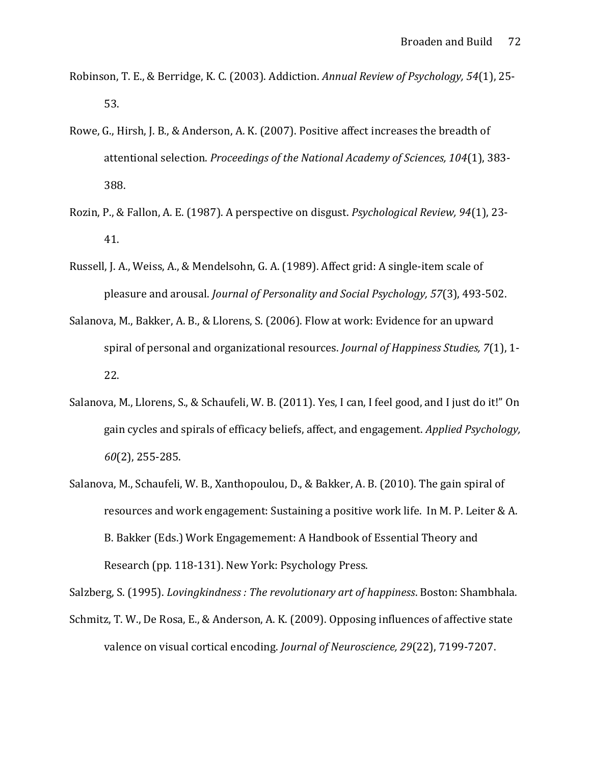Robinson, T. E., & Berridge, K. C. (2003). Addiction. *Annual Review of Psychology, 54*(1), 25-53.

Rowe, G., Hirsh, J. B., & Anderson, A. K. (2007). Positive affect increases the breadth of attentional selection. *Proceedings of the National Academy of Sciences, 104*(1), 383-388.

Rozin, P., & Fallon, A. E. (1987). A perspective on disgust. *Psychological Review, 94*(1), 23-41.

Russell, J. A., Weiss, A., & Mendelsohn, G. A. (1989). Affect grid: A single-item scale of pleasure and arousal. *Journal of Personality and Social Psychology, 57*(3), 493-502.

Salanova, M., Bakker, A. B., & Llorens, S. (2006). Flow at work: Evidence for an upward spiral of personal and organizational resources. *Journal of Happiness Studies, 7*(1), 1-22.

Salanova, M., Llorens, S., & Schaufeli, W. B. (2011). Yes, I can, I feel good, and I just do it!" On gain cycles and spirals of efficacy beliefs, affect, and engagement. *Applied Psychology, 60*(2), 255-285.

Salanova, M., Schaufeli, W. B., Xanthopoulou, D., & Bakker, A. B. (2010). The gain spiral of resources and work engagement: Sustaining a positive work life. In M. P. Leiter & A. B. Bakker (Eds.) Work Engagemement: A Handbook of Essential Theory and Research (pp. 118-131). New York: Psychology Press.

Salzberg, S. (1995). *Lovingkindness : The revolutionary art of happiness*. Boston: Shambhala.

Schmitz, T. W., De Rosa, E., & Anderson, A. K. (2009). Opposing influences of affective state valence on visual cortical encoding. *Journal of Neuroscience, 29*(22), 7199-7207.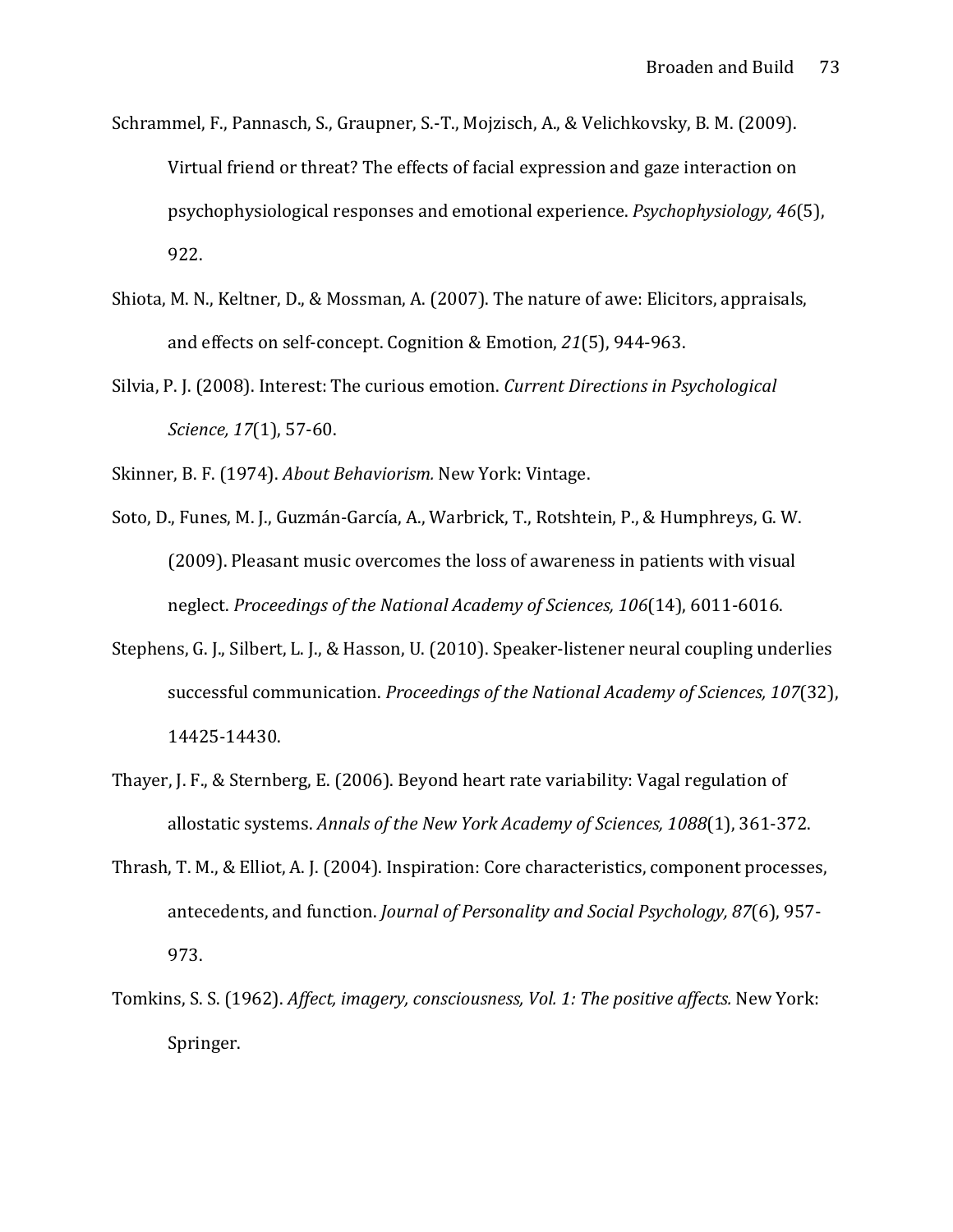Schrammel, F., Pannasch, S., Graupner, S.-T., Mojzisch, A., & Velichkovsky, B. M. (2009). Virtual friend or threat? The effects of facial expression and gaze interaction on psychophysiological responses and emotional experience. *Psychophysiology, 46*(5), 922.

Shiota, M. N., Keltner, D., & Mossman, A. (2007). The nature of awe: Elicitors, appraisals, and effects on self-concept. Cognition & Emotion, *21*(5), 944-963.

Silvia, P. J. (2008). Interest: The curious emotion. *Current Directions in Psychological Science, 17*(1), 57-60.

Skinner, B. F. (1974). *About Behaviorism.* New York: Vintage.

Soto, D., Funes, M. J., Guzmán-García, A., Warbrick, T., Rotshtein, P., & Humphreys, G. W. (2009). Pleasant music overcomes the loss of awareness in patients with visual neglect. *Proceedings of the National Academy of Sciences, 106*(14), 6011-6016.

Stephens, G. J., Silbert, L. J., & Hasson, U. (2010). Speaker-listener neural coupling underlies successful communication. *Proceedings of the National Academy of Sciences, 107*(32), 14425-14430.

Thayer, J. F., & Sternberg, E. (2006). Beyond heart rate variability: Vagal regulation of allostatic systems. *Annals of the New York Academy of Sciences, 1088*(1), 361-372.

Thrash, T. M., & Elliot, A. J. (2004). Inspiration: Core characteristics, component processes, antecedents, and function. *Journal of Personality and Social Psychology, 87*(6), 957-973.

Tomkins, S. S. (1962). *Affect, imagery, consciousness, Vol. 1: The positive affects.* New York: Springer.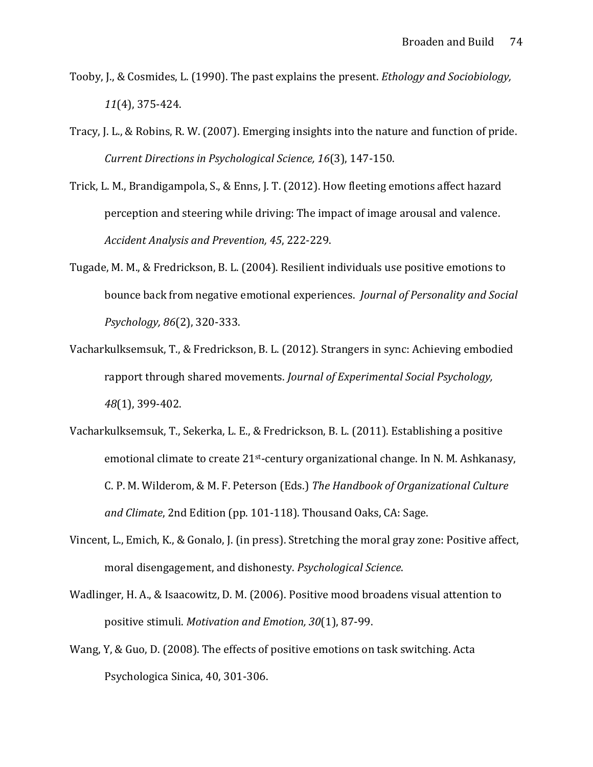Tooby, J., & Cosmides, L. (1990). The past explains the present. *Ethology and Sociobiology, 11*(4), 375-424.

Tracy, J. L., & Robins, R. W. (2007). Emerging insights into the nature and function of pride. *Current Directions in Psychological Science, 16*(3), 147-150.

Trick, L. M., Brandigampola, S., & Enns, J. T. (2012). How fleeting emotions affect hazard perception and steering while driving: The impact of image arousal and valence. *Accident Analysis and Prevention, 45*, 222-229.

Tugade, M. M., & Fredrickson, B. L. (2004). Resilient individuals use positive emotions to bounce back from negative emotional experiences. *Journal of Personality and Social Psychology, 86*(2), 320-333.

Vacharkulksemsuk, T., & Fredrickson, B. L. (2012). Strangers in sync: Achieving embodied rapport through shared movements. *Journal of Experimental Social Psychology, 48*(1), 399-402.

Vacharkulksemsuk, T., Sekerka, L. E., & Fredrickson, B. L. (2011). Establishing a positive emotional climate to create 21st-century organizational change. In N. M. Ashkanasy, C. P. M. Wilderom, & M. F. Peterson (Eds.) *The Handbook of Organizational Culture and Climate*, 2nd Edition (pp. 101-118). Thousand Oaks, CA: Sage.

Vincent, L., Emich, K., & Gonalo, J. (in press). Stretching the moral gray zone: Positive affect, moral disengagement, and dishonesty. *Psychological Science*.

Wadlinger, H. A., & Isaacowitz, D. M. (2006). Positive mood broadens visual attention to positive stimuli. *Motivation and Emotion, 30*(1), 87-99.

Wang, Y, & Guo, D. (2008). The effects of positive emotions on task switching. Acta Psychologica Sinica, 40, 301-306.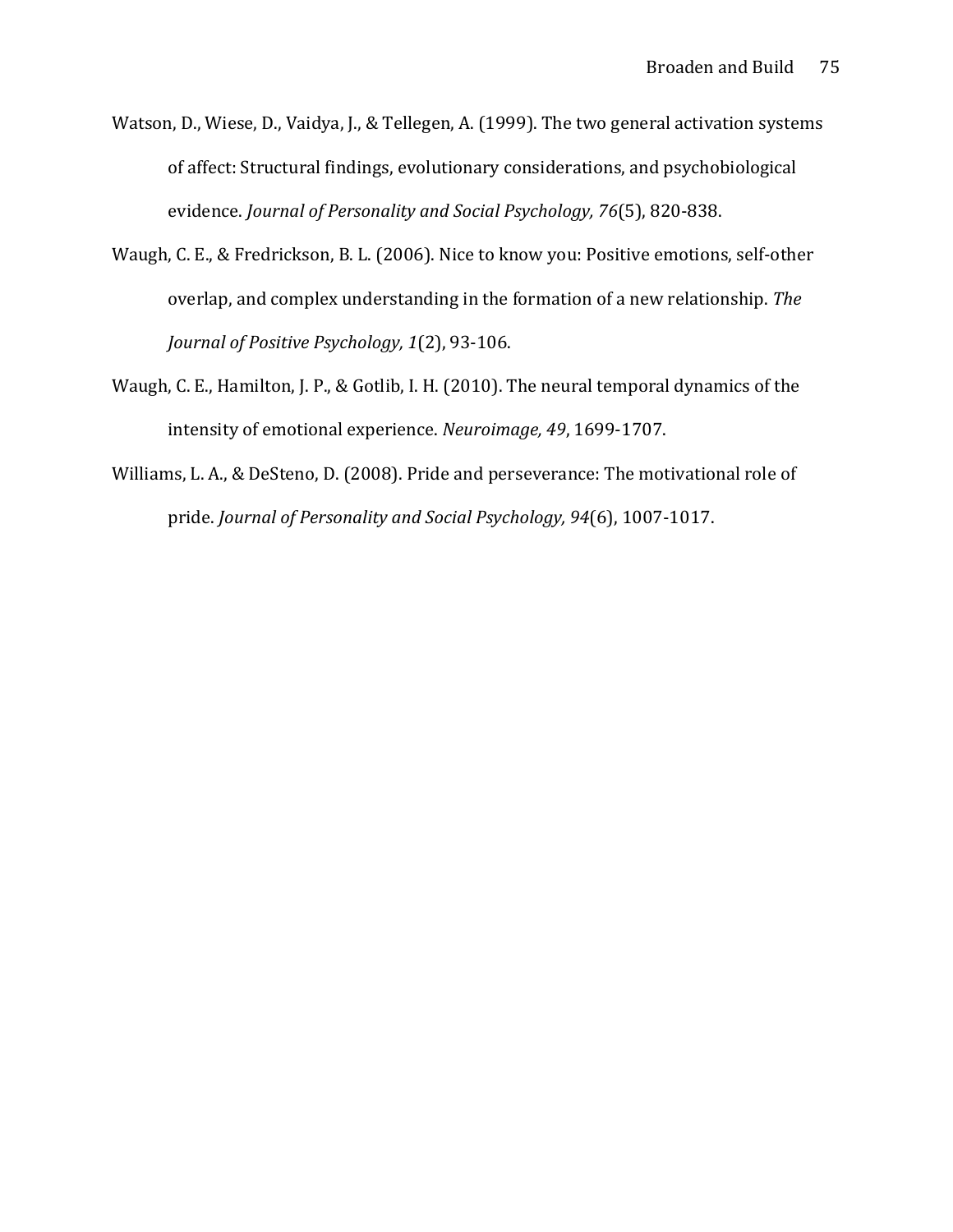Watson, D., Wiese, D., Vaidya, J., & Tellegen, A. (1999). The two general activation systems of affect: Structural findings, evolutionary considerations, and psychobiological evidence. *Journal of Personality and Social Psychology, 76*(5), 820-838.

Waugh, C. E., & Fredrickson, B. L. (2006). Nice to know you: Positive emotions, self-other overlap, and complex understanding in the formation of a new relationship. *The Journal of Positive Psychology, 1*(2), 93-106.

Waugh, C. E., Hamilton, J. P., & Gotlib, I. H. (2010). The neural temporal dynamics of the intensity of emotional experience. *Neuroimage, 49*, 1699-1707.

Williams, L. A., & DeSteno, D. (2008). Pride and perseverance: The motivational role of pride. *Journal of Personality and Social Psychology, 94*(6), 1007-1017.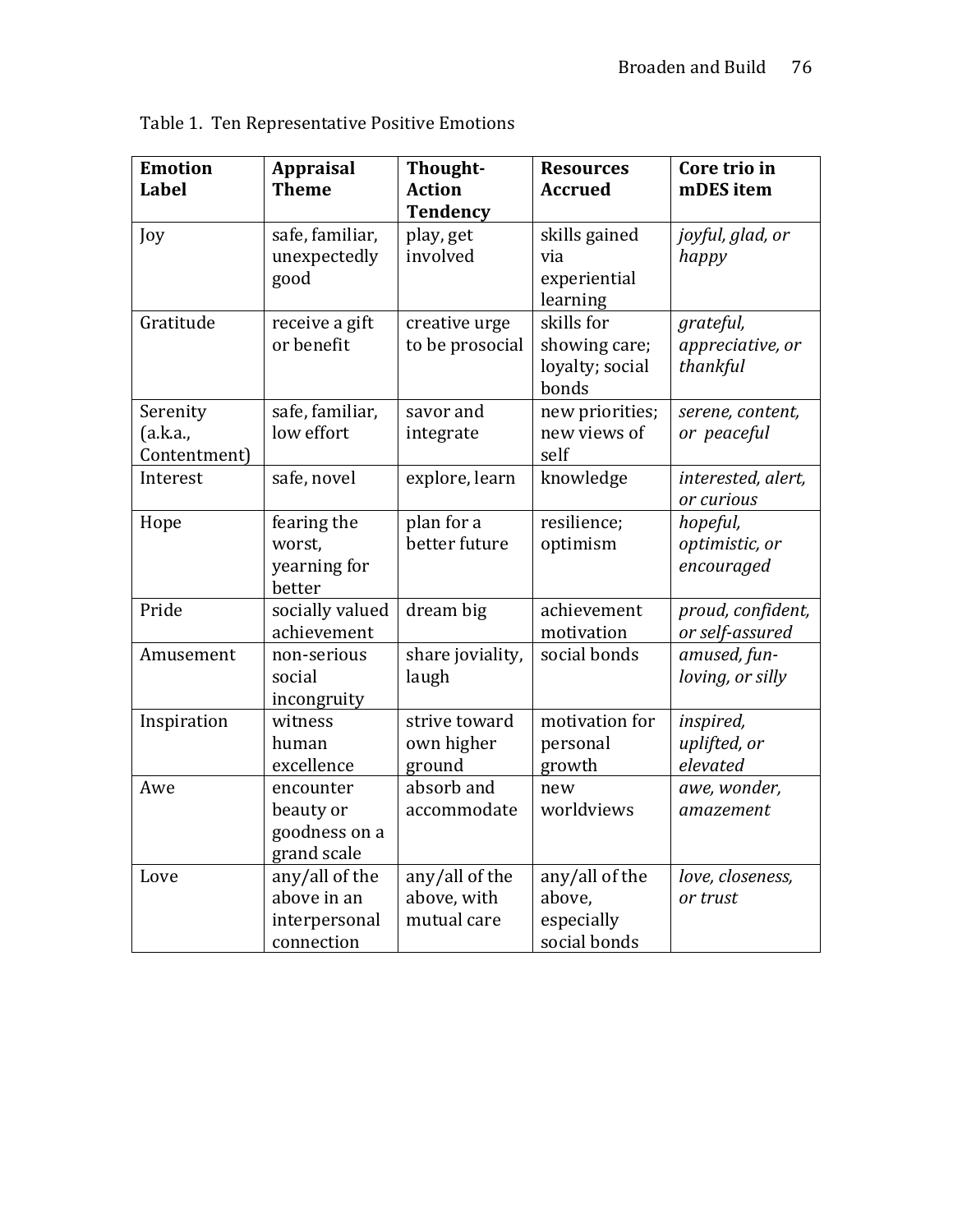Table 1. Ten Representative Positive Emotions

| Emotion Label | Appraisal Theme | Thought-Action Tendency | Resources Accrued | Core trio in mDES item |
|---|---|---|---|---|
| Joy | safe, familiar, unexpectedly good | play, get involved | skills gained via experiential learning | *joyful, glad, or happy* |
| Gratitude | receive a gift or benefit | creative urge to be prosocial | skills for showing care; loyalty; social bonds | *grateful, appreciative, or thankful* |
| Serenity (a.k.a., Contentment) | safe, familiar, low effort | savor and integrate | new priorities; new views of self | *serene, content, or peaceful* |
| Interest | safe, novel | explore, learn | knowledge | *interested, alert, or curious* |
| Hope | fearing the worst, yearning for better | plan for a better future | resilience; optimism | *hopeful, optimistic, or encouraged* |
| Pride | socially valued achievement | dream big | achievement motivation | *proud, confident, or self-assured* |
| Amusement | non-serious social incongruity | share joviality, laugh | social bonds | *amused, fun-loving, or silly* |
| Inspiration | witness human excellence | strive toward own higher ground | motivation for personal growth | *inspired, uplifted, or elevated* |
| Awe | encounter beauty or goodness on a grand scale | absorb and accommodate | new worldviews | *awe, wonder, amazement* |
| Love | any/all of the above in an interpersonal connection | any/all of the above, with mutual care | any/all of the above, especially social bonds | *love, closeness, or trust* |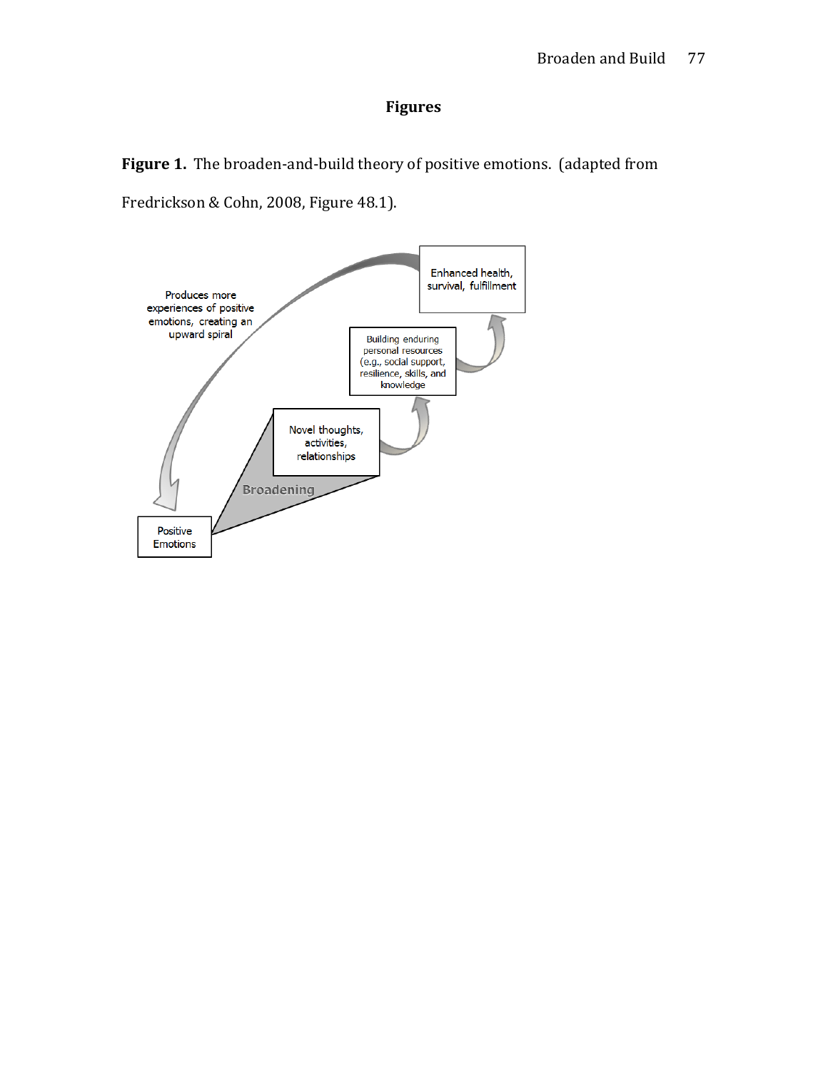# Figures

**Figure 1.** The broaden-and-build theory of positive emotions. (adapted from Fredrickson & Cohn, 2008, Figure 48.1).

Enhanced health, survival, fulfillment

Produces more experiences of positive emotions, creating an upward spiral

Building enduring personal resources (e.g., social support, resilience, skills, and knowledge

Novel thoughts, activities, relationships

Broadening

Positive Emotions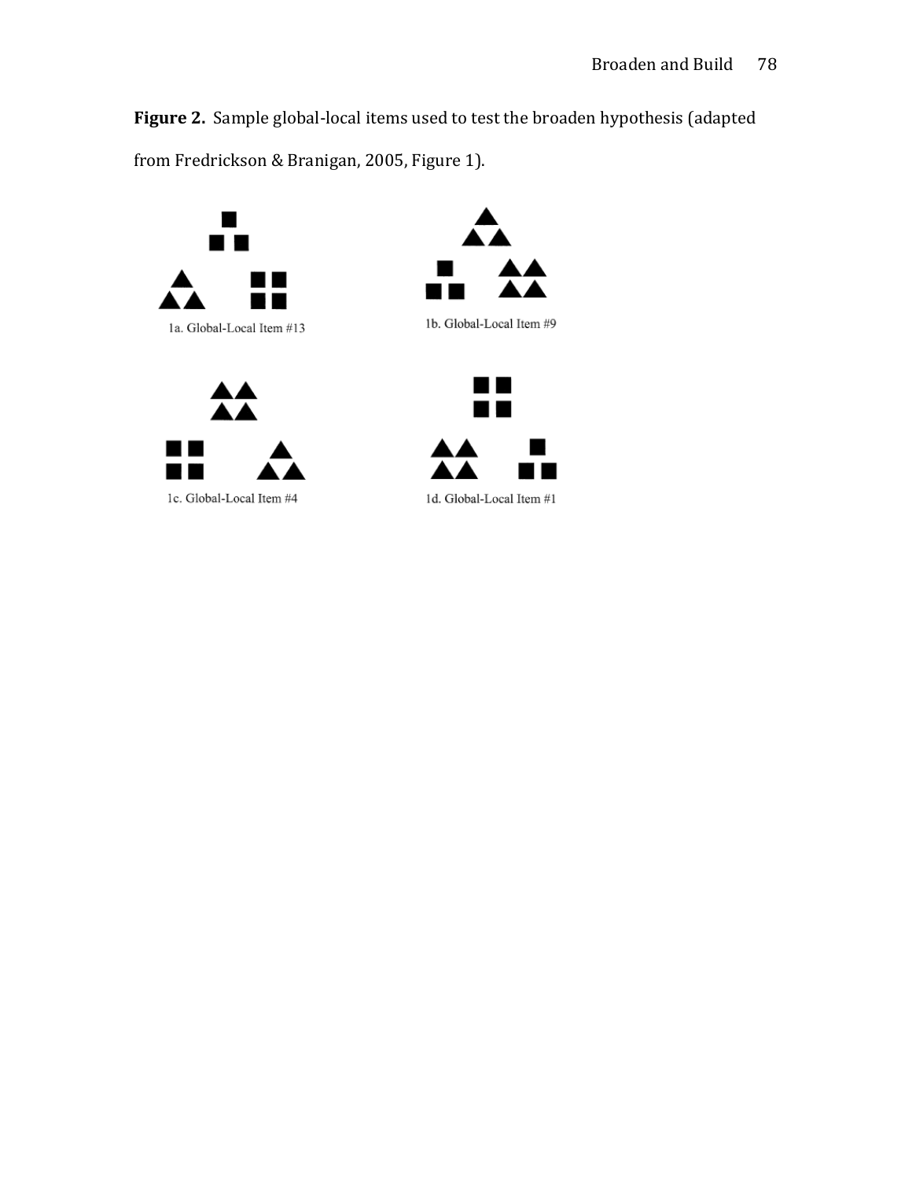**Figure 2.** Sample global-local items used to test the broaden hypothesis (adapted from Fredrickson & Branigan, 2005, Figure 1).

1a. Global-Local Item #13

1b. Global-Local Item #9

1c. Global-Local Item #4

1d. Global-Local Item #1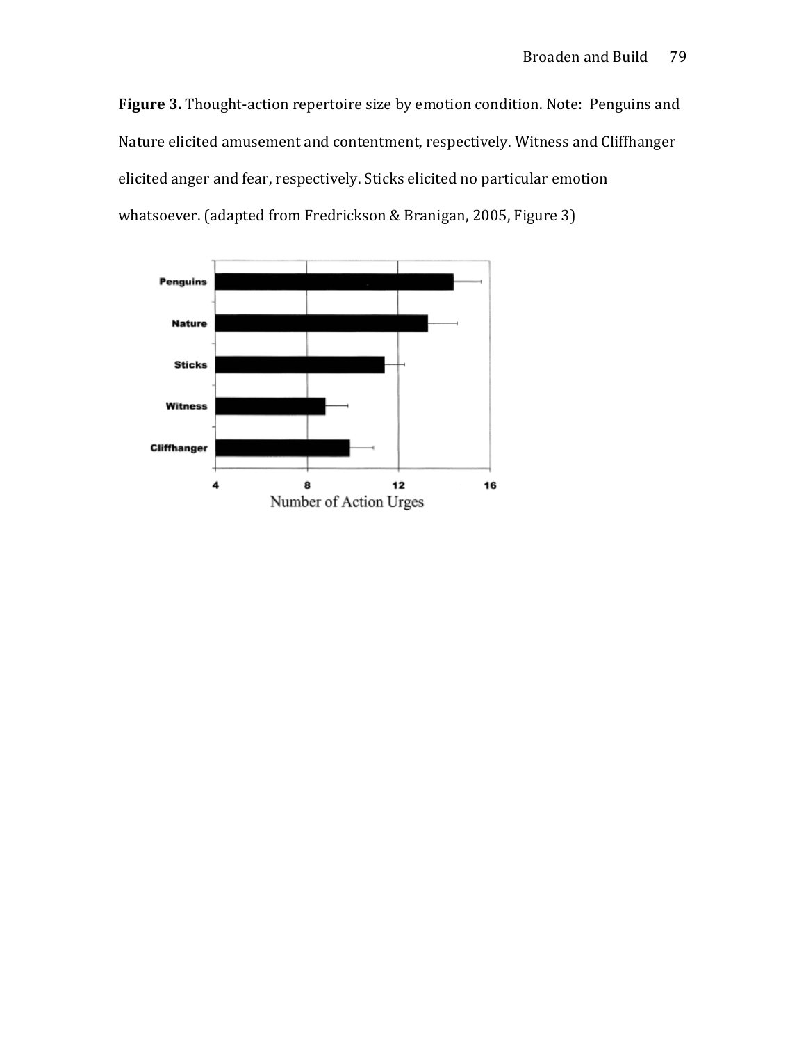**Figure 3.** Thought-action repertoire size by emotion condition. Note: Penguins and Nature elicited amusement and contentment, respectively. Witness and Cliffhanger elicited anger and fear, respectively. Sticks elicited no particular emotion whatsoever. (adapted from Fredrickson & Branigan, 2005, Figure 3)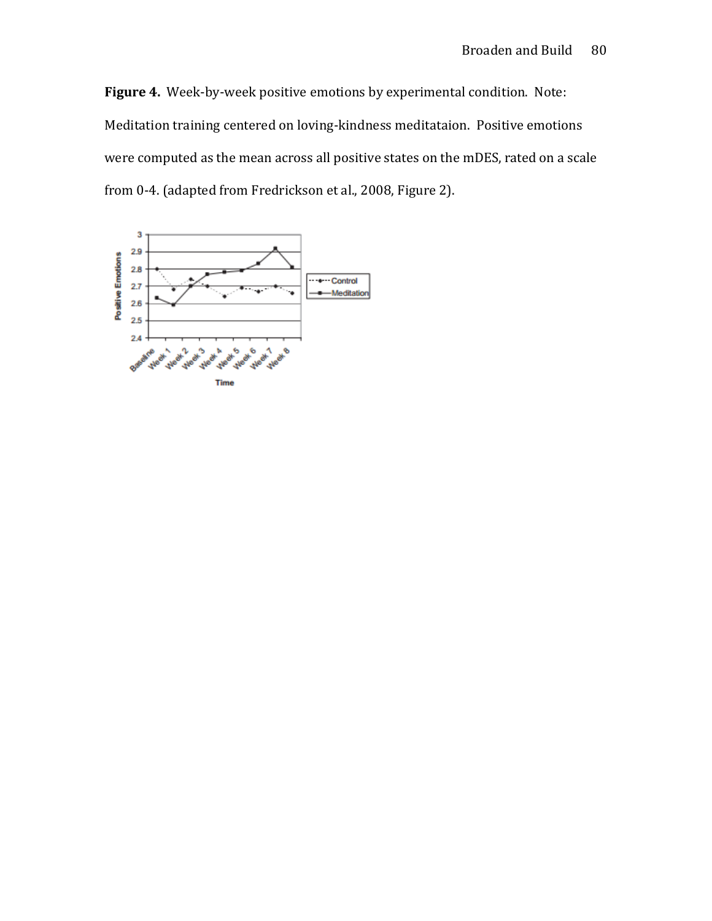**Figure 4.** Week-by-week positive emotions by experimental condition. Note: Meditation training centered on loving-kindness meditataion. Positive emotions were computed as the mean across all positive states on the mDES, rated on a scale from 0-4. (adapted from Fredrickson et al., 2008, Figure 2).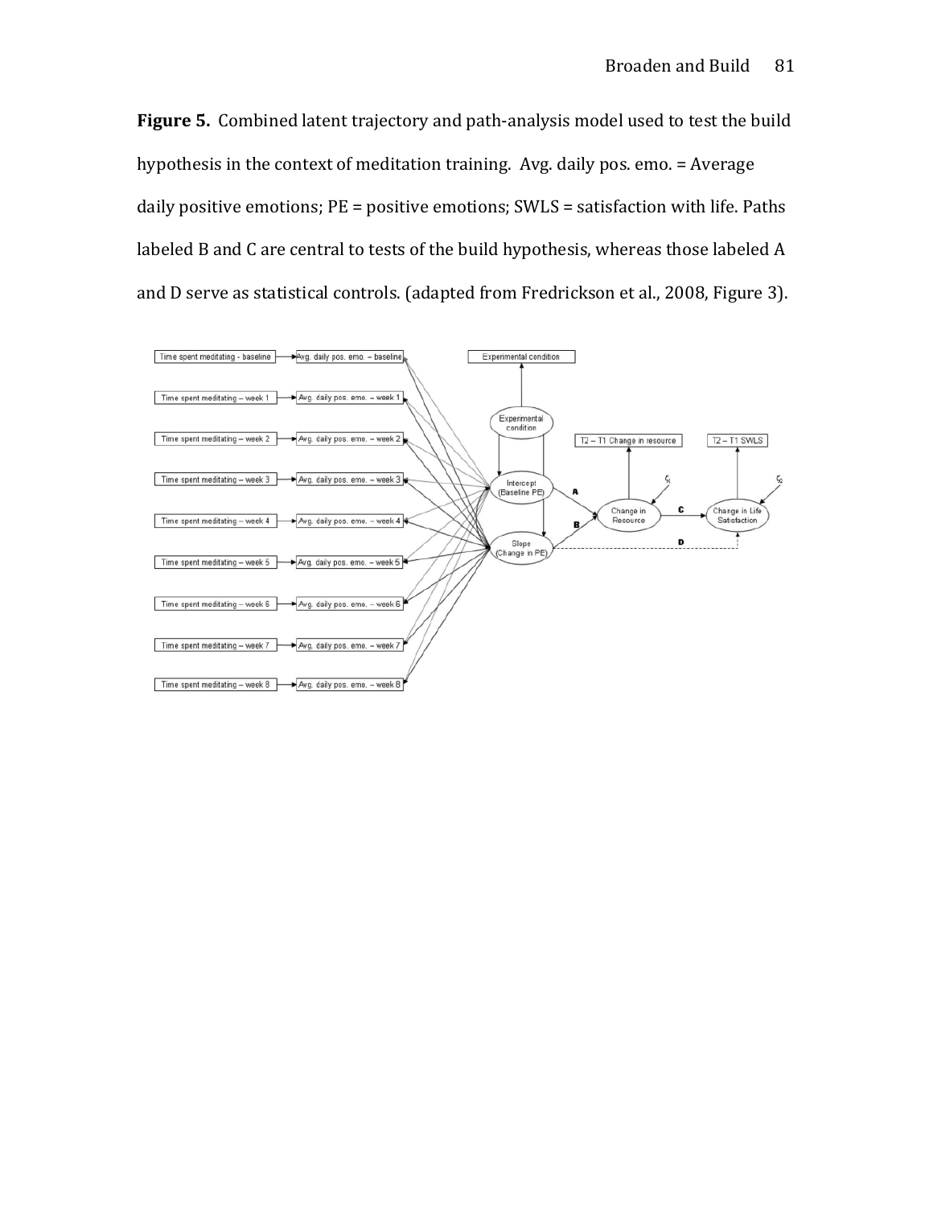**Figure 5.** Combined latent trajectory and path-analysis model used to test the build hypothesis in the context of meditation training. Avg. daily pos. emo. = Average daily positive emotions; PE = positive emotions; SWLS = satisfaction with life. Paths labeled B and C are central to tests of the build hypothesis, whereas those labeled A and D serve as statistical controls. (adapted from Fredrickson et al., 2008, Figure 3).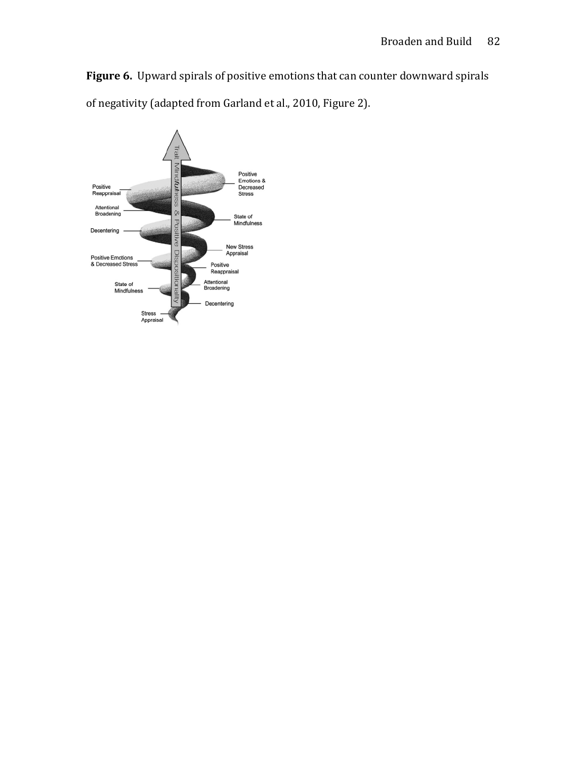**Figure 6.** Upward spirals of positive emotions that can counter downward spirals of negativity (adapted from Garland et al., 2010, Figure 2).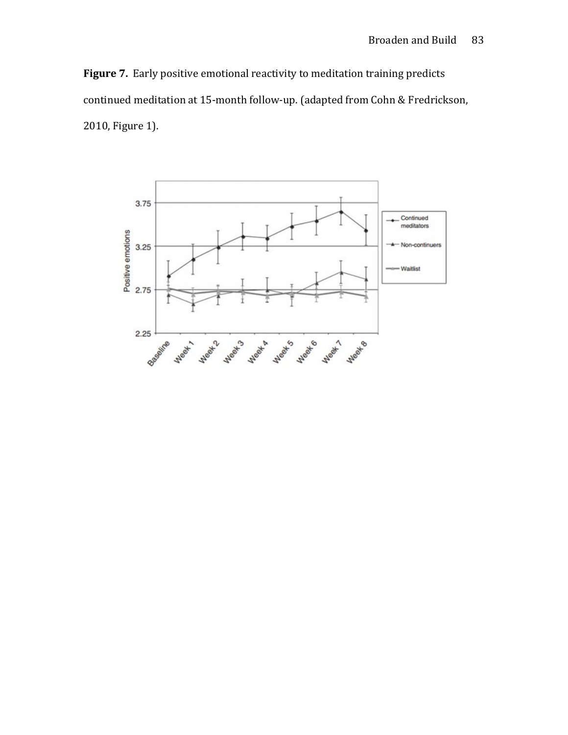**Figure 7.** Early positive emotional reactivity to meditation training predicts continued meditation at 15-month follow-up. (adapted from Cohn & Fredrickson, 2010, Figure 1).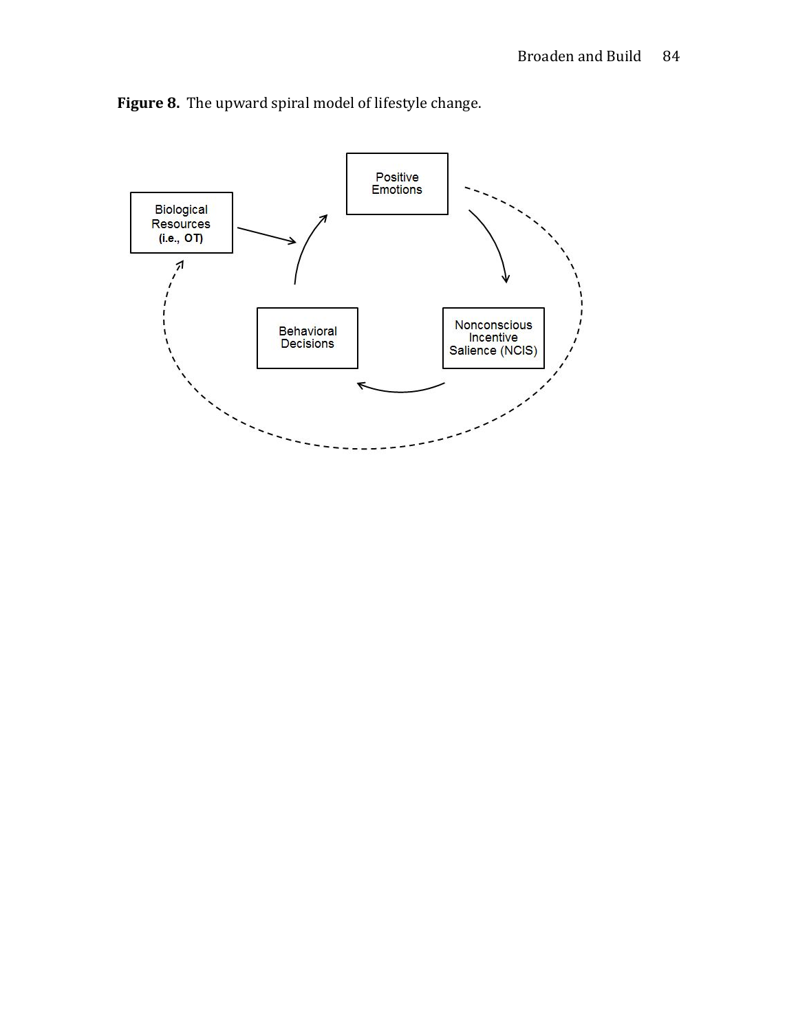**Figure 8.** The upward spiral model of lifestyle change.

Biological Resources (i.e., OT)

Positive Emotions

Nonconscious Incentive Salience (NCIS)

Behavioral Decisions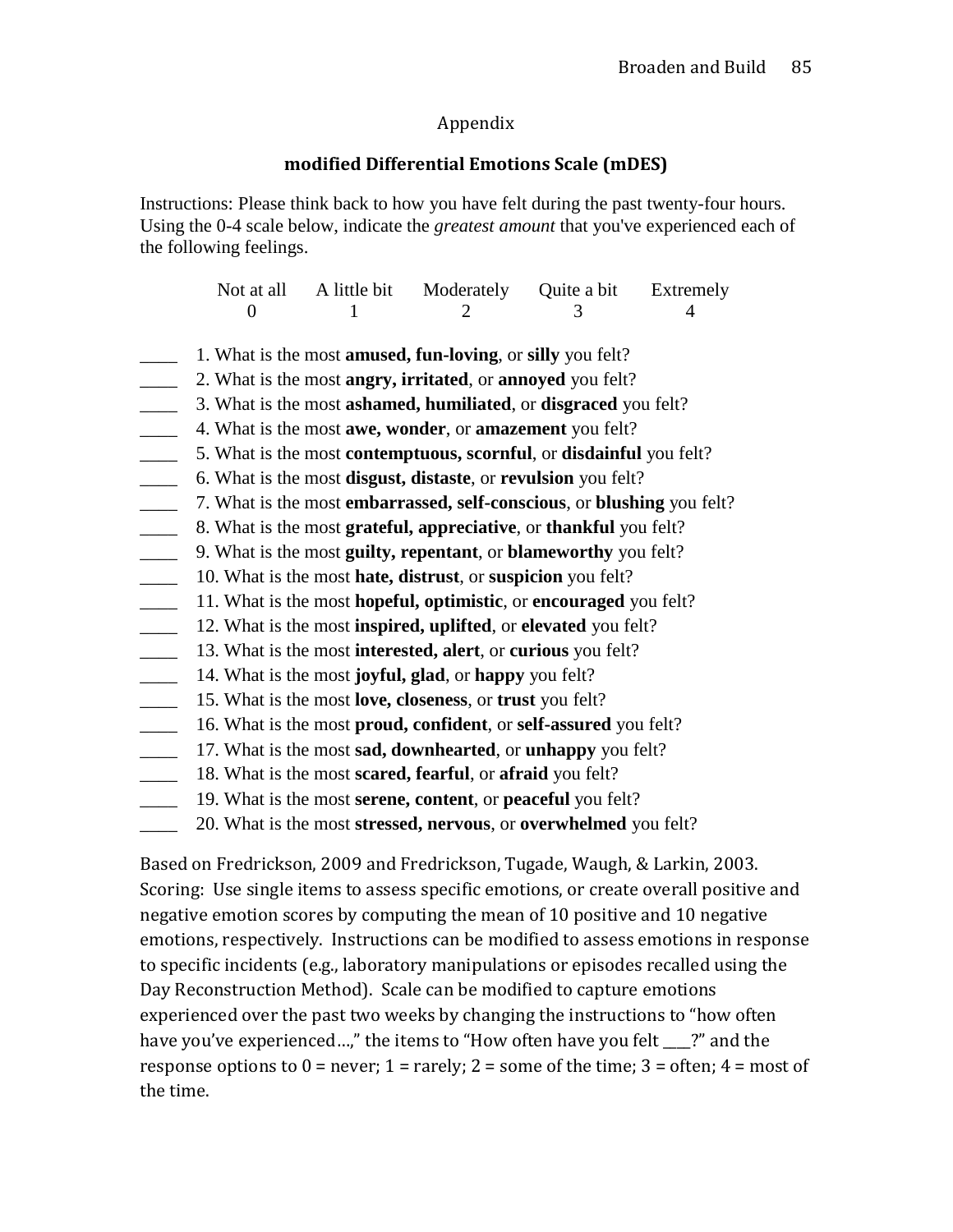Appendix

## modified Differential Emotions Scale (mDES)

Instructions: Please think back to how you have felt during the past twenty-four hours. Using the 0-4 scale below, indicate the *greatest amount* that you've experienced each of the following feelings.

| Not at all | A little bit | Moderately | Quite a bit | Extremely |
|---|---|---|---|---|
| 0 | 1 | 2 | 3 | 4 |

____ 1. What is the most **amused, fun-loving**, or **silly** you felt?
____ 2. What is the most **angry, irritated**, or **annoyed** you felt?
____ 3. What is the most **ashamed, humiliated**, or **disgraced** you felt?
____ 4. What is the most **awe, wonder**, or **amazement** you felt?
____ 5. What is the most **contemptuous, scornful**, or **disdainful** you felt?
____ 6. What is the most **disgust, distaste**, or **revulsion** you felt?
____ 7. What is the most **embarrassed, self-conscious**, or **blushing** you felt?
____ 8. What is the most **grateful, appreciative**, or **thankful** you felt?
____ 9. What is the most **guilty, repentant**, or **blameworthy** you felt?
____ 10. What is the most **hate, distrust**, or **suspicion** you felt?
____ 11. What is the most **hopeful, optimistic**, or **encouraged** you felt?
____ 12. What is the most **inspired, uplifted**, or **elevated** you felt?
____ 13. What is the most **interested, alert**, or **curious** you felt?
____ 14. What is the most **joyful, glad**, or **happy** you felt?
____ 15. What is the most **love, closeness**, or **trust** you felt?
____ 16. What is the most **proud, confident**, or **self-assured** you felt?
____ 17. What is the most **sad, downhearted**, or **unhappy** you felt?
____ 18. What is the most **scared, fearful**, or **afraid** you felt?
____ 19. What is the most **serene, content**, or **peaceful** you felt?
____ 20. What is the most **stressed, nervous**, or **overwhelmed** you felt?

Based on Fredrickson, 2009 and Fredrickson, Tugade, Waugh, & Larkin, 2003. Scoring: Use single items to assess specific emotions, or create overall positive and negative emotion scores by computing the mean of 10 positive and 10 negative emotions, respectively. Instructions can be modified to assess emotions in response to specific incidents (e.g., laboratory manipulations or episodes recalled using the Day Reconstruction Method). Scale can be modified to capture emotions experienced over the past two weeks by changing the instructions to "how often have you've experienced…," the items to "How often have you felt ___?" and the response options to 0 = never; 1 = rarely; 2 = some of the time; 3 = often; 4 = most of the time.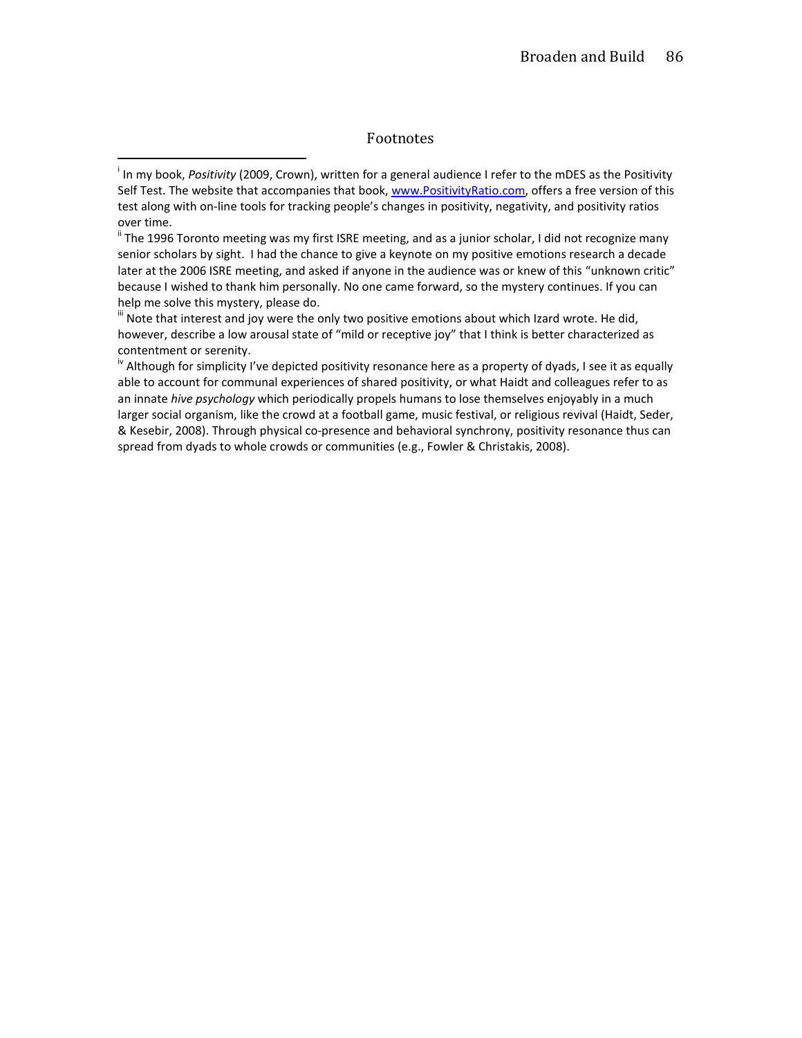## Footnotes

[i] In my book, *Positivity* (2009, Crown), written for a general audience I refer to the mDES as the Positivity Self Test. The website that accompanies that book, www.PositivityRatio.com, offers a free version of this test along with on-line tools for tracking people's changes in positivity, negativity, and positivity ratios over time.

[ii] The 1996 Toronto meeting was my first ISRE meeting, and as a junior scholar, I did not recognize many senior scholars by sight. I had the chance to give a keynote on my positive emotions research a decade later at the 2006 ISRE meeting, and asked if anyone in the audience was or knew of this "unknown critic" because I wished to thank him personally. No one came forward, so the mystery continues. If you can help me solve this mystery, please do.

[iii] Note that interest and joy were the only two positive emotions about which Izard wrote. He did, however, describe a low arousal state of "mild or receptive joy" that I think is better characterized as contentment or serenity.

[iv] Although for simplicity I've depicted positivity resonance here as a property of dyads, I see it as equally able to account for communal experiences of shared positivity, or what Haidt and colleagues refer to as an innate *hive psychology* which periodically propels humans to lose themselves enjoyably in a much larger social organism, like the crowd at a football game, music festival, or religious revival (Haidt, Seder, & Kesebir, 2008). Through physical co-presence and behavioral synchrony, positivity resonance thus can spread from dyads to whole crowds or communities (e.g., Fowler & Christakis, 2008).